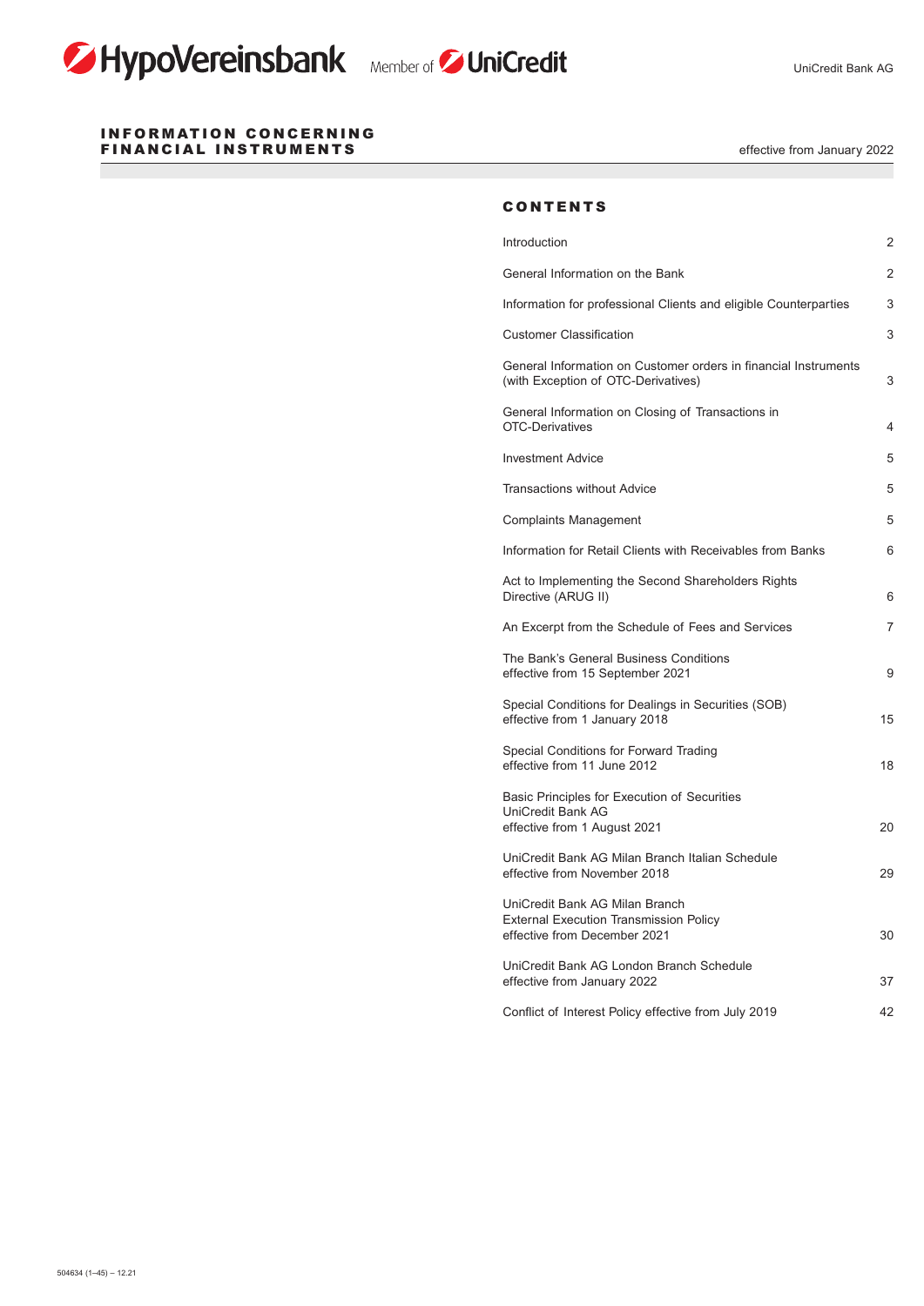HypoVereinsbank Member of UniCredit

UniCredit Bank AG

# INFORMATION CONCERNING FINANCIAL INSTRUMENTS

effective from January 2022

## CONTENTS

| | |
|---|---|
| Introduction | 2 |
| General Information on the Bank | 2 |
| Information for professional Clients and eligible Counterparties | 3 |
| Customer Classification | 3 |
| General Information on Customer orders in financial Instruments (with Exception of OTC-Derivatives) | 3 |
| General Information on Closing of Transactions in OTC-Derivatives | 4 |
| Investment Advice | 5 |
| Transactions without Advice | 5 |
| Complaints Management | 5 |
| Information for Retail Clients with Receivables from Banks | 6 |
| Act to Implementing the Second Shareholders Rights Directive (ARUG II) | 6 |
| An Excerpt from the Schedule of Fees and Services | 7 |
| The Bank's General Business Conditions effective from 15 September 2021 | 9 |
| Special Conditions for Dealings in Securities (SOB) effective from 1 January 2018 | 15 |
| Special Conditions for Forward Trading effective from 11 June 2012 | 18 |
| Basic Principles for Execution of Securities UniCredit Bank AG effective from 1 August 2021 | 20 |
| UniCredit Bank AG Milan Branch Italian Schedule effective from November 2018 | 29 |
| UniCredit Bank AG Milan Branch External Execution Transmission Policy effective from December 2021 | 30 |
| UniCredit Bank AG London Branch Schedule effective from January 2022 | 37 |
| Conflict of Interest Policy effective from July 2019 | 42 |

504634 (1–45) – 12.21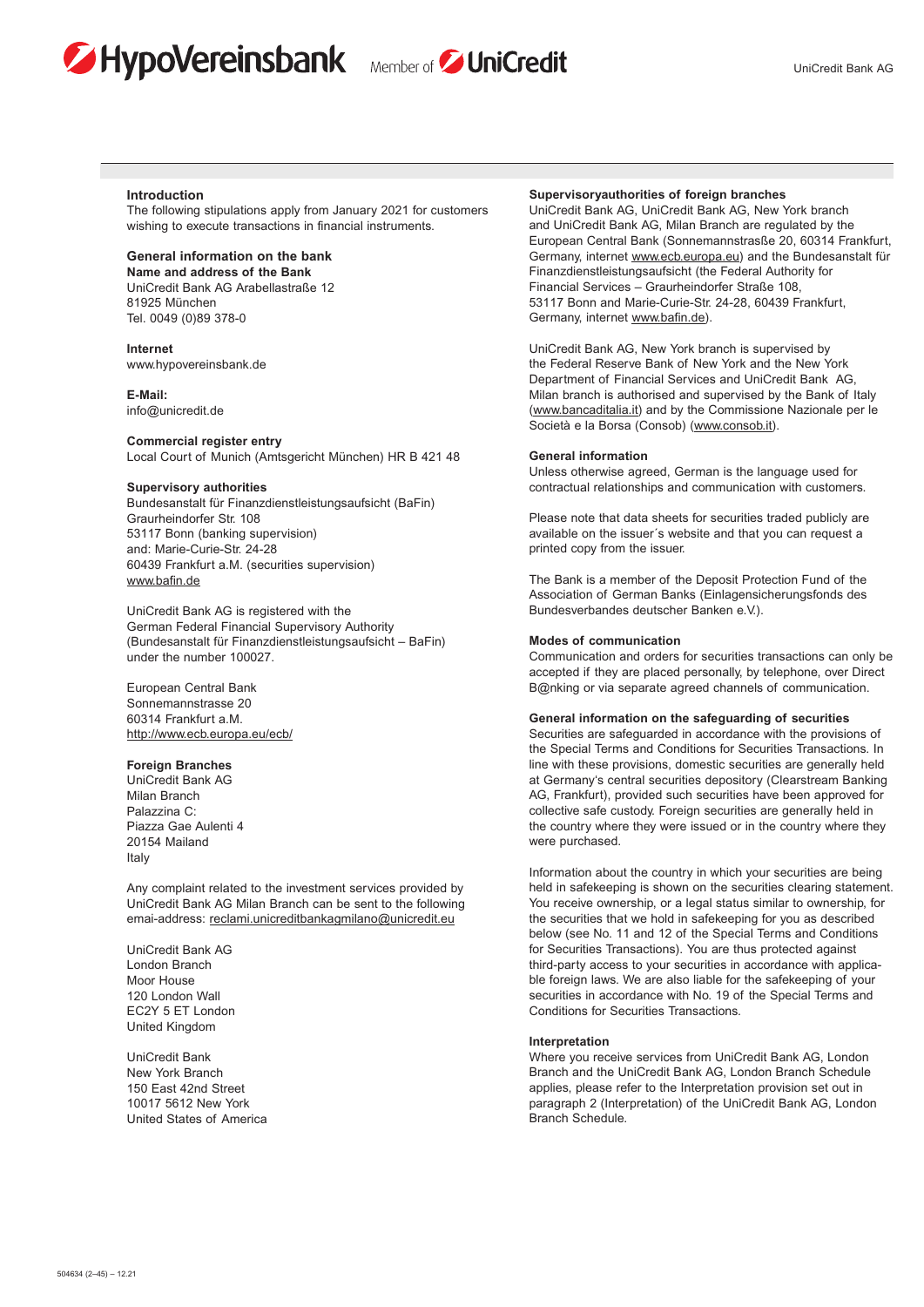## Introduction

The following stipulations apply from January 2021 for customers wishing to execute transactions in financial instruments.

## General information on the bank

**Name and address of the Bank**
UniCredit Bank AG Arabellastraße 12
81925 München
Tel. 0049 (0)89 378-0

**Internet**
www.hypovereinsbank.de

**E-Mail:**
info@unicredit.de

**Commercial register entry**
Local Court of Munich (Amtsgericht München) HR B 421 48

**Supervisory authorities**
Bundesanstalt für Finanzdienstleistungsaufsicht (BaFin)
Graurheindorfer Str. 108
53117 Bonn (banking supervision)
and: Marie-Curie-Str. 24-28
60439 Frankfurt a.M. (securities supervision)
www.bafin.de

UniCredit Bank AG is registered with the German Federal Financial Supervisory Authority (Bundesanstalt für Finanzdienstleistungsaufsicht – BaFin) under the number 100027.

European Central Bank
Sonnemannstrasse 20
60314 Frankfurt a.M.
http://www.ecb.europa.eu/ecb/

**Foreign Branches**
UniCredit Bank AG
Milan Branch
Palazzina C:
Piazza Gae Aulenti 4
20154 Mailand
Italy

Any complaint related to the investment services provided by UniCredit Bank AG Milan Branch can be sent to the following emai-address: reclami.unicreditbankagmilano@unicredit.eu

UniCredit Bank AG
London Branch
Moor House
120 London Wall
EC2Y 5 ET London
United Kingdom

UniCredit Bank
New York Branch
150 East 42nd Street
10017 5612 New York
United States of America

**Supervisoryauthorities of foreign branches**
UniCredit Bank AG, UniCredit Bank AG, New York branch and UniCredit Bank AG, Milan Branch are regulated by the European Central Bank (Sonnemannstraße 20, 60314 Frankfurt, Germany, internet www.ecb.europa.eu) and the Bundesanstalt für Finanzdienstleistungsaufsicht (the Federal Authority for Financial Services – Graurheindorfer Straße 108, 53117 Bonn and Marie-Curie-Str. 24-28, 60439 Frankfurt, Germany, internet www.bafin.de).

UniCredit Bank AG, New York branch is supervised by the Federal Reserve Bank of New York and the New York Department of Financial Services and UniCredit Bank AG, Milan branch is authorised and supervised by the Bank of Italy (www.bancaditalia.it) and by the Commissione Nazionale per le Società e la Borsa (Consob) (www.consob.it).

**General information**
Unless otherwise agreed, German is the language used for contractual relationships and communication with customers.

Please note that data sheets for securities traded publicly are available on the issuer´s website and that you can request a printed copy from the issuer.

The Bank is a member of the Deposit Protection Fund of the Association of German Banks (Einlagensicherungsfonds des Bundesverbandes deutscher Banken e.V.).

**Modes of communication**
Communication and orders for securities transactions can only be accepted if they are placed personally, by telephone, over Direct B@nking or via separate agreed channels of communication.

**General information on the safeguarding of securities**
Securities are safeguarded in accordance with the provisions of the Special Terms and Conditions for Securities Transactions. In line with these provisions, domestic securities are generally held at Germany's central securities depository (Clearstream Banking AG, Frankfurt), provided such securities have been approved for collective safe custody. Foreign securities are generally held in the country where they were issued or in the country where they were purchased.

Information about the country in which your securities are being held in safekeeping is shown on the securities clearing statement. You receive ownership, or a legal status similar to ownership, for the securities that we hold in safekeeping for you as described below (see No. 11 and 12 of the Special Terms and Conditions for Securities Transactions). You are thus protected against third-party access to your securities in accordance with applicable foreign laws. We are also liable for the safekeeping of your securities in accordance with No. 19 of the Special Terms and Conditions for Securities Transactions.

**Interpretation**
Where you receive services from UniCredit Bank AG, London Branch and the UniCredit Bank AG, London Branch Schedule applies, please refer to the Interpretation provision set out in paragraph 2 (Interpretation) of the UniCredit Bank AG, London Branch Schedule.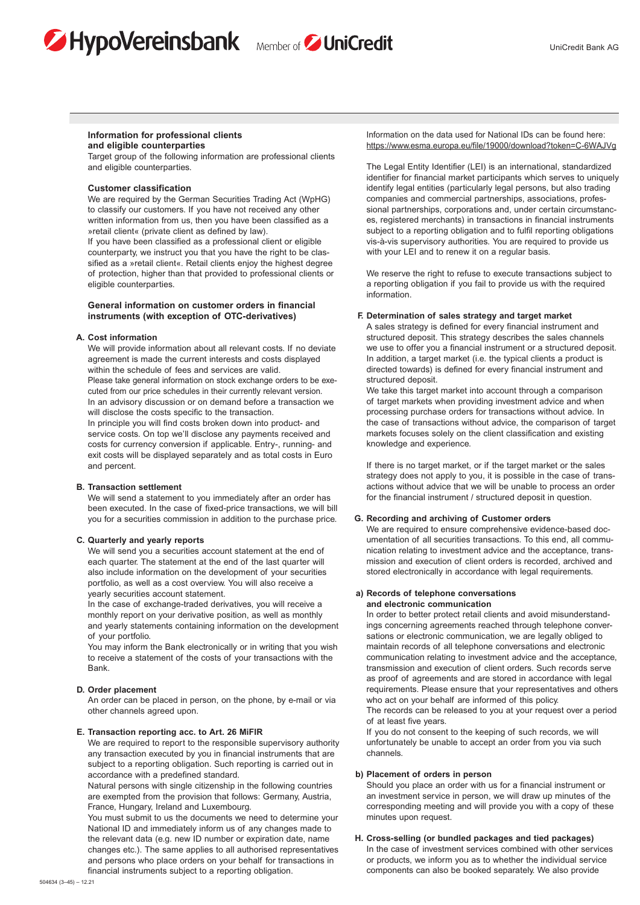## Information for professional clients and eligible counterparties

Target group of the following information are professional clients and eligible counterparties.

### Customer classification

We are required by the German Securities Trading Act (WpHG) to classify our customers. If you have not received any other written information from us, then you have been classified as a »retail client« (private client as defined by law).

If you have been classified as a professional client or eligible counterparty, we instruct you that you have the right to be classified as a »retail client«. Retail clients enjoy the highest degree of protection, higher than that provided to professional clients or eligible counterparties.

### General information on customer orders in financial instruments (with exception of OTC-derivatives)

**A. Cost information**

We will provide information about all relevant costs. If no deviate agreement is made the current interests and costs displayed within the schedule of fees and services are valid.

Please take general information on stock exchange orders to be executed from our price schedules in their currently relevant version.

In an advisory discussion or on demand before a transaction we will disclose the costs specific to the transaction.

In principle you will find costs broken down into product- and service costs. On top we'll disclose any payments received and costs for currency conversion if applicable. Entry-, running- and exit costs will be displayed separately and as total costs in Euro and percent.

**B. Transaction settlement**

We will send a statement to you immediately after an order has been executed. In the case of fixed-price transactions, we will bill you for a securities commission in addition to the purchase price.

**C. Quarterly and yearly reports**

We will send you a securities account statement at the end of each quarter. The statement at the end of the last quarter will also include information on the development of your securities portfolio, as well as a cost overview. You will also receive a yearly securities account statement.

In the case of exchange-traded derivatives, you will receive a monthly report on your derivative position, as well as monthly and yearly statements containing information on the development of your portfolio.

You may inform the Bank electronically or in writing that you wish to receive a statement of the costs of your transactions with the Bank.

**D. Order placement**

An order can be placed in person, on the phone, by e-mail or via other channels agreed upon.

**E. Transaction reporting acc. to Art. 26 MiFIR**

We are required to report to the responsible supervisory authority any transaction executed by you in financial instruments that are subject to a reporting obligation. Such reporting is carried out in accordance with a predefined standard.

Natural persons with single citizenship in the following countries are exempted from the provision that follows: Germany, Austria, France, Hungary, Ireland and Luxembourg.

You must submit to us the documents we need to determine your National ID and immediately inform us of any changes made to the relevant data (e.g. new ID number or expiration date, name changes etc.). The same applies to all authorised representatives and persons who place orders on your behalf for transactions in financial instruments subject to a reporting obligation.

Information on the data used for National IDs can be found here: https://www.esma.europa.eu/file/19000/download?token=C-6WAJVg

The Legal Entity Identifier (LEI) is an international, standardized identifier for financial market participants which serves to uniquely identify legal entities (particularly legal persons, but also trading companies and commercial partnerships, associations, professional partnerships, corporations and, under certain circumstances, registered merchants) in transactions in financial instruments subject to a reporting obligation and to fulfil reporting obligations vis-à-vis supervisory authorities. You are required to provide us with your LEI and to renew it on a regular basis.

We reserve the right to refuse to execute transactions subject to a reporting obligation if you fail to provide us with the required information.

**F. Determination of sales strategy and target market**

A sales strategy is defined for every financial instrument and structured deposit. This strategy describes the sales channels we use to offer you a financial instrument or a structured deposit. In addition, a target market (i.e. the typical clients a product is directed towards) is defined for every financial instrument and structured deposit.

We take this target market into account through a comparison of target markets when providing investment advice and when processing purchase orders for transactions without advice. In the case of transactions without advice, the comparison of target markets focuses solely on the client classification and existing knowledge and experience.

If there is no target market, or if the target market or the sales strategy does not apply to you, it is possible in the case of transactions without advice that we will be unable to process an order for the financial instrument / structured deposit in question.

**G. Recording and archiving of Customer orders**

We are required to ensure comprehensive evidence-based documentation of all securities transactions. To this end, all communication relating to investment advice and the acceptance, transmission and execution of client orders is recorded, archived and stored electronically in accordance with legal requirements.

**a) Records of telephone conversations and electronic communication**

In order to better protect retail clients and avoid misunderstandings concerning agreements reached through telephone conversations or electronic communication, we are legally obliged to maintain records of all telephone conversations and electronic communication relating to investment advice and the acceptance, transmission and execution of client orders. Such records serve as proof of agreements and are stored in accordance with legal requirements. Please ensure that your representatives and others who act on your behalf are informed of this policy.

The records can be released to you at your request over a period of at least five years.

If you do not consent to the keeping of such records, we will unfortunately be unable to accept an order from you via such channels.

**b) Placement of orders in person**

Should you place an order with us for a financial instrument or an investment service in person, we will draw up minutes of the corresponding meeting and will provide you with a copy of these minutes upon request.

**H. Cross-selling (or bundled packages and tied packages)**

In the case of investment services combined with other services or products, we inform you as to whether the individual service components can also be booked separately. We also provide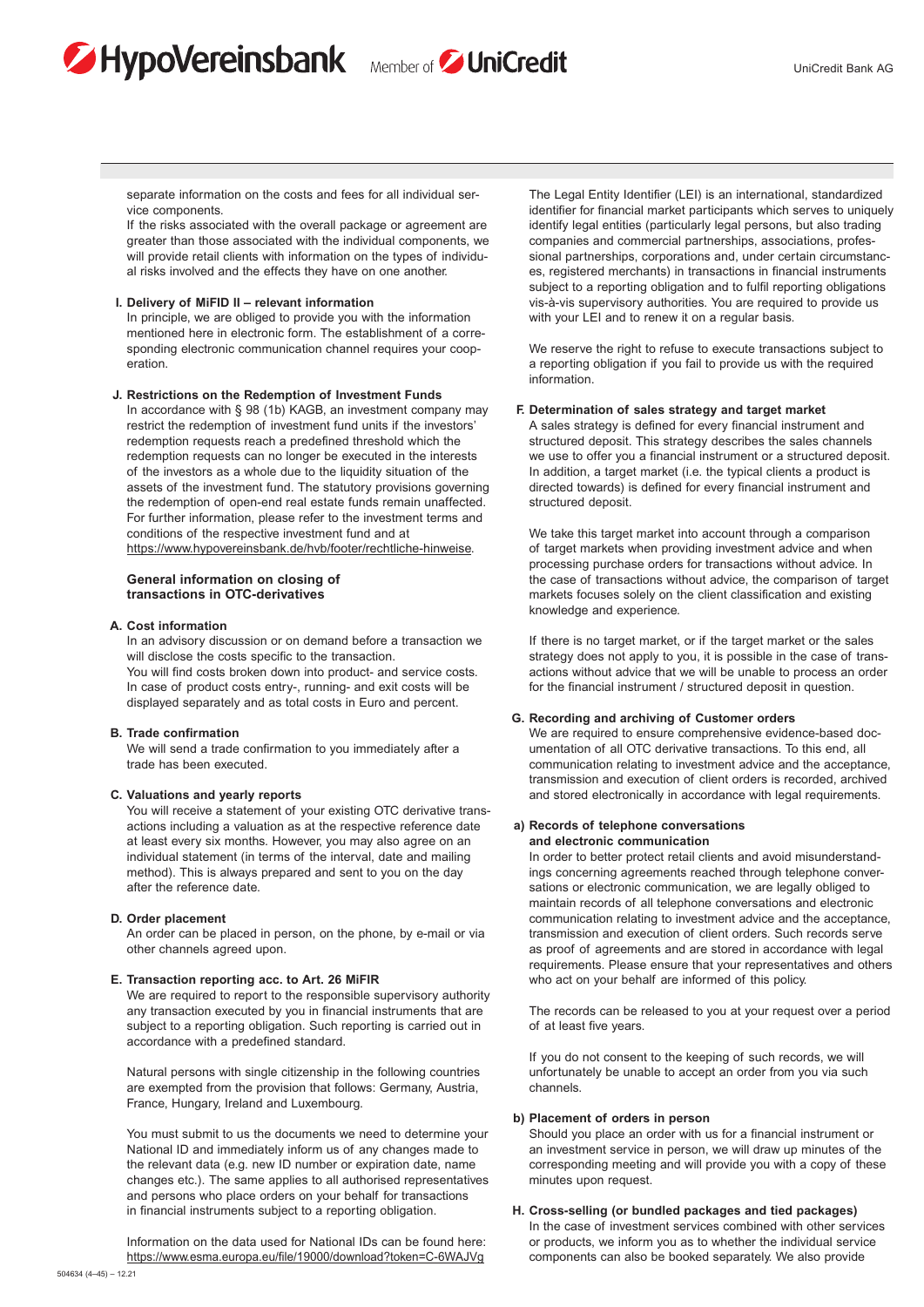separate information on the costs and fees for all individual service components.
If the risks associated with the overall package or agreement are greater than those associated with the individual components, we will provide retail clients with information on the types of individual risks involved and the effects they have on one another.

**I. Delivery of MiFID II – relevant information**
In principle, we are obliged to provide you with the information mentioned here in electronic form. The establishment of a corresponding electronic communication channel requires your cooperation.

**J. Restrictions on the Redemption of Investment Funds**
In accordance with § 98 (1b) KAGB, an investment company may restrict the redemption of investment fund units if the investors' redemption requests reach a predefined threshold which the redemption requests can no longer be executed in the interests of the investors as a whole due to the liquidity situation of the assets of the investment fund. The statutory provisions governing the redemption of open-end real estate funds remain unaffected. For further information, please refer to the investment terms and conditions of the respective investment fund and at https://www.hypovereinsbank.de/hvb/footer/rechtliche-hinweise.

## General information on closing of transactions in OTC-derivatives

**A. Cost information**
In an advisory discussion or on demand before a transaction we will disclose the costs specific to the transaction.
You will find costs broken down into product- and service costs. In case of product costs entry-, running- and exit costs will be displayed separately and as total costs in Euro and percent.

**B. Trade confirmation**
We will send a trade confirmation to you immediately after a trade has been executed.

**C. Valuations and yearly reports**
You will receive a statement of your existing OTC derivative transactions including a valuation as at the respective reference date at least every six months. However, you may also agree on an individual statement (in terms of the interval, date and mailing method). This is always prepared and sent to you on the day after the reference date.

**D. Order placement**
An order can be placed in person, on the phone, by e-mail or via other channels agreed upon.

**E. Transaction reporting acc. to Art. 26 MiFIR**
We are required to report to the responsible supervisory authority any transaction executed by you in financial instruments that are subject to a reporting obligation. Such reporting is carried out in accordance with a predefined standard.

Natural persons with single citizenship in the following countries are exempted from the provision that follows: Germany, Austria, France, Hungary, Ireland and Luxembourg.

You must submit to us the documents we need to determine your National ID and immediately inform us of any changes made to the relevant data (e.g. new ID number or expiration date, name changes etc.). The same applies to all authorised representatives and persons who place orders on your behalf for transactions in financial instruments subject to a reporting obligation.

Information on the data used for National IDs can be found here: https://www.esma.europa.eu/file/19000/download?token=C-6WAJVg

The Legal Entity Identifier (LEI) is an international, standardized identifier for financial market participants which serves to uniquely identify legal entities (particularly legal persons, but also trading companies and commercial partnerships, associations, professional partnerships, corporations and, under certain circumstances, registered merchants) in transactions in financial instruments subject to a reporting obligation and to fulfil reporting obligations vis-à-vis supervisory authorities. You are required to provide us with your LEI and to renew it on a regular basis.

We reserve the right to refuse to execute transactions subject to a reporting obligation if you fail to provide us with the required information.

**F. Determination of sales strategy and target market**
A sales strategy is defined for every financial instrument and structured deposit. This strategy describes the sales channels we use to offer you a financial instrument or a structured deposit. In addition, a target market (i.e. the typical clients a product is directed towards) is defined for every financial instrument and structured deposit.

We take this target market into account through a comparison of target markets when providing investment advice and when processing purchase orders for transactions without advice. In the case of transactions without advice, the comparison of target markets focuses solely on the client classification and existing knowledge and experience.

If there is no target market, or if the target market or the sales strategy does not apply to you, it is possible in the case of transactions without advice that we will be unable to process an order for the financial instrument / structured deposit in question.

**G. Recording and archiving of Customer orders**
We are required to ensure comprehensive evidence-based documentation of all OTC derivative transactions. To this end, all communication relating to investment advice and the acceptance, transmission and execution of client orders is recorded, archived and stored electronically in accordance with legal requirements.

**a) Records of telephone conversations and electronic communication**
In order to better protect retail clients and avoid misunderstandings concerning agreements reached through telephone conversations or electronic communication, we are legally obliged to maintain records of all telephone conversations and electronic communication relating to investment advice and the acceptance, transmission and execution of client orders. Such records serve as proof of agreements and are stored in accordance with legal requirements. Please ensure that your representatives and others who act on your behalf are informed of this policy.

The records can be released to you at your request over a period of at least five years.

If you do not consent to the keeping of such records, we will unfortunately be unable to accept an order from you via such channels.

**b) Placement of orders in person**
Should you place an order with us for a financial instrument or an investment service in person, we will draw up minutes of the corresponding meeting and will provide you with a copy of these minutes upon request.

**H. Cross-selling (or bundled packages and tied packages)**
In the case of investment services combined with other services or products, we inform you as to whether the individual service components can also be booked separately. We also provide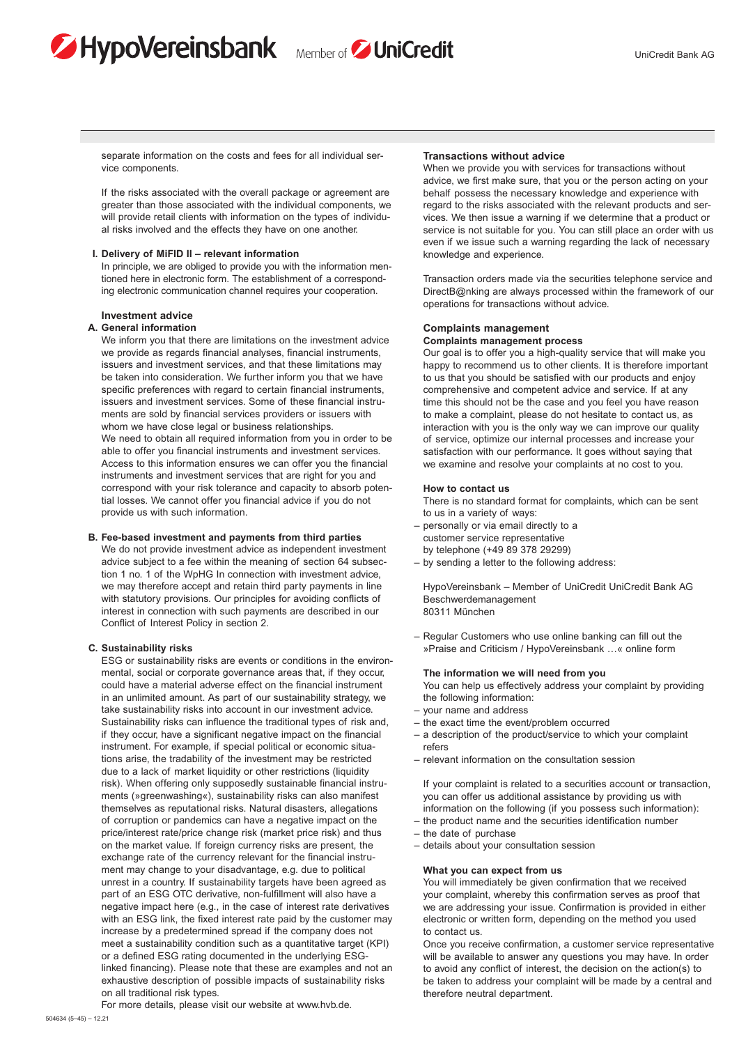separate information on the costs and fees for all individual service components.

If the risks associated with the overall package or agreement are greater than those associated with the individual components, we will provide retail clients with information on the types of individual risks involved and the effects they have on one another.

**I. Delivery of MiFID II – relevant information**

In principle, we are obliged to provide you with the information mentioned here in electronic form. The establishment of a corresponding electronic communication channel requires your cooperation.

## Investment advice

**A. General information**

We inform you that there are limitations on the investment advice we provide as regards financial analyses, financial instruments, issuers and investment services, and that these limitations may be taken into consideration. We further inform you that we have specific preferences with regard to certain financial instruments, issuers and investment services. Some of these financial instruments are sold by financial services providers or issuers with whom we have close legal or business relationships.

We need to obtain all required information from you in order to be able to offer you financial instruments and investment services. Access to this information ensures we can offer you the financial instruments and investment services that are right for you and correspond with your risk tolerance and capacity to absorb potential losses. We cannot offer you financial advice if you do not provide us with such information.

**B. Fee-based investment and payments from third parties**

We do not provide investment advice as independent investment advice subject to a fee within the meaning of section 64 subsection 1 no. 1 of the WpHG In connection with investment advice, we may therefore accept and retain third party payments in line with statutory provisions. Our principles for avoiding conflicts of interest in connection with such payments are described in our Conflict of Interest Policy in section 2.

**C. Sustainability risks**

ESG or sustainability risks are events or conditions in the environmental, social or corporate governance areas that, if they occur, could have a material adverse effect on the financial instrument in an unlimited amount. As part of our sustainability strategy, we take sustainability risks into account in our investment advice. Sustainability risks can influence the traditional types of risk and, if they occur, have a significant negative impact on the financial instrument. For example, if special political or economic situations arise, the tradability of the investment may be restricted due to a lack of market liquidity or other restrictions (liquidity risk). When offering only supposedly sustainable financial instruments (»greenwashing«), sustainability risks can also manifest themselves as reputational risks. Natural disasters, allegations of corruption or pandemics can have a negative impact on the price/interest rate/price change risk (market price risk) and thus on the market value. If foreign currency risks are present, the exchange rate of the currency relevant for the financial instrument may change to your disadvantage, e.g. due to political unrest in a country. If sustainability targets have been agreed as part of an ESG OTC derivative, non-fulfillment will also have a negative impact here (e.g., in the case of interest rate derivatives with an ESG link, the fixed interest rate paid by the customer may increase by a predetermined spread if the company does not meet a sustainability condition such as a quantitative target (KPI) or a defined ESG rating documented in the underlying ESG-linked financing). Please note that these are examples and not an exhaustive description of possible impacts of sustainability risks on all traditional risk types.

For more details, please visit our website at www.hvb.de.

## Transactions without advice

When we provide you with services for transactions without advice, we first make sure, that you or the person acting on your behalf possess the necessary knowledge and experience with regard to the risks associated with the relevant products and services. We then issue a warning if we determine that a product or service is not suitable for you. You can still place an order with us even if we issue such a warning regarding the lack of necessary knowledge and experience.

Transaction orders made via the securities telephone service and DirectB@nking are always processed within the framework of our operations for transactions without advice.

## Complaints management

**Complaints management process**

Our goal is to offer you a high-quality service that will make you happy to recommend us to other clients. It is therefore important to us that you should be satisfied with our products and enjoy comprehensive and competent advice and service. If at any time this should not be the case and you feel you have reason to make a complaint, please do not hesitate to contact us, as interaction with you is the only way we can improve our quality of service, optimize our internal processes and increase your satisfaction with our performance. It goes without saying that we examine and resolve your complaints at no cost to you.

**How to contact us**

There is no standard format for complaints, which can be sent to us in a variety of ways:

- personally or via email directly to a customer service representative by telephone (+49 89 378 29299)
- by sending a letter to the following address:

HypoVereinsbank – Member of UniCredit UniCredit Bank AG
Beschwerdemanagement
80311 München

- Regular Customers who use online banking can fill out the »Praise and Criticism / HypoVereinsbank …« online form

**The information we will need from you**

You can help us effectively address your complaint by providing the following information:

- your name and address
- the exact time the event/problem occurred
- a description of the product/service to which your complaint refers
- relevant information on the consultation session

If your complaint is related to a securities account or transaction, you can offer us additional assistance by providing us with information on the following (if you possess such information):

- the product name and the securities identification number
- the date of purchase
- details about your consultation session

**What you can expect from us**

You will immediately be given confirmation that we received your complaint, whereby this confirmation serves as proof that we are addressing your issue. Confirmation is provided in either electronic or written form, depending on the method you used to contact us.

Once you receive confirmation, a customer service representative will be available to answer any questions you may have. In order to avoid any conflict of interest, the decision on the action(s) to be taken to address your complaint will be made by a central and therefore neutral department.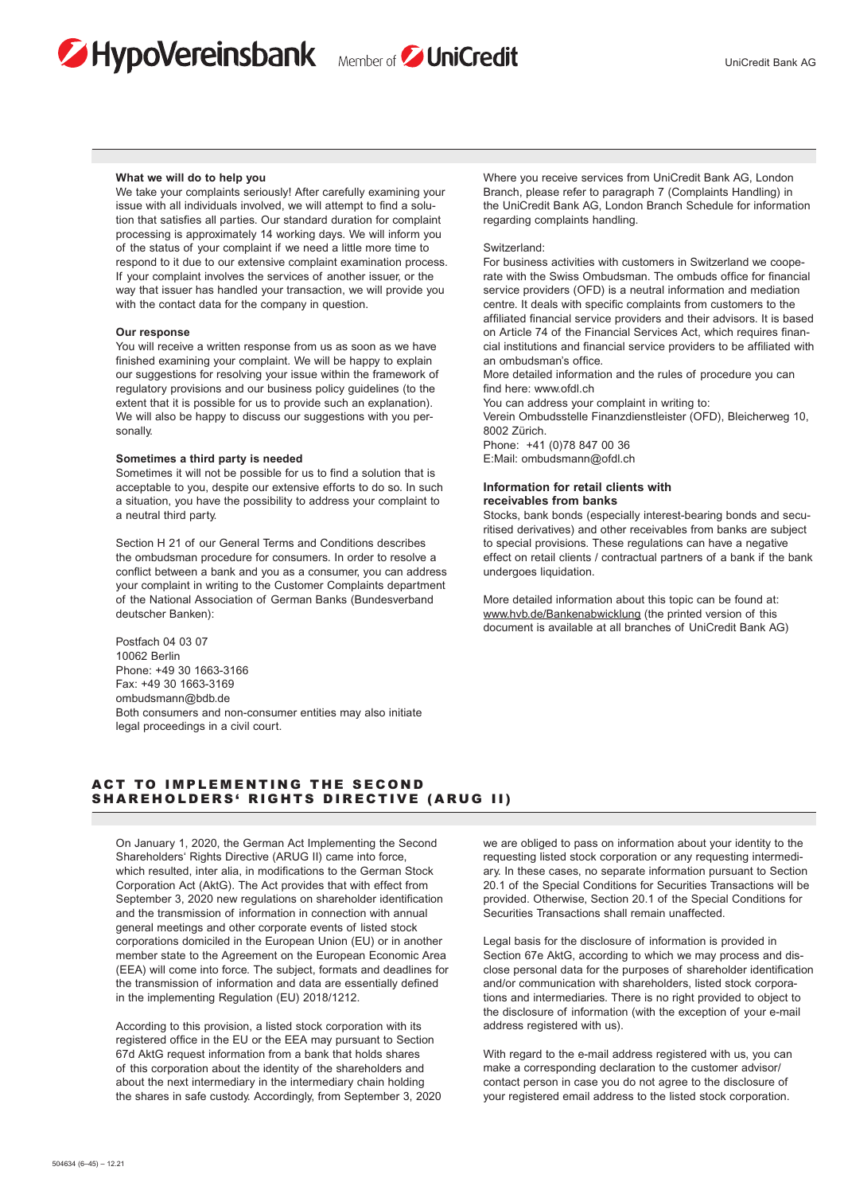**What we will do to help you**

We take your complaints seriously! After carefully examining your issue with all individuals involved, we will attempt to find a solution that satisfies all parties. Our standard duration for complaint processing is approximately 14 working days. We will inform you of the status of your complaint if we need a little more time to respond to it due to our extensive complaint examination process. If your complaint involves the services of another issuer, or the way that issuer has handled your transaction, we will provide you with the contact data for the company in question.

**Our response**

You will receive a written response from us as soon as we have finished examining your complaint. We will be happy to explain our suggestions for resolving your issue within the framework of regulatory provisions and our business policy guidelines (to the extent that it is possible for us to provide such an explanation). We will also be happy to discuss our suggestions with you personally.

**Sometimes a third party is needed**

Sometimes it will not be possible for us to find a solution that is acceptable to you, despite our extensive efforts to do so. In such a situation, you have the possibility to address your complaint to a neutral third party.

Section H 21 of our General Terms and Conditions describes the ombudsman procedure for consumers. In order to resolve a conflict between a bank and you as a consumer, you can address your complaint in writing to the Customer Complaints department of the National Association of German Banks (Bundesverband deutscher Banken):

Postfach 04 03 07
10062 Berlin
Phone: +49 30 1663-3166
Fax: +49 30 1663-3169
ombudsmann@bdb.de
Both consumers and non-consumer entities may also initiate legal proceedings in a civil court.

Where you receive services from UniCredit Bank AG, London Branch, please refer to paragraph 7 (Complaints Handling) in the UniCredit Bank AG, London Branch Schedule for information regarding complaints handling.

Switzerland:
For business activities with customers in Switzerland we cooperate with the Swiss Ombudsman. The ombuds office for financial service providers (OFD) is a neutral information and mediation centre. It deals with specific complaints from customers to the affiliated financial service providers and their advisors. It is based on Article 74 of the Financial Services Act, which requires financial institutions and financial service providers to be affiliated with an ombudsman's office.
More detailed information and the rules of procedure you can find here: www.ofdl.ch
You can address your complaint in writing to:
Verein Ombudsstelle Finanzdienstleister (OFD), Bleicherweg 10, 8002 Zürich.
Phone: +41 (0)78 847 00 36
E:Mail: ombudsmann@ofdl.ch

**Information for retail clients with receivables from banks**

Stocks, bank bonds (especially interest-bearing bonds and securitised derivatives) and other receivables from banks are subject to special provisions. These regulations can have a negative effect on retail clients / contractual partners of a bank if the bank undergoes liquidation.

More detailed information about this topic can be found at: www.hvb.de/Bankenabwicklung (the printed version of this document is available at all branches of UniCredit Bank AG)

## ACT TO IMPLEMENTING THE SECOND SHAREHOLDERS' RIGHTS DIRECTIVE (ARUG II)

On January 1, 2020, the German Act Implementing the Second Shareholders' Rights Directive (ARUG II) came into force, which resulted, inter alia, in modifications to the German Stock Corporation Act (AktG). The Act provides that with effect from September 3, 2020 new regulations on shareholder identification and the transmission of information in connection with annual general meetings and other corporate events of listed stock corporations domiciled in the European Union (EU) or in another member state to the Agreement on the European Economic Area (EEA) will come into force. The subject, formats and deadlines for the transmission of information and data are essentially defined in the implementing Regulation (EU) 2018/1212.

According to this provision, a listed stock corporation with its registered office in the EU or the EEA may pursuant to Section 67d AktG request information from a bank that holds shares of this corporation about the identity of the shareholders and about the next intermediary in the intermediary chain holding the shares in safe custody. Accordingly, from September 3, 2020 we are obliged to pass on information about your identity to the requesting listed stock corporation or any requesting intermediary. In these cases, no separate information pursuant to Section 20.1 of the Special Conditions for Securities Transactions will be provided. Otherwise, Section 20.1 of the Special Conditions for Securities Transactions shall remain unaffected.

Legal basis for the disclosure of information is provided in Section 67e AktG, according to which we may process and disclose personal data for the purposes of shareholder identification and/or communication with shareholders, listed stock corporations and intermediaries. There is no right provided to object to the disclosure of information (with the exception of your e-mail address registered with us).

With regard to the e-mail address registered with us, you can make a corresponding declaration to the customer advisor/ contact person in case you do not agree to the disclosure of your registered email address to the listed stock corporation.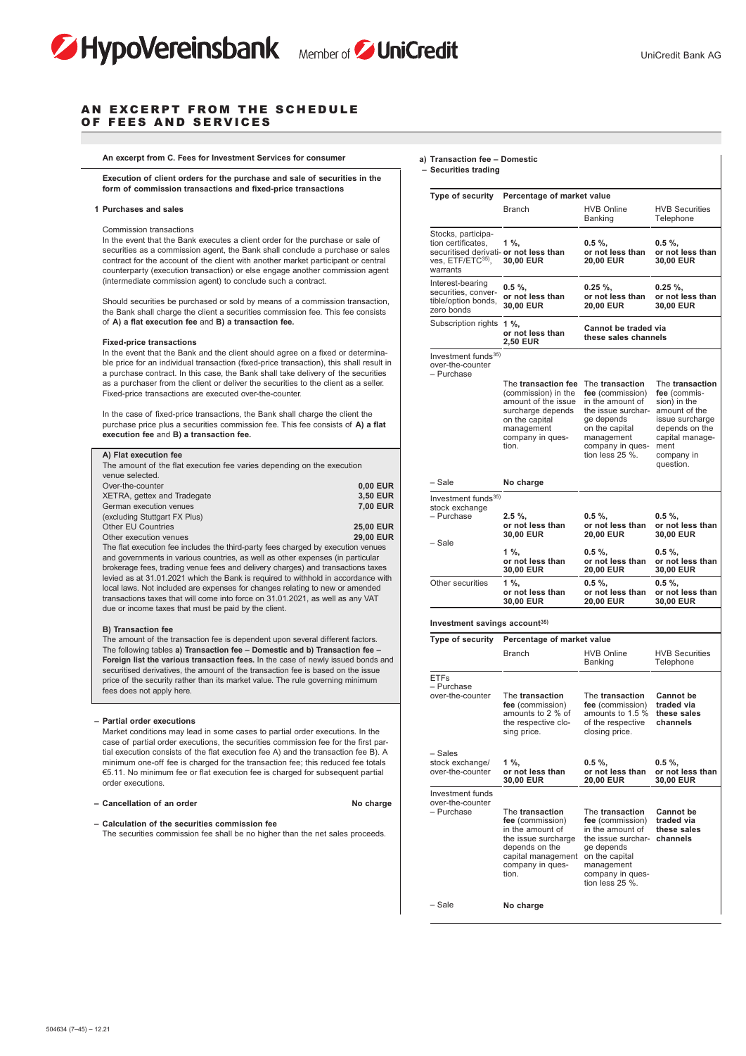# AN EXCERPT FROM THE SCHEDULE OF FEES AND SERVICES

**An excerpt from C. Fees for Investment Services for consumer**

**Execution of client orders for the purchase and sale of securities in the form of commission transactions and fixed-price transactions**

**1 Purchases and sales**

Commission transactions
In the event that the Bank executes a client order for the purchase or sale of securities as a commission agent, the Bank shall conclude a purchase or sales contract for the account of the client with another market participant or central counterparty (execution transaction) or else engage another commission agent (intermediate commission agent) to conclude such a contract.

Should securities be purchased or sold by means of a commission transaction, the Bank shall charge the client a securities commission fee. This fee consists of **A) a flat execution fee** and **B) a transaction fee.**

**Fixed-price transactions**
In the event that the Bank and the client should agree on a fixed or determinable price for an individual transaction (fixed-price transaction), this shall result in a purchase contract. In this case, the Bank shall take delivery of the securities as a purchaser from the client or deliver the securities to the client as a seller. Fixed-price transactions are executed over-the-counter.

In the case of fixed-price transactions, the Bank shall charge the client the purchase price plus a securities commission fee. This fee consists of **A) a flat execution fee** and **B) a transaction fee.**

**A) Flat execution fee**
The amount of the flat execution fee varies depending on the execution venue selected.

| | |
|---|---|
| Over-the-counter | **0,00 EUR** |
| XETRA, gettex and Tradegate | **3,50 EUR** |
| German execution venues (excluding Stuttgart FX Plus) | **7,00 EUR** |
| Other EU Countries | **25,00 EUR** |
| Other execution venues | **29,00 EUR** |

The flat execution fee includes the third-party fees charged by execution venues and governments in various countries, as well as other expenses (in particular brokerage fees, trading venue fees and delivery charges) and transactions taxes levied as at 31.01.2021 which the Bank is required to withhold in accordance with local laws. Not included are expenses for changes relating to new or amended transactions taxes that will come into force on 31.01.2021, as well as any VAT due or income taxes that must be paid by the client.

**B) Transaction fee**
The amount of the transaction fee is dependent upon several different factors. The following tables **a) Transaction fee – Domestic and b) Transaction fee – Foreign list the various transaction fees.** In the case of newly issued bonds and securitised derivatives, the amount of the transaction fee is based on the issue price of the security rather than its market value. The rule governing minimum fees does not apply here.

– **Partial order executions**
Market conditions may lead in some cases to partial order executions. In the case of partial order executions, the securities commission fee for the first partial execution consists of the flat execution fee A) and the transaction fee B). A minimum one-off fee is charged for the transaction fee; this reduced fee totals €5.11. No minimum fee or flat execution fee is charged for subsequent partial order executions.

– **Cancellation of an order** — **No charge**

– **Calculation of the securities commission fee**
The securities commission fee shall be no higher than the net sales proceeds.

**a) Transaction fee – Domestic**
**– Securities trading**

| Type of security | Percentage of market value | | |
|---|---|---|---|
| | Branch | HVB Online Banking | HVB Securities Telephone |
| Stocks, participation certificates, securitised derivatives, ETF/ETC[35], warrants | **1 %, or not less than 30,00 EUR** | **0.5 %, or not less than 20,00 EUR** | **0.5 %, or not less than 30,00 EUR** |
| Interest-bearing securities, convertible/option bonds, zero bonds | **0.5 %, or not less than 30,00 EUR** | **0.25 %, or not less than 20,00 EUR** | **0.25 %, or not less than 30,00 EUR** |
| Subscription rights | **1 %, or not less than 2,50 EUR** | **Cannot be traded via these sales channels** | |
| Investment funds[35] over-the-counter – Purchase | The **transaction fee** (commission) in the amount of the issue surcharge depends on the capital management company in question. | The **transaction fee** (commission) in the amount of the issue surcharge depends on the capital management company in question less 25 %. | The **transaction fee** (commission) in the amount of the issue surcharge depends on the capital management company in question. |
| – Sale | **No charge** | | |
| Investment funds[35] stock exchange – Purchase | **2.5 %, or not less than 30,00 EUR** | **0.5 %, or not less than 20,00 EUR** | **0.5 %, or not less than 30,00 EUR** |
| – Sale | **1 %, or not less than 30,00 EUR** | **0.5 %, or not less than 20,00 EUR** | **0.5 %, or not less than 30,00 EUR** |
| Other securities | **1 %, or not less than 30,00 EUR** | **0.5 %, or not less than 20,00 EUR** | **0.5 %, or not less than 30,00 EUR** |

**Investment savings account[35]**

| Type of security | Percentage of market value | | |
|---|---|---|---|
| | Branch | HVB Online Banking | HVB Securities Telephone |
| ETFs – Purchase over-the-counter | The **transaction fee** (commission) amounts to 2 % of the respective closing price. | The **transaction fee** (commission) amounts to 1.5 % of the respective closing price. | **Cannot be traded via these sales channels** |
| – Sales stock exchange/ over-the-counter | **1 %, or not less than 30,00 EUR** | **0.5 %, or not less than 20,00 EUR** | **0.5 %, or not less than 30,00 EUR** |
| Investment funds over-the-counter – Purchase | The **transaction fee** (commission) in the amount of the issue surcharge depends on the capital management company in question. | The **transaction fee** (commission) in the amount of the issue surcharge depends on the capital management company in question less 25 %. | **Cannot be traded via these sales channels** |
| – Sale | **No charge** | | |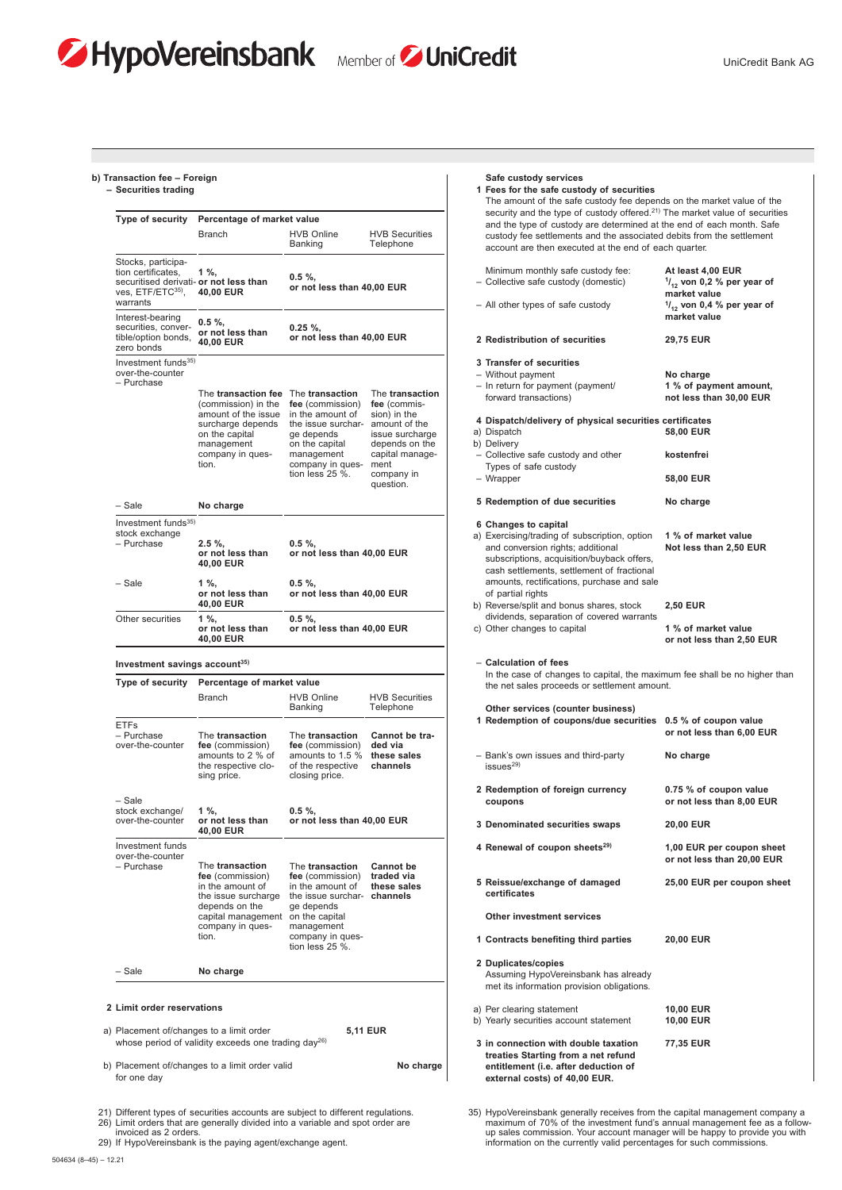**b) Transaction fee – Foreign**
**– Securities trading**

| Type of security | Percentage of market value | | |
|---|---|---|---|
| | Branch | HVB Online Banking | HVB Securities Telephone |
| Stocks, participation certificates, securitised derivatives, ETF/ETC[35], warrants | **1 %, or not less than 40,00 EUR** | **0.5 %, or not less than 40,00 EUR** | |
| Interest-bearing securities, convertible/option bonds, zero bonds | **0.5 %, or not less than 40,00 EUR** | **0.25 %, or not less than 40,00 EUR** | |
| Investment funds[35] over-the-counter – Purchase | The **transaction fee** (commission) in the amount of the issue surcharge depends on the capital management company in question. | The **transaction fee** (commission) in the amount of the issue surcharge depends on the capital management company in question less 25 %. | The **transaction fee** (commission) in the amount of the issue surcharge depends on the capital management company in question. |
| – Sale | **No charge** | | |
| Investment funds[35] stock exchange – Purchase | **2.5 %, or not less than 40,00 EUR** | **0.5 %, or not less than 40,00 EUR** | |
| – Sale | **1 %, or not less than 40,00 EUR** | **0.5 %, or not less than 40,00 EUR** | |
| Other securities | **1 %, or not less than 40,00 EUR** | **0.5 %, or not less than 40,00 EUR** | |

**Investment savings account[35]**

| Type of security | Percentage of market value | | |
|---|---|---|---|
| | Branch | HVB Online Banking | HVB Securities Telephone |
| ETFs – Purchase over-the-counter | The **transaction fee** (commission) amounts to 2 % of the respective closing price. | The **transaction fee** (commission) amounts to 1.5 % of the respective closing price. | **Cannot be traded via these sales channels** |
| – Sale stock exchange/ over-the-counter | **1 %, or not less than 40,00 EUR** | **0.5 %, or not less than 40,00 EUR** | |
| Investment funds over-the-counter – Purchase | The **transaction fee** (commission) in the amount of the issue surcharge depends on the capital management company in question. | The **transaction fee** (commission) in the amount of the issue surcharge depends on the capital management company in question less 25 %. | **Cannot be traded via these sales channels** |
| – Sale | **No charge** | | |

**2 Limit order reservations**

a) Placement of/changes to a limit order whose period of validity exceeds one trading day[26] — **5,11 EUR**

b) Placement of/changes to a limit order valid for one day — **No charge**

**Safe custody services**

**1 Fees for the safe custody of securities**
The amount of the safe custody fee depends on the market value of the security and the type of custody offered.[21] The market value of securities and the type of custody are determined at the end of each month. Safe custody fee settlements and the associated debits from the settlement account are then executed at the end of each quarter.

| | |
|---|---|
| Minimum monthly safe custody fee: | **At least 4,00 EUR** |
| – Collective safe custody (domestic) | **$^{1}/_{12}$ von 0,2 % per year of market value** |
| – All other types of safe custody | **$^{1}/_{12}$ von 0,4 % per year of market value** |
| **2 Redistribution of securities** | **29,75 EUR** |
| **3 Transfer of securities** | |
| – Without payment | **No charge** |
| – In return for payment (payment/forward transactions) | **1 % of payment amount, not less than 30,00 EUR** |
| **4 Dispatch/delivery of physical securities certificates** | |
| a) Dispatch | **58,00 EUR** |
| b) Delivery | |
| – Collective safe custody and other Types of safe custody | **kostenfrei** |
| – Wrapper | **58,00 EUR** |
| **5 Redemption of due securities** | **No charge** |
| **6 Changes to capital** | |
| a) Exercising/trading of subscription, option and conversion rights; additional subscriptions, acquisition/buyback offers, cash settlements, settlement of fractional amounts, rectifications, purchase and sale of partial rights | **1 % of market value Not less than 2,50 EUR** |
| b) Reverse/split and bonus shares, stock dividends, separation of covered warrants | **2,50 EUR** |
| c) Other changes to capital | **1 % of market value or not less than 2,50 EUR** |

**– Calculation of fees**
In the case of changes to capital, the maximum fee shall be no higher than the net sales proceeds or settlement amount.

**Other services (counter business)**

| | |
|---|---|
| **1 Redemption of coupons/due securities** | **0.5 % of coupon value or not less than 6,00 EUR** |
| – Bank's own issues and third-party issues[29] | **No charge** |
| **2 Redemption of foreign currency coupons** | **0.75 % of coupon value or not less than 8,00 EUR** |
| **3 Denominated securities swaps** | **20,00 EUR** |
| **4 Renewal of coupon sheets[29]** | **1,00 EUR per coupon sheet or not less than 20,00 EUR** |
| **5 Reissue/exchange of damaged certificates** | **25,00 EUR per coupon sheet** |

**Other investment services**

| | |
|---|---|
| **1 Contracts benefiting third parties** | **20,00 EUR** |
| **2 Duplicates/copies** Assuming HypoVereinsbank has already met its information provision obligations. | |
| a) Per clearing statement | **10,00 EUR** |
| b) Yearly securities account statement | **10,00 EUR** |
| **3 in connection with double taxation treaties Starting from a net refund entitlement (i.e. after deduction of external costs) of 40,00 EUR.** | **77,35 EUR** |

21) Different types of securities accounts are subject to different regulations.
26) Limit orders that are generally divided into a variable and spot order are invoiced as 2 orders.
29) If HypoVereinsbank is the paying agent/exchange agent.

35) HypoVereinsbank generally receives from the capital management company a maximum of 70% of the investment fund's annual management fee as a follow-up sales commission. Your account manager will be happy to provide you with information on the currently valid percentages for such commissions.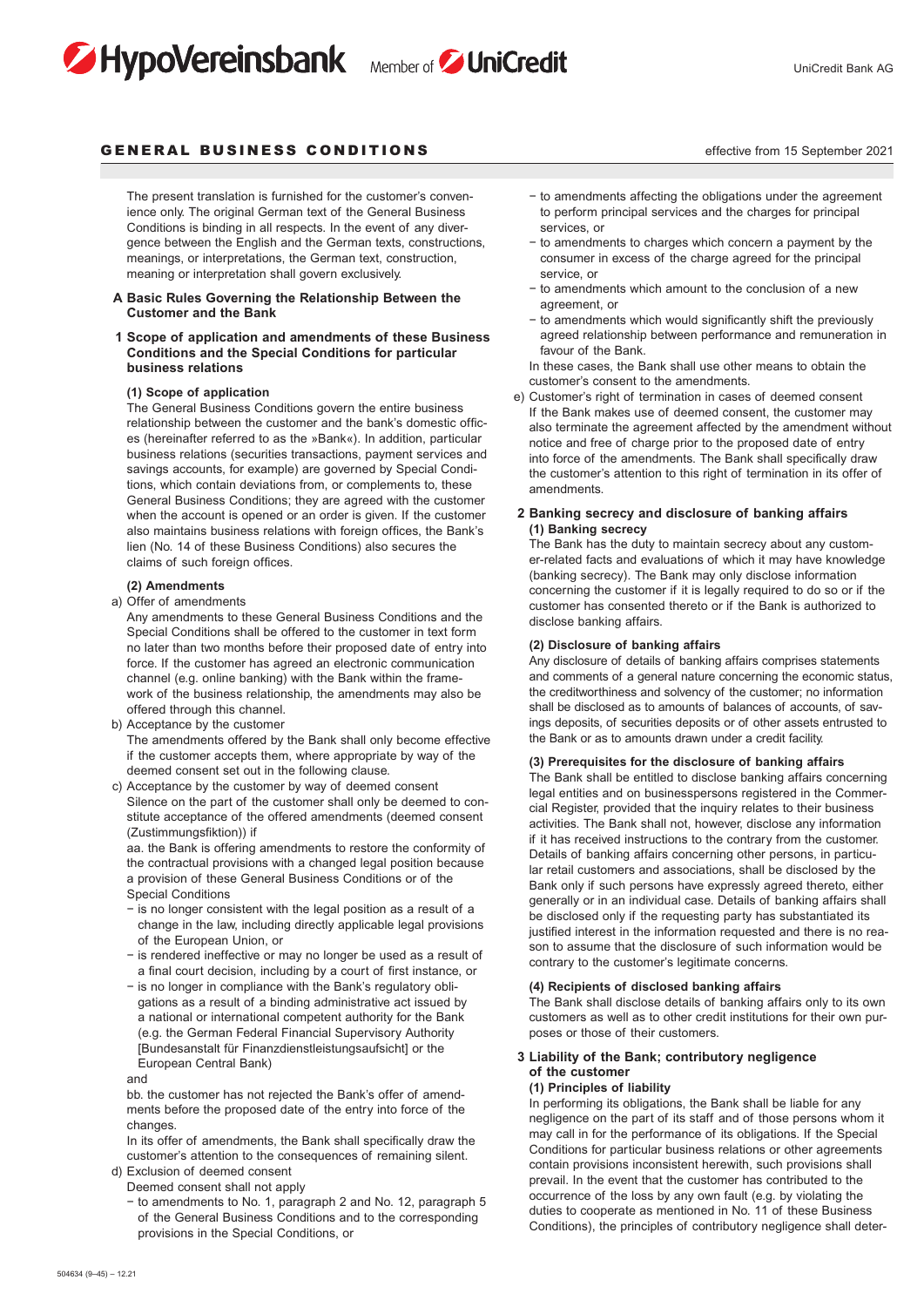# GENERAL BUSINESS CONDITIONS

effective from 15 September 2021

The present translation is furnished for the customer's convenience only. The original German text of the General Business Conditions is binding in all respects. In the event of any divergence between the English and the German texts, constructions, meanings, or interpretations, the German text, construction, meaning or interpretation shall govern exclusively.

## A Basic Rules Governing the Relationship Between the Customer and the Bank

### 1 Scope of application and amendments of these Business Conditions and the Special Conditions for particular business relations

**(1) Scope of application**

The General Business Conditions govern the entire business relationship between the customer and the bank's domestic offices (hereinafter referred to as the »Bank«). In addition, particular business relations (securities transactions, payment services and savings accounts, for example) are governed by Special Conditions, which contain deviations from, or complements to, these General Business Conditions; they are agreed with the customer when the account is opened or an order is given. If the customer also maintains business relations with foreign offices, the Bank's lien (No. 14 of these Business Conditions) also secures the claims of such foreign offices.

**(2) Amendments**

a) Offer of amendments

Any amendments to these General Business Conditions and the Special Conditions shall be offered to the customer in text form no later than two months before their proposed date of entry into force. If the customer has agreed an electronic communication channel (e.g. online banking) with the Bank within the framework of the business relationship, the amendments may also be offered through this channel.

b) Acceptance by the customer

The amendments offered by the Bank shall only become effective if the customer accepts them, where appropriate by way of the deemed consent set out in the following clause.

c) Acceptance by the customer by way of deemed consent

Silence on the part of the customer shall only be deemed to constitute acceptance of the offered amendments (deemed consent (Zustimmungsfiktion)) if

aa. the Bank is offering amendments to restore the conformity of the contractual provisions with a changed legal position because a provision of these General Business Conditions or of the Special Conditions

- is no longer consistent with the legal position as a result of a change in the law, including directly applicable legal provisions of the European Union, or
- is rendered ineffective or may no longer be used as a result of a final court decision, including by a court of first instance, or
- is no longer in compliance with the Bank's regulatory obligations as a result of a binding administrative act issued by a national or international competent authority for the Bank (e.g. the German Federal Financial Supervisory Authority [Bundesanstalt für Finanzdienstleistungsaufsicht] or the European Central Bank)

and

bb. the customer has not rejected the Bank's offer of amendments before the proposed date of the entry into force of the changes.

In its offer of amendments, the Bank shall specifically draw the customer's attention to the consequences of remaining silent.

d) Exclusion of deemed consent

Deemed consent shall not apply

- to amendments to No. 1, paragraph 2 and No. 12, paragraph 5 of the General Business Conditions and to the corresponding provisions in the Special Conditions, or
- to amendments affecting the obligations under the agreement to perform principal services and the charges for principal services, or
- to amendments to charges which concern a payment by the consumer in excess of the charge agreed for the principal service, or
- to amendments which amount to the conclusion of a new agreement, or
- to amendments which would significantly shift the previously agreed relationship between performance and remuneration in favour of the Bank.

In these cases, the Bank shall use other means to obtain the customer's consent to the amendments.

e) Customer's right of termination in cases of deemed consent

If the Bank makes use of deemed consent, the customer may also terminate the agreement affected by the amendment without notice and free of charge prior to the proposed date of entry into force of the amendments. The Bank shall specifically draw the customer's attention to this right of termination in its offer of amendments.

### 2 Banking secrecy and disclosure of banking affairs

**(1) Banking secrecy**

The Bank has the duty to maintain secrecy about any customer-related facts and evaluations of which it may have knowledge (banking secrecy). The Bank may only disclose information concerning the customer if it is legally required to do so or if the customer has consented thereto or if the Bank is authorized to disclose banking affairs.

**(2) Disclosure of banking affairs**

Any disclosure of details of banking affairs comprises statements and comments of a general nature concerning the economic status, the creditworthiness and solvency of the customer; no information shall be disclosed as to amounts of balances of accounts, of savings deposits, of securities deposits or of other assets entrusted to the Bank or as to amounts drawn under a credit facility.

**(3) Prerequisites for the disclosure of banking affairs**

The Bank shall be entitled to disclose banking affairs concerning legal entities and on businesspersons registered in the Commercial Register, provided that the inquiry relates to their business activities. The Bank shall not, however, disclose any information if it has received instructions to the contrary from the customer. Details of banking affairs concerning other persons, in particular retail customers and associations, shall be disclosed by the Bank only if such persons have expressly agreed thereto, either generally or in an individual case. Details of banking affairs shall be disclosed only if the requesting party has substantiated its justified interest in the information requested and there is no reason to assume that the disclosure of such information would be contrary to the customer's legitimate concerns.

**(4) Recipients of disclosed banking affairs**

The Bank shall disclose details of banking affairs only to its own customers as well as to other credit institutions for their own purposes or those of their customers.

### 3 Liability of the Bank; contributory negligence of the customer

**(1) Principles of liability**

In performing its obligations, the Bank shall be liable for any negligence on the part of its staff and of those persons whom it may call in for the performance of its obligations. If the Special Conditions for particular business relations or other agreements contain provisions inconsistent herewith, such provisions shall prevail. In the event that the customer has contributed to the occurrence of the loss by any own fault (e.g. by violating the duties to cooperate as mentioned in No. 11 of these Business Conditions), the principles of contributory negligence shall deter-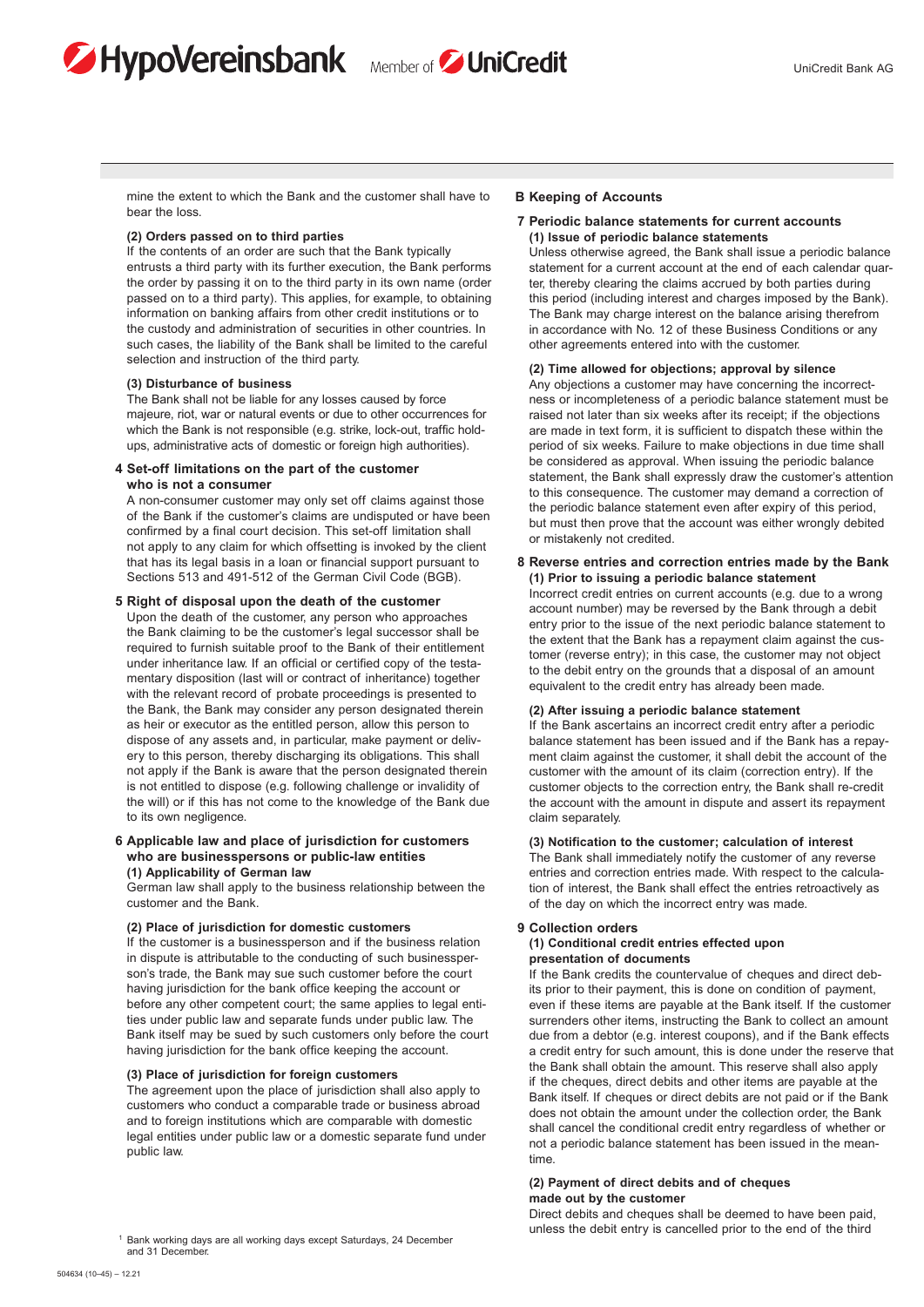mine the extent to which the Bank and the customer shall have to bear the loss.

**(2) Orders passed on to third parties**
If the contents of an order are such that the Bank typically entrusts a third party with its further execution, the Bank performs the order by passing it on to the third party in its own name (order passed on to a third party). This applies, for example, to obtaining information on banking affairs from other credit institutions or to the custody and administration of securities in other countries. In such cases, the liability of the Bank shall be limited to the careful selection and instruction of the third party.

**(3) Disturbance of business**
The Bank shall not be liable for any losses caused by force majeure, riot, war or natural events or due to other occurrences for which the Bank is not responsible (e.g. strike, lock-out, traffic hold-ups, administrative acts of domestic or foreign high authorities).

### 4 Set-off limitations on the part of the customer who is not a consumer

A non-consumer customer may only set off claims against those of the Bank if the customer's claims are undisputed or have been confirmed by a final court decision. This set-off limitation shall not apply to any claim for which offsetting is invoked by the client that has its legal basis in a loan or financial support pursuant to Sections 513 and 491-512 of the German Civil Code (BGB).

### 5 Right of disposal upon the death of the customer

Upon the death of the customer, any person who approaches the Bank claiming to be the customer's legal successor shall be required to furnish suitable proof to the Bank of their entitlement under inheritance law. If an official or certified copy of the testamentary disposition (last will or contract of inheritance) together with the relevant record of probate proceedings is presented to the Bank, the Bank may consider any person designated therein as heir or executor as the entitled person, allow this person to dispose of any assets and, in particular, make payment or delivery to this person, thereby discharging its obligations. This shall not apply if the Bank is aware that the person designated therein is not entitled to dispose (e.g. following challenge or invalidity of the will) or if this has not come to the knowledge of the Bank due to its own negligence.

### 6 Applicable law and place of jurisdiction for customers who are businesspersons or public-law entities

**(1) Applicability of German law**
German law shall apply to the business relationship between the customer and the Bank.

**(2) Place of jurisdiction for domestic customers**
If the customer is a businessperson and if the business relation in dispute is attributable to the conducting of such businessperson's trade, the Bank may sue such customer before the court having jurisdiction for the bank office keeping the account or before any other competent court; the same applies to legal entities under public law and separate funds under public law. The Bank itself may be sued by such customers only before the court having jurisdiction for the bank office keeping the account.

**(3) Place of jurisdiction for foreign customers**
The agreement upon the place of jurisdiction shall also apply to customers who conduct a comparable trade or business abroad and to foreign institutions which are comparable with domestic legal entities under public law or a domestic separate fund under public law.

## B Keeping of Accounts

### 7 Periodic balance statements for current accounts

**(1) Issue of periodic balance statements**
Unless otherwise agreed, the Bank shall issue a periodic balance statement for a current account at the end of each calendar quarter, thereby clearing the claims accrued by both parties during this period (including interest and charges imposed by the Bank). The Bank may charge interest on the balance arising therefrom in accordance with No. 12 of these Business Conditions or any other agreements entered into with the customer.

**(2) Time allowed for objections; approval by silence**
Any objections a customer may have concerning the incorrectness or incompleteness of a periodic balance statement must be raised not later than six weeks after its receipt; if the objections are made in text form, it is sufficient to dispatch these within the period of six weeks. Failure to make objections in due time shall be considered as approval. When issuing the periodic balance statement, the Bank shall expressly draw the customer's attention to this consequence. The customer may demand a correction of the periodic balance statement even after expiry of this period, but must then prove that the account was either wrongly debited or mistakenly not credited.

### 8 Reverse entries and correction entries made by the Bank

**(1) Prior to issuing a periodic balance statement**
Incorrect credit entries on current accounts (e.g. due to a wrong account number) may be reversed by the Bank through a debit entry prior to the issue of the next periodic balance statement to the extent that the Bank has a repayment claim against the customer (reverse entry); in this case, the customer may not object to the debit entry on the grounds that a disposal of an amount equivalent to the credit entry has already been made.

**(2) After issuing a periodic balance statement**
If the Bank ascertains an incorrect credit entry after a periodic balance statement has been issued and if the Bank has a repayment claim against the customer, it shall debit the account of the customer with the amount of its claim (correction entry). If the customer objects to the correction entry, the Bank shall re-credit the account with the amount in dispute and assert its repayment claim separately.

**(3) Notification to the customer; calculation of interest**
The Bank shall immediately notify the customer of any reverse entries and correction entries made. With respect to the calculation of interest, the Bank shall effect the entries retroactively as of the day on which the incorrect entry was made.

### 9 Collection orders

**(1) Conditional credit entries effected upon presentation of documents**
If the Bank credits the countervalue of cheques and direct debits prior to their payment, this is done on condition of payment, even if these items are payable at the Bank itself. If the customer surrenders other items, instructing the Bank to collect an amount due from a debtor (e.g. interest coupons), and if the Bank effects a credit entry for such amount, this is done under the reserve that the Bank shall obtain the amount. This reserve shall also apply if the cheques, direct debits and other items are payable at the Bank itself. If cheques or direct debits are not paid or if the Bank does not obtain the amount under the collection order, the Bank shall cancel the conditional credit entry regardless of whether or not a periodic balance statement has been issued in the meantime.

**(2) Payment of direct debits and of cheques made out by the customer**
Direct debits and cheques shall be deemed to have been paid, unless the debit entry is cancelled prior to the end of the third

[1] Bank working days are all working days except Saturdays, 24 December and 31 December.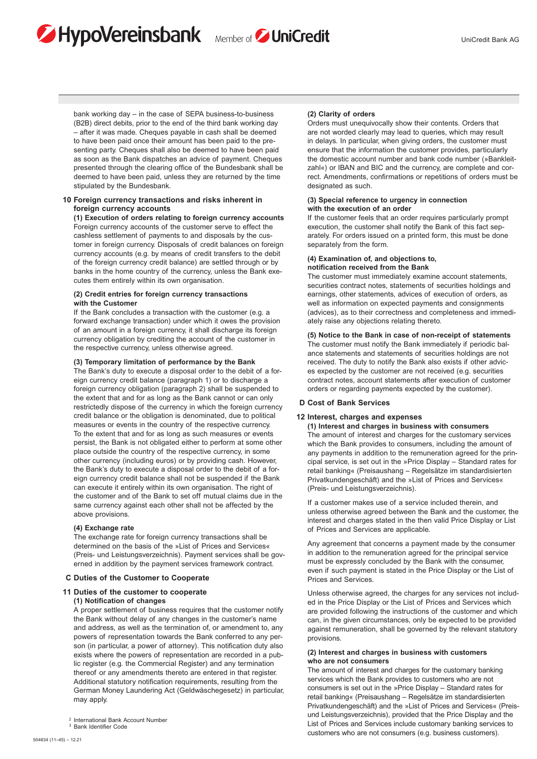bank working day – in the case of SEPA business-to-business (B2B) direct debits, prior to the end of the third bank working day – after it was made. Cheques payable in cash shall be deemed to have been paid once their amount has been paid to the presenting party. Cheques shall also be deemed to have been paid as soon as the Bank dispatches an advice of payment. Cheques presented through the clearing office of the Bundesbank shall be deemed to have been paid, unless they are returned by the time stipulated by the Bundesbank.

## 10 Foreign currency transactions and risks inherent in foreign currency accounts

**(1) Execution of orders relating to foreign currency accounts**

Foreign currency accounts of the customer serve to effect the cashless settlement of payments to and disposals by the customer in foreign currency. Disposals of credit balances on foreign currency accounts (e.g. by means of credit transfers to the debit of the foreign currency credit balance) are settled through or by banks in the home country of the currency, unless the Bank executes them entirely within its own organisation.

**(2) Credit entries for foreign currency transactions with the Customer**

If the Bank concludes a transaction with the customer (e.g. a forward exchange transaction) under which it owes the provision of an amount in a foreign currency, it shall discharge its foreign currency obligation by crediting the account of the customer in the respective currency, unless otherwise agreed.

**(3) Temporary limitation of performance by the Bank**

The Bank's duty to execute a disposal order to the debit of a foreign currency credit balance (paragraph 1) or to discharge a foreign currency obligation (paragraph 2) shall be suspended to the extent that and for as long as the Bank cannot or can only restrictedly dispose of the currency in which the foreign currency credit balance or the obligation is denominated, due to political measures or events in the country of the respective currency. To the extent that and for as long as such measures or events persist, the Bank is not obligated either to perform at some other place outside the country of the respective currency, in some other currency (including euros) or by providing cash. However, the Bank's duty to execute a disposal order to the debit of a foreign currency credit balance shall not be suspended if the Bank can execute it entirely within its own organisation. The right of the customer and of the Bank to set off mutual claims due in the same currency against each other shall not be affected by the above provisions.

**(4) Exchange rate**

The exchange rate for foreign currency transactions shall be determined on the basis of the »List of Prices and Services« (Preis- und Leistungsverzeichnis). Payment services shall be governed in addition by the payment services framework contract.

# C Duties of the Customer to Cooperate

## 11 Duties of the customer to cooperate

**(1) Notification of changes**

A proper settlement of business requires that the customer notify the Bank without delay of any changes in the customer's name and address, as well as the termination of, or amendment to, any powers of representation towards the Bank conferred to any person (in particular, a power of attorney). This notification duty also exists where the powers of representation are recorded in a public register (e.g. the Commercial Register) and any termination thereof or any amendments thereto are entered in that register. Additional statutory notification requirements, resulting from the German Money Laundering Act (Geldwäschegesetz) in particular, may apply.

**(2) Clarity of orders**

Orders must unequivocally show their contents. Orders that are not worded clearly may lead to queries, which may result in delays. In particular, when giving orders, the customer must ensure that the information the customer provides, particularly the domestic account number and bank code number (»Bankleitzahl«) or IBAN and BIC and the currency, are complete and correct. Amendments, confirmations or repetitions of orders must be designated as such.

**(3) Special reference to urgency in connection with the execution of an order**

If the customer feels that an order requires particularly prompt execution, the customer shall notify the Bank of this fact separately. For orders issued on a printed form, this must be done separately from the form.

**(4) Examination of, and objections to, notification received from the Bank**

The customer must immediately examine account statements, securities contract notes, statements of securities holdings and earnings, other statements, advices of execution of orders, as well as information on expected payments and consignments (advices), as to their correctness and completeness and immediately raise any objections relating thereto.

**(5) Notice to the Bank in case of non-receipt of statements**

The customer must notify the Bank immediately if periodic balance statements and statements of securities holdings are not received. The duty to notify the Bank also exists if other advices expected by the customer are not received (e.g. securities contract notes, account statements after execution of customer orders or regarding payments expected by the customer).

# D Cost of Bank Services

## 12 Interest, charges and expenses

**(1) Interest and charges in business with consumers**

The amount of interest and charges for the customary services which the Bank provides to consumers, including the amount of any payments in addition to the remuneration agreed for the principal service, is set out in the »Price Display – Standard rates for retail banking« (Preisaushang – Regelsätze im standardisierten Privatkundengeschäft) and the »List of Prices and Services« (Preis- und Leistungsverzeichnis).

If a customer makes use of a service included therein, and unless otherwise agreed between the Bank and the customer, the interest and charges stated in the then valid Price Display or List of Prices and Services are applicable.

Any agreement that concerns a payment made by the consumer in addition to the remuneration agreed for the principal service must be expressly concluded by the Bank with the consumer, even if such payment is stated in the Price Display or the List of Prices and Services.

Unless otherwise agreed, the charges for any services not included in the Price Display or the List of Prices and Services which are provided following the instructions of the customer and which can, in the given circumstances, only be expected to be provided against remuneration, shall be governed by the relevant statutory provisions.

**(2) Interest and charges in business with customers who are not consumers**

The amount of interest and charges for the customary banking services which the Bank provides to customers who are not consumers is set out in the »Price Display – Standard rates for retail banking« (Preisaushang – Regelsätze im standardisierten Privatkundengeschäft) and the »List of Prices and Services« (Preis- und Leistungsverzeichnis), provided that the Price Display and the List of Prices and Services include customary banking services to customers who are not consumers (e.g. business customers).

[2] International Bank Account Number
[3] Bank Identifier Code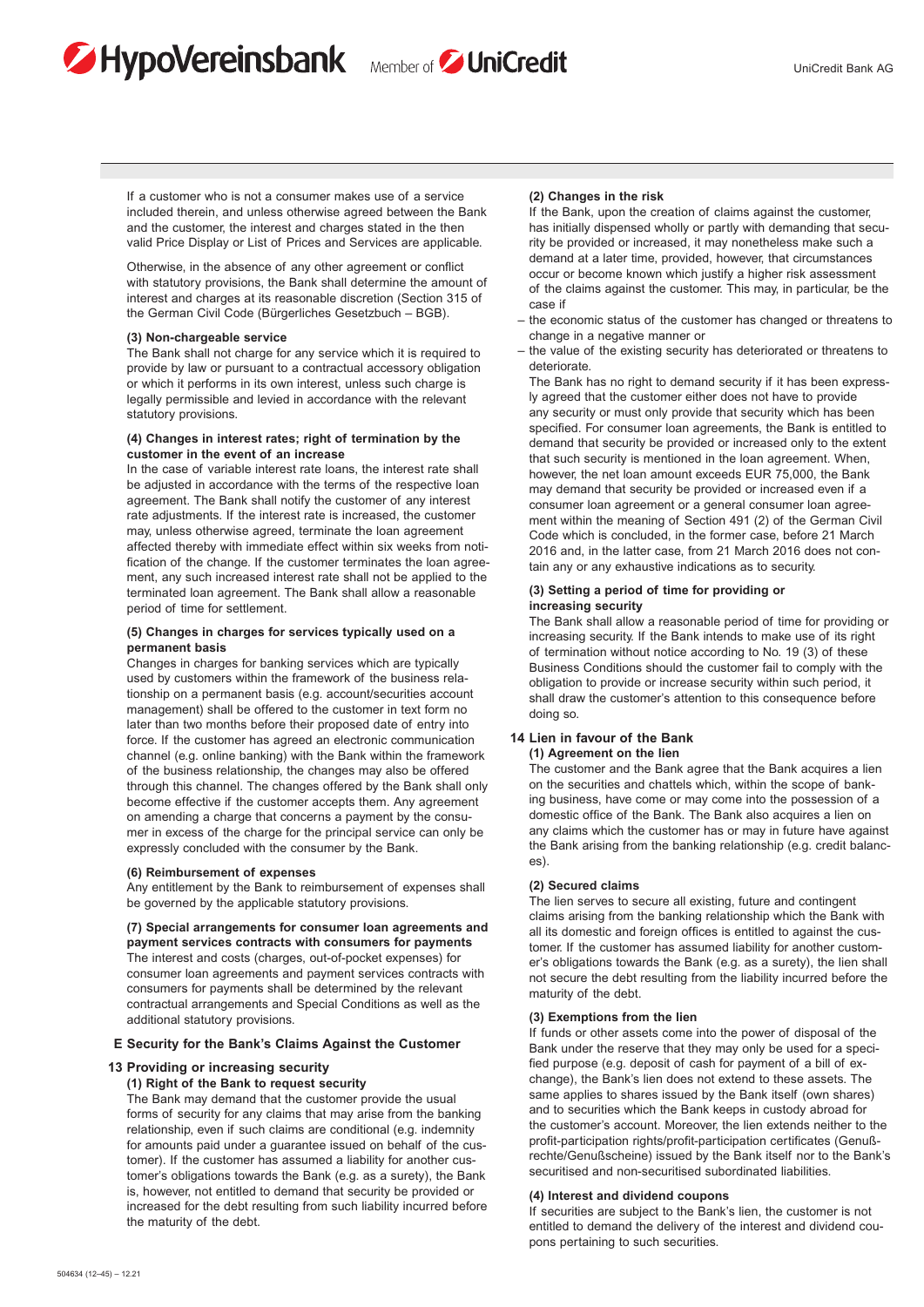If a customer who is not a consumer makes use of a service included therein, and unless otherwise agreed between the Bank and the customer, the interest and charges stated in the then valid Price Display or List of Prices and Services are applicable.

Otherwise, in the absence of any other agreement or conflict with statutory provisions, the Bank shall determine the amount of interest and charges at its reasonable discretion (Section 315 of the German Civil Code (Bürgerliches Gesetzbuch – BGB).

**(3) Non-chargeable service**

The Bank shall not charge for any service which it is required to provide by law or pursuant to a contractual accessory obligation or which it performs in its own interest, unless such charge is legally permissible and levied in accordance with the relevant statutory provisions.

**(4) Changes in interest rates; right of termination by the customer in the event of an increase**

In the case of variable interest rate loans, the interest rate shall be adjusted in accordance with the terms of the respective loan agreement. The Bank shall notify the customer of any interest rate adjustments. If the interest rate is increased, the customer may, unless otherwise agreed, terminate the loan agreement affected thereby with immediate effect within six weeks from notification of the change. If the customer terminates the loan agreement, any such increased interest rate shall not be applied to the terminated loan agreement. The Bank shall allow a reasonable period of time for settlement.

**(5) Changes in charges for services typically used on a permanent basis**

Changes in charges for banking services which are typically used by customers within the framework of the business relationship on a permanent basis (e.g. account/securities account management) shall be offered to the customer in text form no later than two months before their proposed date of entry into force. If the customer has agreed an electronic communication channel (e.g. online banking) with the Bank within the framework of the business relationship, the changes may also be offered through this channel. The changes offered by the Bank shall only become effective if the customer accepts them. Any agreement on amending a charge that concerns a payment by the consumer in excess of the charge for the principal service can only be expressly concluded with the consumer by the Bank.

**(6) Reimbursement of expenses**

Any entitlement by the Bank to reimbursement of expenses shall be governed by the applicable statutory provisions.

**(7) Special arrangements for consumer loan agreements and payment services contracts with consumers for payments**

The interest and costs (charges, out-of-pocket expenses) for consumer loan agreements and payment services contracts with consumers for payments shall be determined by the relevant contractual arrangements and Special Conditions as well as the additional statutory provisions.

## E Security for the Bank's Claims Against the Customer

### 13 Providing or increasing security

**(1) Right of the Bank to request security**

The Bank may demand that the customer provide the usual forms of security for any claims that may arise from the banking relationship, even if such claims are conditional (e.g. indemnity for amounts paid under a guarantee issued on behalf of the customer). If the customer has assumed a liability for another customer's obligations towards the Bank (e.g. as a surety), the Bank is, however, not entitled to demand that security be provided or increased for the debt resulting from such liability incurred before the maturity of the debt.

**(2) Changes in the risk**

If the Bank, upon the creation of claims against the customer, has initially dispensed wholly or partly with demanding that security be provided or increased, it may nonetheless make such a demand at a later time, provided, however, that circumstances occur or become known which justify a higher risk assessment of the claims against the customer. This may, in particular, be the case if

- the economic status of the customer has changed or threatens to change in a negative manner or
- the value of the existing security has deteriorated or threatens to deteriorate.

The Bank has no right to demand security if it has been expressly agreed that the customer either does not have to provide any security or must only provide that security which has been specified. For consumer loan agreements, the Bank is entitled to demand that security be provided or increased only to the extent that such security is mentioned in the loan agreement. When, however, the net loan amount exceeds EUR 75,000, the Bank may demand that security be provided or increased even if a consumer loan agreement or a general consumer loan agreement within the meaning of Section 491 (2) of the German Civil Code which is concluded, in the former case, before 21 March 2016 and, in the latter case, from 21 March 2016 does not contain any or any exhaustive indications as to security.

**(3) Setting a period of time for providing or increasing security**

The Bank shall allow a reasonable period of time for providing or increasing security. If the Bank intends to make use of its right of termination without notice according to No. 19 (3) of these Business Conditions should the customer fail to comply with the obligation to provide or increase security within such period, it shall draw the customer's attention to this consequence before doing so.

### 14 Lien in favour of the Bank

**(1) Agreement on the lien**

The customer and the Bank agree that the Bank acquires a lien on the securities and chattels which, within the scope of banking business, have come or may come into the possession of a domestic office of the Bank. The Bank also acquires a lien on any claims which the customer has or may in future have against the Bank arising from the banking relationship (e.g. credit balances).

**(2) Secured claims**

The lien serves to secure all existing, future and contingent claims arising from the banking relationship which the Bank with all its domestic and foreign offices is entitled to against the customer. If the customer has assumed liability for another customer's obligations towards the Bank (e.g. as a surety), the lien shall not secure the debt resulting from the liability incurred before the maturity of the debt.

**(3) Exemptions from the lien**

If funds or other assets come into the power of disposal of the Bank under the reserve that they may only be used for a specified purpose (e.g. deposit of cash for payment of a bill of exchange), the Bank's lien does not extend to these assets. The same applies to shares issued by the Bank itself (own shares) and to securities which the Bank keeps in custody abroad for the customer's account. Moreover, the lien extends neither to the profit-participation rights/profit-participation certificates (Genußrechte/Genußscheine) issued by the Bank itself nor to the Bank's securitised and non-securitised subordinated liabilities.

**(4) Interest and dividend coupons**

If securities are subject to the Bank's lien, the customer is not entitled to demand the delivery of the interest and dividend coupons pertaining to such securities.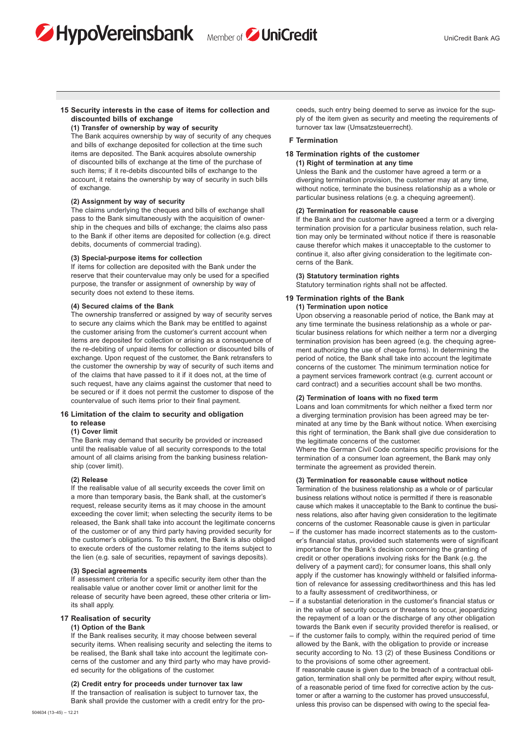## 15 Security interests in the case of items for collection and discounted bills of exchange

### (1) Transfer of ownership by way of security

The Bank acquires ownership by way of security of any cheques and bills of exchange deposited for collection at the time such items are deposited. The Bank acquires absolute ownership of discounted bills of exchange at the time of the purchase of such items; if it re-debits discounted bills of exchange to the account, it retains the ownership by way of security in such bills of exchange.

### (2) Assignment by way of security

The claims underlying the cheques and bills of exchange shall pass to the Bank simultaneously with the acquisition of ownership in the cheques and bills of exchange; the claims also pass to the Bank if other items are deposited for collection (e.g. direct debits, documents of commercial trading).

### (3) Special-purpose items for collection

If items for collection are deposited with the Bank under the reserve that their countervalue may only be used for a specified purpose, the transfer or assignment of ownership by way of security does not extend to these items.

### (4) Secured claims of the Bank

The ownership transferred or assigned by way of security serves to secure any claims which the Bank may be entitled to against the customer arising from the customer's current account when items are deposited for collection or arising as a consequence of the re-debiting of unpaid items for collection or discounted bills of exchange. Upon request of the customer, the Bank retransfers to the customer the ownership by way of security of such items and of the claims that have passed to it if it does not, at the time of such request, have any claims against the customer that need to be secured or if it does not permit the customer to dispose of the countervalue of such items prior to their final payment.

## 16 Limitation of the claim to security and obligation to release

### (1) Cover limit

The Bank may demand that security be provided or increased until the realisable value of all security corresponds to the total amount of all claims arising from the banking business relationship (cover limit).

### (2) Release

If the realisable value of all security exceeds the cover limit on a more than temporary basis, the Bank shall, at the customer's request, release security items as it may choose in the amount exceeding the cover limit; when selecting the security items to be released, the Bank shall take into account the legitimate concerns of the customer or of any third party having provided security for the customer's obligations. To this extent, the Bank is also obliged to execute orders of the customer relating to the items subject to the lien (e.g. sale of securities, repayment of savings deposits).

### (3) Special agreements

If assessment criteria for a specific security item other than the realisable value or another cover limit or another limit for the release of security have been agreed, these other criteria or limits shall apply.

## 17 Realisation of security

### (1) Option of the Bank

If the Bank realises security, it may choose between several security items. When realising security and selecting the items to be realised, the Bank shall take into account the legitimate concerns of the customer and any third party who may have provided security for the obligations of the customer.

### (2) Credit entry for proceeds under turnover tax law

If the transaction of realisation is subject to turnover tax, the Bank shall provide the customer with a credit entry for the proceeds, such entry being deemed to serve as invoice for the supply of the item given as security and meeting the requirements of turnover tax law (Umsatzsteuerrecht).

# F Termination

## 18 Termination rights of the customer

### (1) Right of termination at any time

Unless the Bank and the customer have agreed a term or a diverging termination provision, the customer may at any time, without notice, terminate the business relationship as a whole or particular business relations (e.g. a chequing agreement).

### (2) Termination for reasonable cause

If the Bank and the customer have agreed a term or a diverging termination provision for a particular business relation, such relation may only be terminated without notice if there is reasonable cause therefor which makes it unacceptable to the customer to continue it, also after giving consideration to the legitimate concerns of the Bank.

### (3) Statutory termination rights

Statutory termination rights shall not be affected.

## 19 Termination rights of the Bank

### (1) Termination upon notice

Upon observing a reasonable period of notice, the Bank may at any time terminate the business relationship as a whole or particular business relations for which neither a term nor a diverging termination provision has been agreed (e.g. the chequing agreement authorizing the use of cheque forms). In determining the period of notice, the Bank shall take into account the legitimate concerns of the customer. The minimum termination notice for a payment services framework contract (e.g. current account or card contract) and a securities account shall be two months.

### (2) Termination of loans with no fixed term

Loans and loan commitments for which neither a fixed term nor a diverging termination provision has been agreed may be terminated at any time by the Bank without notice. When exercising this right of termination, the Bank shall give due consideration to the legitimate concerns of the customer.

Where the German Civil Code contains specific provisions for the termination of a consumer loan agreement, the Bank may only terminate the agreement as provided therein.

### (3) Termination for reasonable cause without notice

Termination of the business relationship as a whole or of particular business relations without notice is permitted if there is reasonable cause which makes it unacceptable to the Bank to continue the business relations, also after having given consideration to the legitimate concerns of the customer. Reasonable cause is given in particular

- if the customer has made incorrect statements as to the customer's financial status, provided such statements were of significant importance for the Bank's decision concerning the granting of credit or other operations involving risks for the Bank (e.g. the delivery of a payment card); for consumer loans, this shall only apply if the customer has knowingly withheld or falsified information of relevance for assessing creditworthiness and this has led to a faulty assessment of creditworthiness, or
- if a substantial deterioration in the customer's financial status or in the value of security occurs or threatens to occur, jeopardizing the repayment of a loan or the discharge of any other obligation towards the Bank even if security provided therefor is realised, or
- if the customer fails to comply, within the required period of time allowed by the Bank, with the obligation to provide or increase security according to No. 13 (2) of these Business Conditions or to the provisions of some other agreement.

If reasonable cause is given due to the breach of a contractual obligation, termination shall only be permitted after expiry, without result, of a reasonable period of time fixed for corrective action by the customer or after a warning to the customer has proved unsuccessful, unless this proviso can be dispensed with owing to the special fea-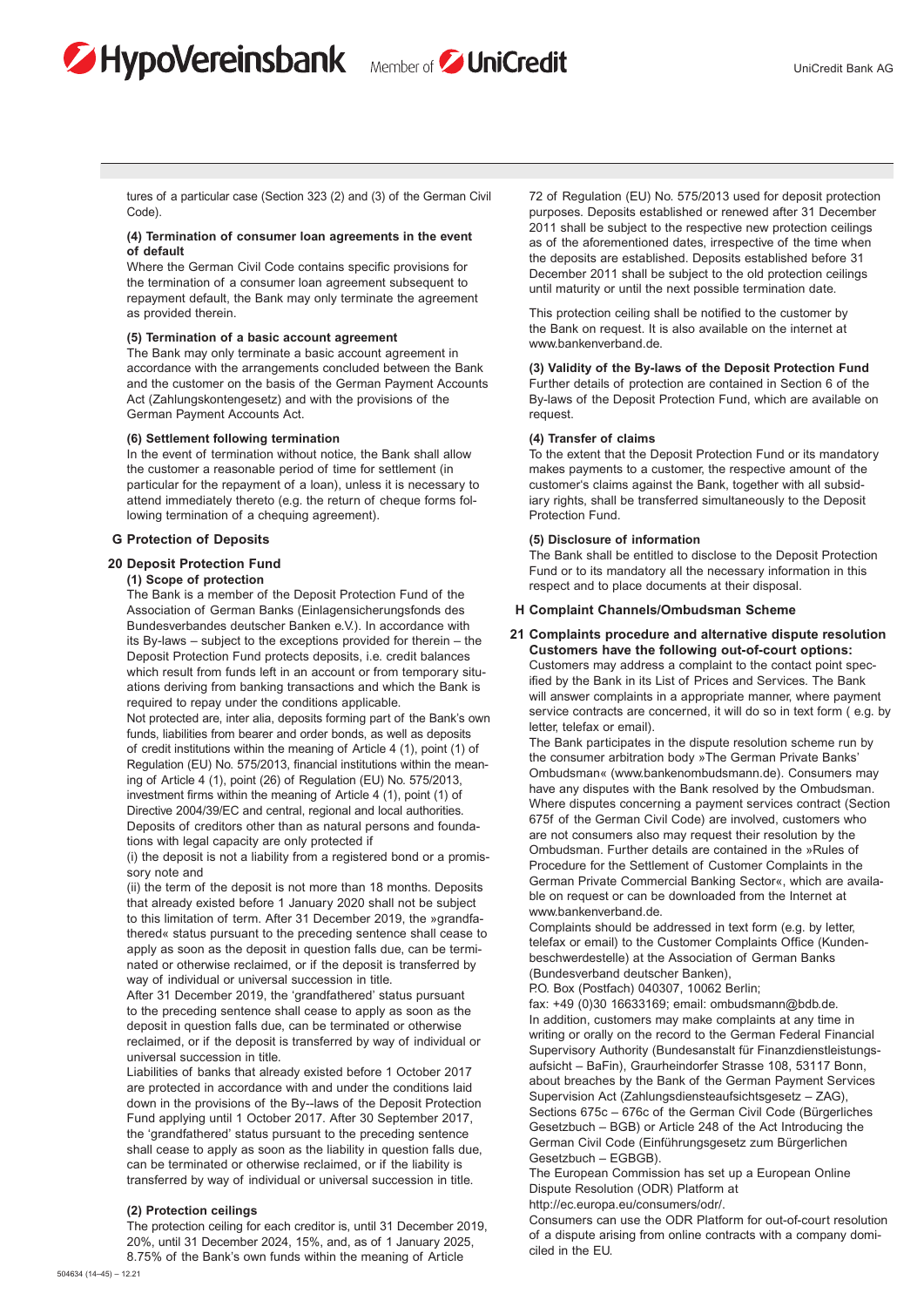tures of a particular case (Section 323 (2) and (3) of the German Civil Code).

**(4) Termination of consumer loan agreements in the event of default**
Where the German Civil Code contains specific provisions for the termination of a consumer loan agreement subsequent to repayment default, the Bank may only terminate the agreement as provided therein.

**(5) Termination of a basic account agreement**
The Bank may only terminate a basic account agreement in accordance with the arrangements concluded between the Bank and the customer on the basis of the German Payment Accounts Act (Zahlungskontengesetz) and with the provisions of the German Payment Accounts Act.

**(6) Settlement following termination**
In the event of termination without notice, the Bank shall allow the customer a reasonable period of time for settlement (in particular for the repayment of a loan), unless it is necessary to attend immediately thereto (e.g. the return of cheque forms following termination of a chequing agreement).

## G Protection of Deposits

### 20 Deposit Protection Fund

**(1) Scope of protection**
The Bank is a member of the Deposit Protection Fund of the Association of German Banks (Einlagensicherungsfonds des Bundesverbandes deutscher Banken e.V.). In accordance with its By-laws – subject to the exceptions provided for therein – the Deposit Protection Fund protects deposits, i.e. credit balances which result from funds left in an account or from temporary situations deriving from banking transactions and which the Bank is required to repay under the conditions applicable.
Not protected are, inter alia, deposits forming part of the Bank's own funds, liabilities from bearer and order bonds, as well as deposits of credit institutions within the meaning of Article 4 (1), point (1) of Regulation (EU) No. 575/2013, financial institutions within the meaning of Article 4 (1), point (26) of Regulation (EU) No. 575/2013, investment firms within the meaning of Article 4 (1), point (1) of Directive 2004/39/EC and central, regional and local authorities.
Deposits of creditors other than as natural persons and foundations with legal capacity are only protected if
(i) the deposit is not a liability from a registered bond or a promissory note and
(ii) the term of the deposit is not more than 18 months. Deposits that already existed before 1 January 2020 shall not be subject to this limitation of term. After 31 December 2019, the »grandfathered« status pursuant to the preceding sentence shall cease to apply as soon as the deposit in question falls due, can be terminated or otherwise reclaimed, or if the deposit is transferred by way of individual or universal succession in title.
After 31 December 2019, the 'grandfathered' status pursuant to the preceding sentence shall cease to apply as soon as the deposit in question falls due, can be terminated or otherwise reclaimed, or if the deposit is transferred by way of individual or universal succession in title.
Liabilities of banks that already existed before 1 October 2017 are protected in accordance with and under the conditions laid down in the provisions of the By--laws of the Deposit Protection Fund applying until 1 October 2017. After 30 September 2017, the 'grandfathered' status pursuant to the preceding sentence shall cease to apply as soon as the liability in question falls due, can be terminated or otherwise reclaimed, or if the liability is transferred by way of individual or universal succession in title.

**(2) Protection ceilings**
The protection ceiling for each creditor is, until 31 December 2019, 20%, until 31 December 2024, 15%, and, as of 1 January 2025, 8.75% of the Bank's own funds within the meaning of Article 72 of Regulation (EU) No. 575/2013 used for deposit protection purposes. Deposits established or renewed after 31 December 2011 shall be subject to the respective new protection ceilings as of the aforementioned dates, irrespective of the time when the deposits are established. Deposits established before 31 December 2011 shall be subject to the old protection ceilings until maturity or until the next possible termination date.

This protection ceiling shall be notified to the customer by the Bank on request. It is also available on the internet at www.bankenverband.de.

**(3) Validity of the By-laws of the Deposit Protection Fund**
Further details of protection are contained in Section 6 of the By-laws of the Deposit Protection Fund, which are available on request.

**(4) Transfer of claims**
To the extent that the Deposit Protection Fund or its mandatory makes payments to a customer, the respective amount of the customer's claims against the Bank, together with all subsidiary rights, shall be transferred simultaneously to the Deposit Protection Fund.

**(5) Disclosure of information**
The Bank shall be entitled to disclose to the Deposit Protection Fund or to its mandatory all the necessary information in this respect and to place documents at their disposal.

## H Complaint Channels/Ombudsman Scheme

### 21 Complaints procedure and alternative dispute resolution

**Customers have the following out-of-court options:**
Customers may address a complaint to the contact point specified by the Bank in its List of Prices and Services. The Bank will answer complaints in a appropriate manner, where payment service contracts are concerned, it will do so in text form ( e.g. by letter, telefax or email).
The Bank participates in the dispute resolution scheme run by the consumer arbitration body »The German Private Banks' Ombudsman« (www.bankenombudsmann.de). Consumers may have any disputes with the Bank resolved by the Ombudsman. Where disputes concerning a payment services contract (Section 675f of the German Civil Code) are involved, customers who are not consumers also may request their resolution by the Ombudsman. Further details are contained in the »Rules of Procedure for the Settlement of Customer Complaints in the German Private Commercial Banking Sector«, which are available on request or can be downloaded from the Internet at www.bankenverband.de.
Complaints should be addressed in text form (e.g. by letter, telefax or email) to the Customer Complaints Office (Kundenbeschwerdestelle) at the Association of German Banks (Bundesverband deutscher Banken),
P.O. Box (Postfach) 040307, 10062 Berlin;
fax: +49 (0)30 16633169; email: ombudsmann@bdb.de.
In addition, customers may make complaints at any time in writing or orally on the record to the German Federal Financial Supervisory Authority (Bundesanstalt für Finanzdienstleistungsaufsicht – BaFin), Graurheindorfer Strasse 108, 53117 Bonn, about breaches by the Bank of the German Payment Services Supervision Act (Zahlungsdiensteaufsichtsgesetz – ZAG), Sections 675c – 676c of the German Civil Code (Bürgerliches Gesetzbuch – BGB) or Article 248 of the Act Introducing the German Civil Code (Einführungsgesetz zum Bürgerlichen Gesetzbuch – EGBGB).
The European Commission has set up a European Online Dispute Resolution (ODR) Platform at
http://ec.europa.eu/consumers/odr/.
Consumers can use the ODR Platform for out-of-court resolution of a dispute arising from online contracts with a company domiciled in the EU.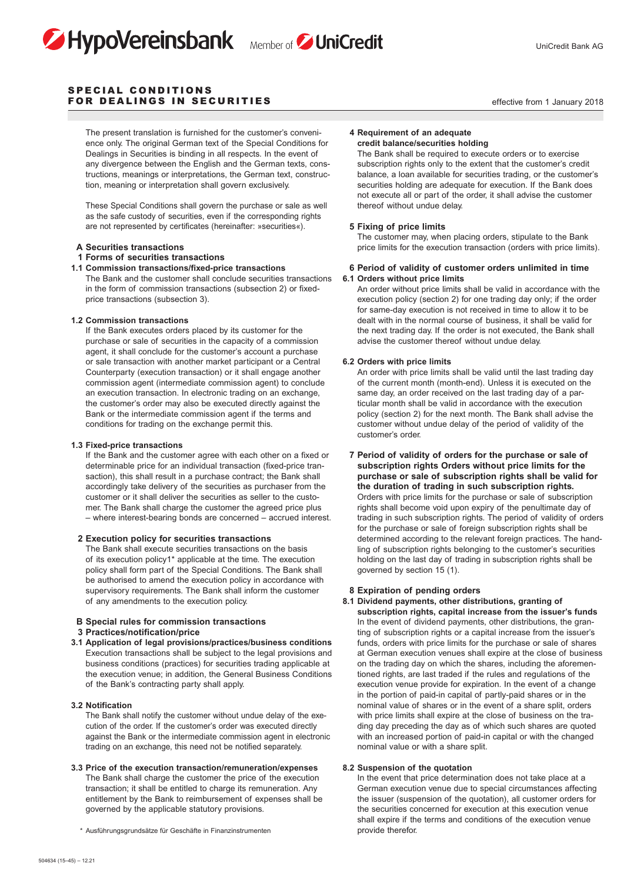# SPECIAL CONDITIONS FOR DEALINGS IN SECURITIES

effective from 1 January 2018

The present translation is furnished for the customer's convenience only. The original German text of the Special Conditions for Dealings in Securities is binding in all respects. In the event of any divergence between the English and the German texts, constructions, meanings or interpretations, the German text, construction, meaning or interpretation shall govern exclusively.

These Special Conditions shall govern the purchase or sale as well as the safe custody of securities, even if the corresponding rights are not represented by certificates (hereinafter: »securities«).

## A Securities transactions

### 1 Forms of securities transactions

**1.1 Commission transactions/fixed-price transactions**

The Bank and the customer shall conclude securities transactions in the form of commission transactions (subsection 2) or fixed-price transactions (subsection 3).

**1.2 Commission transactions**

If the Bank executes orders placed by its customer for the purchase or sale of securities in the capacity of a commission agent, it shall conclude for the customer's account a purchase or sale transaction with another market participant or a Central Counterparty (execution transaction) or it shall engage another commission agent (intermediate commission agent) to conclude an execution transaction. In electronic trading on an exchange, the customer's order may also be executed directly against the Bank or the intermediate commission agent if the terms and conditions for trading on the exchange permit this.

**1.3 Fixed-price transactions**

If the Bank and the customer agree with each other on a fixed or determinable price for an individual transaction (fixed-price transaction), this shall result in a purchase contract; the Bank shall accordingly take delivery of the securities as purchaser from the customer or it shall deliver the securities as seller to the customer. The Bank shall charge the customer the agreed price plus – where interest-bearing bonds are concerned – accrued interest.

### 2 Execution policy for securities transactions

The Bank shall execute securities transactions on the basis of its execution policy1* applicable at the time. The execution policy shall form part of the Special Conditions. The Bank shall be authorised to amend the execution policy in accordance with supervisory requirements. The Bank shall inform the customer of any amendments to the execution policy.

## B Special rules for commission transactions

### 3 Practices/notification/price

**3.1 Application of legal provisions/practices/business conditions**

Execution transactions shall be subject to the legal provisions and business conditions (practices) for securities trading applicable at the execution venue; in addition, the General Business Conditions of the Bank's contracting party shall apply.

**3.2 Notification**

The Bank shall notify the customer without undue delay of the execution of the order. If the customer's order was executed directly against the Bank or the intermediate commission agent in electronic trading on an exchange, this need not be notified separately.

**3.3 Price of the execution transaction/remuneration/expenses**

The Bank shall charge the customer the price of the execution transaction; it shall be entitled to charge its remuneration. Any entitlement by the Bank to reimbursement of expenses shall be governed by the applicable statutory provisions.

\* Ausführungsgrundsätze für Geschäfte in Finanzinstrumenten

### 4 Requirement of an adequate credit balance/securities holding

The Bank shall be required to execute orders or to exercise subscription rights only to the extent that the customer's credit balance, a loan available for securities trading, or the customer's securities holding are adequate for execution. If the Bank does not execute all or part of the order, it shall advise the customer thereof without undue delay.

### 5 Fixing of price limits

The customer may, when placing orders, stipulate to the Bank price limits for the execution transaction (orders with price limits).

### 6 Period of validity of customer orders unlimited in time

**6.1 Orders without price limits**

An order without price limits shall be valid in accordance with the execution policy (section 2) for one trading day only; if the order for same-day execution is not received in time to allow it to be dealt with in the normal course of business, it shall be valid for the next trading day. If the order is not executed, the Bank shall advise the customer thereof without undue delay.

**6.2 Orders with price limits**

An order with price limits shall be valid until the last trading day of the current month (month-end). Unless it is executed on the same day, an order received on the last trading day of a particular month shall be valid in accordance with the execution policy (section 2) for the next month. The Bank shall advise the customer without undue delay of the period of validity of the customer's order.

### 7 Period of validity of orders for the purchase or sale of subscription rights Orders without price limits for the purchase or sale of subscription rights shall be valid for the duration of trading in such subscription rights.

Orders with price limits for the purchase or sale of subscription rights shall become void upon expiry of the penultimate day of trading in such subscription rights. The period of validity of orders for the purchase or sale of foreign subscription rights shall be determined according to the relevant foreign practices. The handling of subscription rights belonging to the customer's securities holding on the last day of trading in subscription rights shall be governed by section 15 (1).

### 8 Expiration of pending orders

**8.1 Dividend payments, other distributions, granting of subscription rights, capital increase from the issuer's funds**

In the event of dividend payments, other distributions, the granting of subscription rights or a capital increase from the issuer's funds, orders with price limits for the purchase or sale of shares at German execution venues shall expire at the close of business on the trading day on which the shares, including the aforementioned rights, are last traded if the rules and regulations of the execution venue provide for expiration. In the event of a change in the portion of paid-in capital of partly-paid shares or in the nominal value of shares or in the event of a share split, orders with price limits shall expire at the close of business on the trading day preceding the day as of which such shares are quoted with an increased portion of paid-in capital or with the changed nominal value or with a share split.

**8.2 Suspension of the quotation**

In the event that price determination does not take place at a German execution venue due to special circumstances affecting the issuer (suspension of the quotation), all customer orders for the securities concerned for execution at this execution venue shall expire if the terms and conditions of the execution venue provide therefor.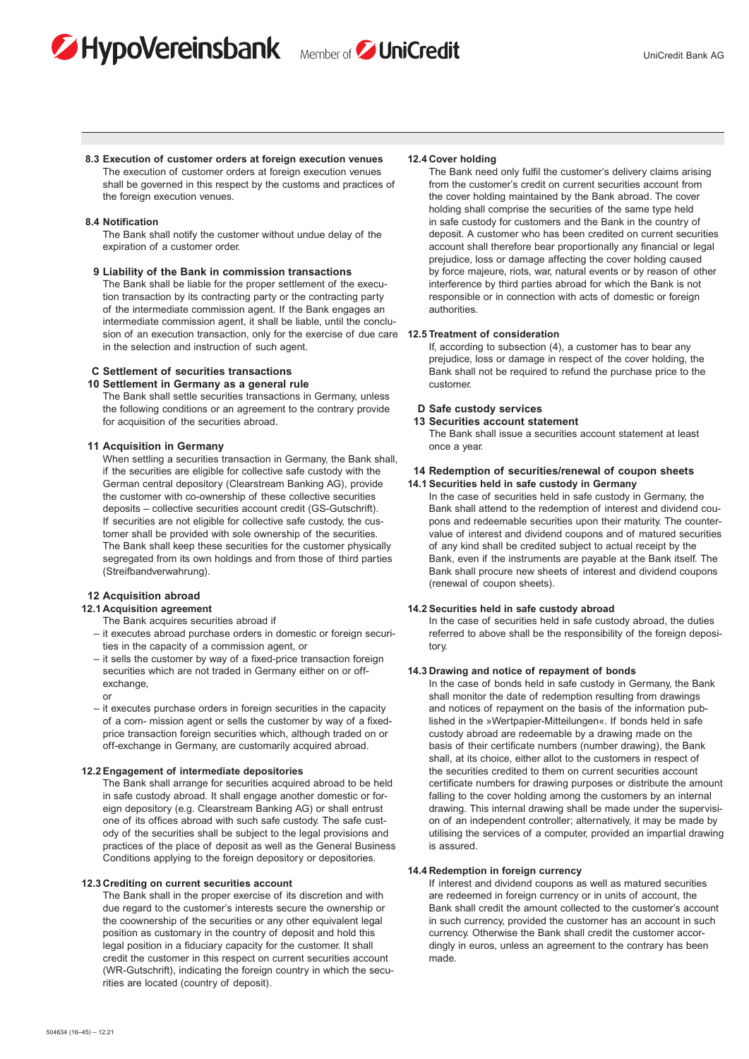**8.3 Execution of customer orders at foreign execution venues**

The execution of customer orders at foreign execution venues shall be governed in this respect by the customs and practices of the foreign execution venues.

**8.4 Notification**

The Bank shall notify the customer without undue delay of the expiration of a customer order.

## 9 Liability of the Bank in commission transactions

The Bank shall be liable for the proper settlement of the execution transaction by its contracting party or the contracting party of the intermediate commission agent. If the Bank engages an intermediate commission agent, it shall be liable, until the conclusion of an execution transaction, only for the exercise of due care in the selection and instruction of such agent.

## C Settlement of securities transactions

## 10 Settlement in Germany as a general rule

The Bank shall settle securities transactions in Germany, unless the following conditions or an agreement to the contrary provide for acquisition of the securities abroad.

## 11 Acquisition in Germany

When settling a securities transaction in Germany, the Bank shall, if the securities are eligible for collective safe custody with the German central depository (Clearstream Banking AG), provide the customer with co-ownership of these collective securities deposits – collective securities account credit (GS-Gutschrift). If securities are not eligible for collective safe custody, the customer shall be provided with sole ownership of the securities. The Bank shall keep these securities for the customer physically segregated from its own holdings and from those of third parties (Streifbandverwahrung).

## 12 Acquisition abroad

**12.1 Acquisition agreement**

The Bank acquires securities abroad if

– it executes abroad purchase orders in domestic or foreign securities in the capacity of a commission agent, or

– it sells the customer by way of a fixed-price transaction foreign securities which are not traded in Germany either on or off-exchange,

or

– it executes purchase orders in foreign securities in the capacity of a com- mission agent or sells the customer by way of a fixed-price transaction foreign securities which, although traded on or off-exchange in Germany, are customarily acquired abroad.

**12.2 Engagement of intermediate depositories**

The Bank shall arrange for securities acquired abroad to be held in safe custody abroad. It shall engage another domestic or foreign depository (e.g. Clearstream Banking AG) or shall entrust one of its offices abroad with such safe custody. The safe custody of the securities shall be subject to the legal provisions and practices of the place of deposit as well as the General Business Conditions applying to the foreign depository or depositories.

**12.3 Crediting on current securities account**

The Bank shall in the proper exercise of its discretion and with due regard to the customer's interests secure the ownership or the coownership of the securities or any other equivalent legal position as customary in the country of deposit and hold this legal position in a fiduciary capacity for the customer. It shall credit the customer in this respect on current securities account (WR-Gutschrift), indicating the foreign country in which the securities are located (country of deposit).

**12.4 Cover holding**

The Bank need only fulfil the customer's delivery claims arising from the customer's credit on current securities account from the cover holding maintained by the Bank abroad. The cover holding shall comprise the securities of the same type held in safe custody for customers and the Bank in the country of deposit. A customer who has been credited on current securities account shall therefore bear proportionally any financial or legal prejudice, loss or damage affecting the cover holding caused by force majeure, riots, war, natural events or by reason of other interference by third parties abroad for which the Bank is not responsible or in connection with acts of domestic or foreign authorities.

**12.5 Treatment of consideration**

If, according to subsection (4), a customer has to bear any prejudice, loss or damage in respect of the cover holding, the Bank shall not be required to refund the purchase price to the customer.

## D Safe custody services

## 13 Securities account statement

The Bank shall issue a securities account statement at least once a year.

## 14 Redemption of securities/renewal of coupon sheets

**14.1 Securities held in safe custody in Germany**

In the case of securities held in safe custody in Germany, the Bank shall attend to the redemption of interest and dividend coupons and redeemable securities upon their maturity. The countervalue of interest and dividend coupons and of matured securities of any kind shall be credited subject to actual receipt by the Bank, even if the instruments are payable at the Bank itself. The Bank shall procure new sheets of interest and dividend coupons (renewal of coupon sheets).

**14.2 Securities held in safe custody abroad**

In the case of securities held in safe custody abroad, the duties referred to above shall be the responsibility of the foreign depository.

**14.3 Drawing and notice of repayment of bonds**

In the case of bonds held in safe custody in Germany, the Bank shall monitor the date of redemption resulting from drawings and notices of repayment on the basis of the information published in the »Wertpapier-Mitteilungen«. If bonds held in safe custody abroad are redeemable by a drawing made on the basis of their certificate numbers (number drawing), the Bank shall, at its choice, either allot to the customers in respect of the securities credited to them on current securities account certificate numbers for drawing purposes or distribute the amount falling to the cover holding among the customers by an internal drawing. This internal drawing shall be made under the supervision of an independent controller; alternatively, it may be made by utilising the services of a computer, provided an impartial drawing is assured.

**14.4 Redemption in foreign currency**

If interest and dividend coupons as well as matured securities are redeemed in foreign currency or in units of account, the Bank shall credit the amount collected to the customer's account in such currency, provided the customer has an account in such currency. Otherwise the Bank shall credit the customer accordingly in euros, unless an agreement to the contrary has been made.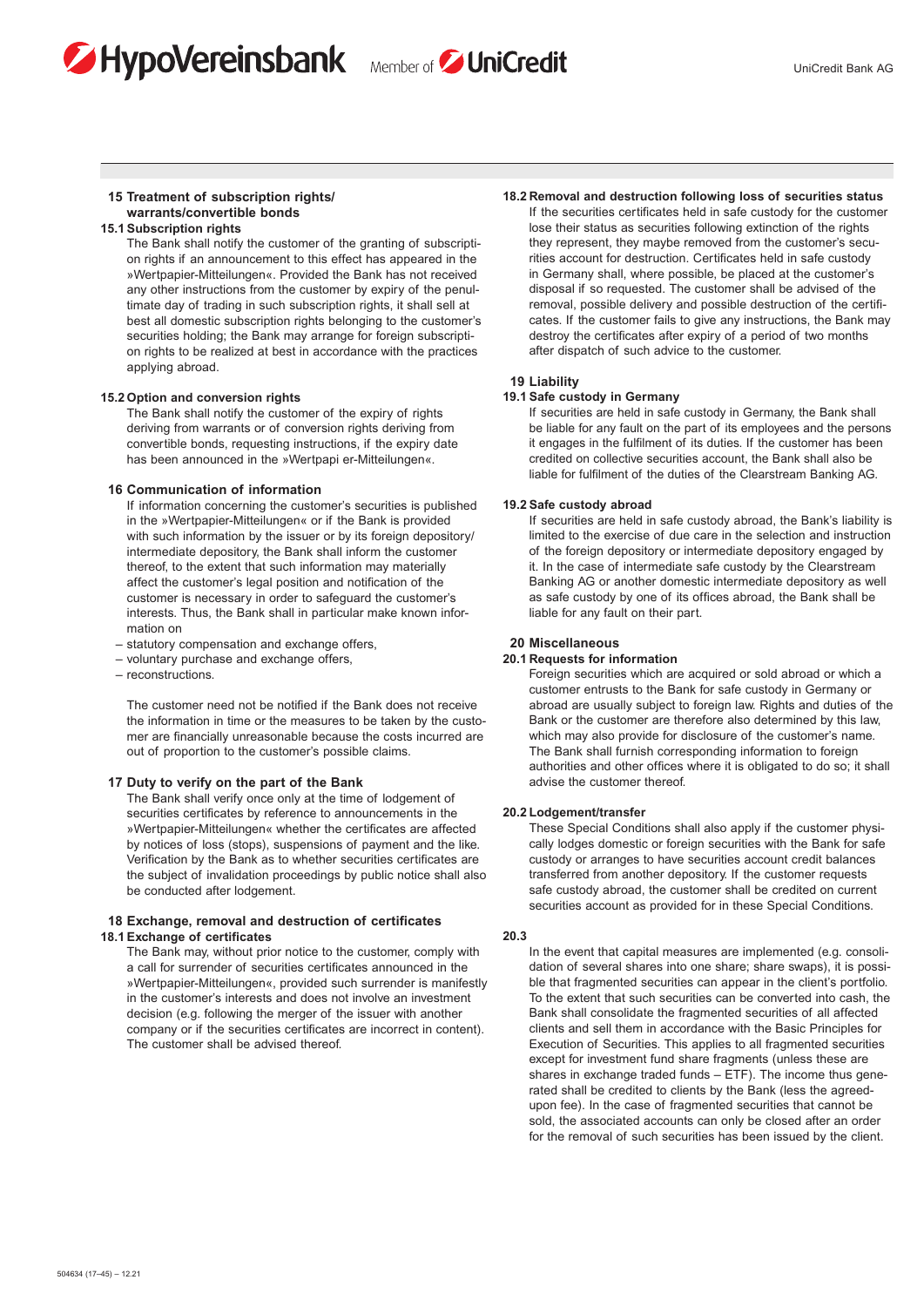## 15 Treatment of subscription rights/ warrants/convertible bonds

### 15.1 Subscription rights

The Bank shall notify the customer of the granting of subscription rights if an announcement to this effect has appeared in the »Wertpapier-Mitteilungen«. Provided the Bank has not received any other instructions from the customer by expiry of the penultimate day of trading in such subscription rights, it shall sell at best all domestic subscription rights belonging to the customer's securities holding; the Bank may arrange for foreign subscription rights to be realized at best in accordance with the practices applying abroad.

### 15.2 Option and conversion rights

The Bank shall notify the customer of the expiry of rights deriving from warrants or of conversion rights deriving from convertible bonds, requesting instructions, if the expiry date has been announced in the »Wertpapi er-Mitteilungen«.

## 16 Communication of information

If information concerning the customer's securities is published in the »Wertpapier-Mitteilungen« or if the Bank is provided with such information by the issuer or by its foreign depository/ intermediate depository, the Bank shall inform the customer thereof, to the extent that such information may materially affect the customer's legal position and notification of the customer is necessary in order to safeguard the customer's interests. Thus, the Bank shall in particular make known information on

- statutory compensation and exchange offers,
- voluntary purchase and exchange offers,
- reconstructions.

The customer need not be notified if the Bank does not receive the information in time or the measures to be taken by the customer are financially unreasonable because the costs incurred are out of proportion to the customer's possible claims.

## 17 Duty to verify on the part of the Bank

The Bank shall verify once only at the time of lodgement of securities certificates by reference to announcements in the »Wertpapier-Mitteilungen« whether the certificates are affected by notices of loss (stops), suspensions of payment and the like. Verification by the Bank as to whether securities certificates are the subject of invalidation proceedings by public notice shall also be conducted after lodgement.

## 18 Exchange, removal and destruction of certificates

### 18.1 Exchange of certificates

The Bank may, without prior notice to the customer, comply with a call for surrender of securities certificates announced in the »Wertpapier-Mitteilungen«, provided such surrender is manifestly in the customer's interests and does not involve an investment decision (e.g. following the merger of the issuer with another company or if the securities certificates are incorrect in content). The customer shall be advised thereof.

### 18.2 Removal and destruction following loss of securities status

If the securities certificates held in safe custody for the customer lose their status as securities following extinction of the rights they represent, they maybe removed from the customer's securities account for destruction. Certificates held in safe custody in Germany shall, where possible, be placed at the customer's disposal if so requested. The customer shall be advised of the removal, possible delivery and possible destruction of the certificates. If the customer fails to give any instructions, the Bank may destroy the certificates after expiry of a period of two months after dispatch of such advice to the customer.

## 19 Liability

### 19.1 Safe custody in Germany

If securities are held in safe custody in Germany, the Bank shall be liable for any fault on the part of its employees and the persons it engages in the fulfilment of its duties. If the customer has been credited on collective securities account, the Bank shall also be liable for fulfilment of the duties of the Clearstream Banking AG.

### 19.2 Safe custody abroad

If securities are held in safe custody abroad, the Bank's liability is limited to the exercise of due care in the selection and instruction of the foreign depository or intermediate depository engaged by it. In the case of intermediate safe custody by the Clearstream Banking AG or another domestic intermediate depository as well as safe custody by one of its offices abroad, the Bank shall be liable for any fault on their part.

## 20 Miscellaneous

### 20.1 Requests for information

Foreign securities which are acquired or sold abroad or which a customer entrusts to the Bank for safe custody in Germany or abroad are usually subject to foreign law. Rights and duties of the Bank or the customer are therefore also determined by this law, which may also provide for disclosure of the customer's name. The Bank shall furnish corresponding information to foreign authorities and other offices where it is obligated to do so; it shall advise the customer thereof.

### 20.2 Lodgement/transfer

These Special Conditions shall also apply if the customer physically lodges domestic or foreign securities with the Bank for safe custody or arranges to have securities account credit balances transferred from another depository. If the customer requests safe custody abroad, the customer shall be credited on current securities account as provided for in these Special Conditions.

### 20.3

In the event that capital measures are implemented (e.g. consolidation of several shares into one share; share swaps), it is possible that fragmented securities can appear in the client's portfolio. To the extent that such securities can be converted into cash, the Bank shall consolidate the fragmented securities of all affected clients and sell them in accordance with the Basic Principles for Execution of Securities. This applies to all fragmented securities except for investment fund share fragments (unless these are shares in exchange traded funds – ETF). The income thus generated shall be credited to clients by the Bank (less the agreed-upon fee). In the case of fragmented securities that cannot be sold, the associated accounts can only be closed after an order for the removal of such securities has been issued by the client.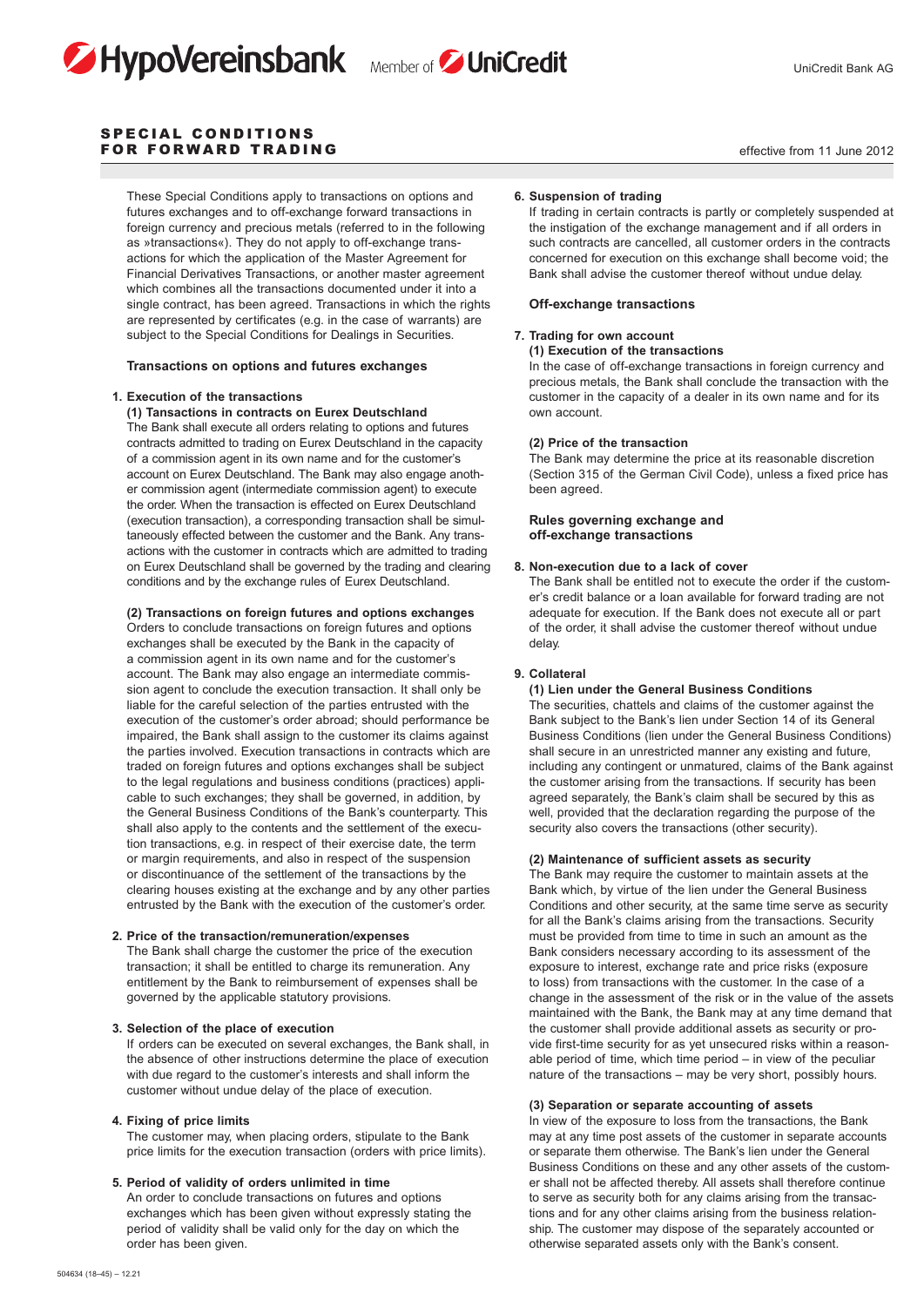# SPECIAL CONDITIONS FOR FORWARD TRADING

effective from 11 June 2012

These Special Conditions apply to transactions on options and futures exchanges and to off-exchange forward transactions in foreign currency and precious metals (referred to in the following as »transactions«). They do not apply to off-exchange transactions for which the application of the Master Agreement for Financial Derivatives Transactions, or another master agreement which combines all the transactions documented under it into a single contract, has been agreed. Transactions in which the rights are represented by certificates (e.g. in the case of warrants) are subject to the Special Conditions for Dealings in Securities.

## Transactions on options and futures exchanges

### 1. Execution of the transactions

**(1) Tansactions in contracts on Eurex Deutschland**

The Bank shall execute all orders relating to options and futures contracts admitted to trading on Eurex Deutschland in the capacity of a commission agent in its own name and for the customer's account on Eurex Deutschland. The Bank may also engage another commission agent (intermediate commission agent) to execute the order. When the transaction is effected on Eurex Deutschland (execution transaction), a corresponding transaction shall be simultaneously effected between the customer and the Bank. Any transactions with the customer in contracts which are admitted to trading on Eurex Deutschland shall be governed by the trading and clearing conditions and by the exchange rules of Eurex Deutschland.

**(2) Transactions on foreign futures and options exchanges**

Orders to conclude transactions on foreign futures and options exchanges shall be executed by the Bank in the capacity of a commission agent in its own name and for the customer's account. The Bank may also engage an intermediate commission agent to conclude the execution transaction. It shall only be liable for the careful selection of the parties entrusted with the execution of the customer's order abroad; should performance be impaired, the Bank shall assign to the customer its claims against the parties involved. Execution transactions in contracts which are traded on foreign futures and options exchanges shall be subject to the legal regulations and business conditions (practices) applicable to such exchanges; they shall be governed, in addition, by the General Business Conditions of the Bank's counterparty. This shall also apply to the contents and the settlement of the execution transactions, e.g. in respect of their exercise date, the term or margin requirements, and also in respect of the suspension or discontinuance of the settlement of the transactions by the clearing houses existing at the exchange and by any other parties entrusted by the Bank with the execution of the customer's order.

### 2. Price of the transaction/remuneration/expenses

The Bank shall charge the customer the price of the execution transaction; it shall be entitled to charge its remuneration. Any entitlement by the Bank to reimbursement of expenses shall be governed by the applicable statutory provisions.

### 3. Selection of the place of execution

If orders can be executed on several exchanges, the Bank shall, in the absence of other instructions determine the place of execution with due regard to the customer's interests and shall inform the customer without undue delay of the place of execution.

### 4. Fixing of price limits

The customer may, when placing orders, stipulate to the Bank price limits for the execution transaction (orders with price limits).

### 5. Period of validity of orders unlimited in time

An order to conclude transactions on futures and options exchanges which has been given without expressly stating the period of validity shall be valid only for the day on which the order has been given.

### 6. Suspension of trading

If trading in certain contracts is partly or completely suspended at the instigation of the exchange management and if all orders in such contracts are cancelled, all customer orders in the contracts concerned for execution on this exchange shall become void; the Bank shall advise the customer thereof without undue delay.

## Off-exchange transactions

### 7. Trading for own account

**(1) Execution of the transactions**

In the case of off-exchange transactions in foreign currency and precious metals, the Bank shall conclude the transaction with the customer in the capacity of a dealer in its own name and for its own account.

**(2) Price of the transaction**

The Bank may determine the price at its reasonable discretion (Section 315 of the German Civil Code), unless a fixed price has been agreed.

## Rules governing exchange and off-exchange transactions

### 8. Non-execution due to a lack of cover

The Bank shall be entitled not to execute the order if the customer's credit balance or a loan available for forward trading are not adequate for execution. If the Bank does not execute all or part of the order, it shall advise the customer thereof without undue delay.

### 9. Collateral

**(1) Lien under the General Business Conditions**

The securities, chattels and claims of the customer against the Bank subject to the Bank's lien under Section 14 of its General Business Conditions (lien under the General Business Conditions) shall secure in an unrestricted manner any existing and future, including any contingent or unmatured, claims of the Bank against the customer arising from the transactions. If security has been agreed separately, the Bank's claim shall be secured by this as well, provided that the declaration regarding the purpose of the security also covers the transactions (other security).

**(2) Maintenance of sufficient assets as security**

The Bank may require the customer to maintain assets at the Bank which, by virtue of the lien under the General Business Conditions and other security, at the same time serve as security for all the Bank's claims arising from the transactions. Security must be provided from time to time in such an amount as the Bank considers necessary according to its assessment of the exposure to interest, exchange rate and price risks (exposure to loss) from transactions with the customer. In the case of a change in the assessment of the risk or in the value of the assets maintained with the Bank, the Bank may at any time demand that the customer shall provide additional assets as security or provide first-time security for as yet unsecured risks within a reasonable period of time, which time period – in view of the peculiar nature of the transactions – may be very short, possibly hours.

**(3) Separation or separate accounting of assets**

In view of the exposure to loss from the transactions, the Bank may at any time post assets of the customer in separate accounts or separate them otherwise. The Bank's lien under the General Business Conditions on these and any other assets of the customer shall not be affected thereby. All assets shall therefore continue to serve as security both for any claims arising from the transactions and for any other claims arising from the business relationship. The customer may dispose of the separately accounted or otherwise separated assets only with the Bank's consent.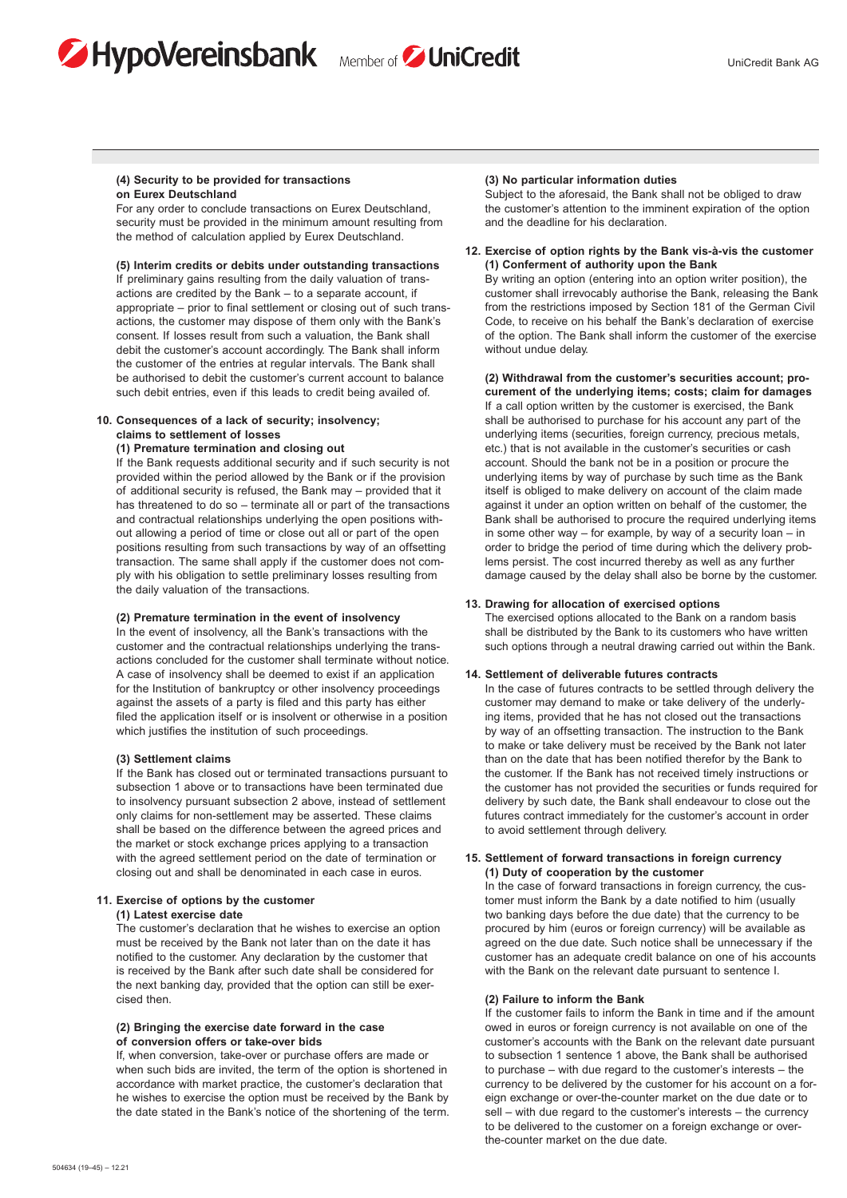**(4) Security to be provided for transactions on Eurex Deutschland**

For any order to conclude transactions on Eurex Deutschland, security must be provided in the minimum amount resulting from the method of calculation applied by Eurex Deutschland.

**(5) Interim credits or debits under outstanding transactions**

If preliminary gains resulting from the daily valuation of transactions are credited by the Bank – to a separate account, if appropriate – prior to final settlement or closing out of such transactions, the customer may dispose of them only with the Bank's consent. If losses result from such a valuation, the Bank shall debit the customer's account accordingly. The Bank shall inform the customer of the entries at regular intervals. The Bank shall be authorised to debit the customer's current account to balance such debit entries, even if this leads to credit being availed of.

## 10. Consequences of a lack of security; insolvency; claims to settlement of losses

**(1) Premature termination and closing out**

If the Bank requests additional security and if such security is not provided within the period allowed by the Bank or if the provision of additional security is refused, the Bank may – provided that it has threatened to do so – terminate all or part of the transactions and contractual relationships underlying the open positions without allowing a period of time or close out all or part of the open positions resulting from such transactions by way of an offsetting transaction. The same shall apply if the customer does not comply with his obligation to settle preliminary losses resulting from the daily valuation of the transactions.

**(2) Premature termination in the event of insolvency**

In the event of insolvency, all the Bank's transactions with the customer and the contractual relationships underlying the transactions concluded for the customer shall terminate without notice. A case of insolvency shall be deemed to exist if an application for the Institution of bankruptcy or other insolvency proceedings against the assets of a party is filed and this party has either filed the application itself or is insolvent or otherwise in a position which justifies the institution of such proceedings.

**(3) Settlement claims**

If the Bank has closed out or terminated transactions pursuant to subsection 1 above or to transactions have been terminated due to insolvency pursuant subsection 2 above, instead of settlement only claims for non-settlement may be asserted. These claims shall be based on the difference between the agreed prices and the market or stock exchange prices applying to a transaction with the agreed settlement period on the date of termination or closing out and shall be denominated in each case in euros.

## 11. Exercise of options by the customer

**(1) Latest exercise date**

The customer's declaration that he wishes to exercise an option must be received by the Bank not later than on the date it has notified to the customer. Any declaration by the customer that is received by the Bank after such date shall be considered for the next banking day, provided that the option can still be exercised then.

**(2) Bringing the exercise date forward in the case of conversion offers or take-over bids**

If, when conversion, take-over or purchase offers are made or when such bids are invited, the term of the option is shortened in accordance with market practice, the customer's declaration that he wishes to exercise the option must be received by the Bank by the date stated in the Bank's notice of the shortening of the term.

**(3) No particular information duties**

Subject to the aforesaid, the Bank shall not be obliged to draw the customer's attention to the imminent expiration of the option and the deadline for his declaration.

## 12. Exercise of option rights by the Bank vis-à-vis the customer

**(1) Conferment of authority upon the Bank**

By writing an option (entering into an option writer position), the customer shall irrevocably authorise the Bank, releasing the Bank from the restrictions imposed by Section 181 of the German Civil Code, to receive on his behalf the Bank's declaration of exercise of the option. The Bank shall inform the customer of the exercise without undue delay.

**(2) Withdrawal from the customer's securities account; procurement of the underlying items; costs; claim for damages**

If a call option written by the customer is exercised, the Bank shall be authorised to purchase for his account any part of the underlying items (securities, foreign currency, precious metals, etc.) that is not available in the customer's securities or cash account. Should the bank not be in a position or procure the underlying items by way of purchase by such time as the Bank itself is obliged to make delivery on account of the claim made against it under an option written on behalf of the customer, the Bank shall be authorised to procure the required underlying items in some other way – for example, by way of a security loan – in order to bridge the period of time during which the delivery problems persist. The cost incurred thereby as well as any further damage caused by the delay shall also be borne by the customer.

## 13. Drawing for allocation of exercised options

The exercised options allocated to the Bank on a random basis shall be distributed by the Bank to its customers who have written such options through a neutral drawing carried out within the Bank.

## 14. Settlement of deliverable futures contracts

In the case of futures contracts to be settled through delivery the customer may demand to make or take delivery of the underlying items, provided that he has not closed out the transactions by way of an offsetting transaction. The instruction to the Bank to make or take delivery must be received by the Bank not later than on the date that has been notified therefor by the Bank to the customer. If the Bank has not received timely instructions or the customer has not provided the securities or funds required for delivery by such date, the Bank shall endeavour to close out the futures contract immediately for the customer's account in order to avoid settlement through delivery.

## 15. Settlement of forward transactions in foreign currency

**(1) Duty of cooperation by the customer**

In the case of forward transactions in foreign currency, the customer must inform the Bank by a date notified to him (usually two banking days before the due date) that the currency to be procured by him (euros or foreign currency) will be available as agreed on the due date. Such notice shall be unnecessary if the customer has an adequate credit balance on one of his accounts with the Bank on the relevant date pursuant to sentence I.

**(2) Failure to inform the Bank**

If the customer fails to inform the Bank in time and if the amount owed in euros or foreign currency is not available on one of the customer's accounts with the Bank on the relevant date pursuant to subsection 1 sentence 1 above, the Bank shall be authorised to purchase – with due regard to the customer's interests – the currency to be delivered by the customer for his account on a foreign exchange or over-the-counter market on the due date or to sell – with due regard to the customer's interests – the currency to be delivered to the customer on a foreign exchange or over-the-counter market on the due date.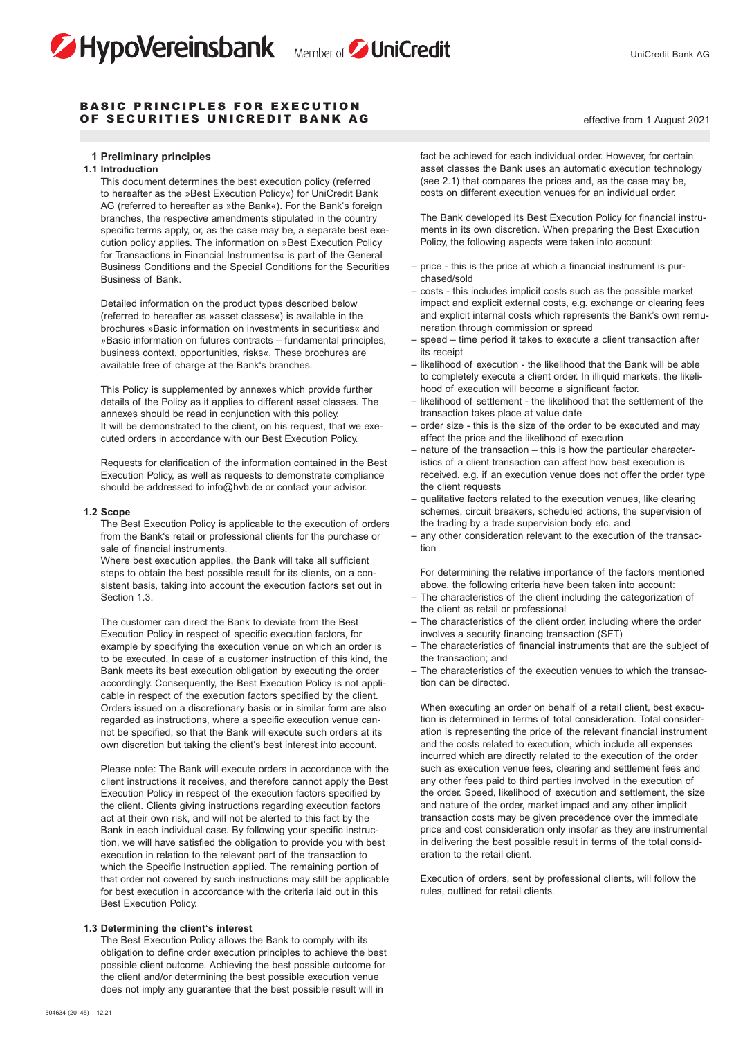# BASIC PRINCIPLES FOR EXECUTION OF SECURITIES UNICREDIT BANK AG

effective from 1 August 2021

## 1 Preliminary principles

### 1.1 Introduction

This document determines the best execution policy (referred to hereafter as the »Best Execution Policy«) for UniCredit Bank AG (referred to hereafter as »the Bank«). For the Bank's foreign branches, the respective amendments stipulated in the country specific terms apply, or, as the case may be, a separate best execution policy applies. The information on »Best Execution Policy for Transactions in Financial Instruments« is part of the General Business Conditions and the Special Conditions for the Securities Business of Bank.

Detailed information on the product types described below (referred to hereafter as »asset classes«) is available in the brochures »Basic information on investments in securities« and »Basic information on futures contracts – fundamental principles, business context, opportunities, risks«. These brochures are available free of charge at the Bank's branches.

This Policy is supplemented by annexes which provide further details of the Policy as it applies to different asset classes. The annexes should be read in conjunction with this policy. It will be demonstrated to the client, on his request, that we executed orders in accordance with our Best Execution Policy.

Requests for clarification of the information contained in the Best Execution Policy, as well as requests to demonstrate compliance should be addressed to info@hvb.de or contact your advisor.

### 1.2 Scope

The Best Execution Policy is applicable to the execution of orders from the Bank's retail or professional clients for the purchase or sale of financial instruments.
Where best execution applies, the Bank will take all sufficient steps to obtain the best possible result for its clients, on a consistent basis, taking into account the execution factors set out in Section 1.3.

The customer can direct the Bank to deviate from the Best Execution Policy in respect of specific execution factors, for example by specifying the execution venue on which an order is to be executed. In case of a customer instruction of this kind, the Bank meets its best execution obligation by executing the order accordingly. Consequently, the Best Execution Policy is not applicable in respect of the execution factors specified by the client. Orders issued on a discretionary basis or in similar form are also regarded as instructions, where a specific execution venue cannot be specified, so that the Bank will execute such orders at its own discretion but taking the client's best interest into account.

Please note: The Bank will execute orders in accordance with the client instructions it receives, and therefore cannot apply the Best Execution Policy in respect of the execution factors specified by the client. Clients giving instructions regarding execution factors act at their own risk, and will not be alerted to this fact by the Bank in each individual case. By following your specific instruction, we will have satisfied the obligation to provide you with best execution in relation to the relevant part of the transaction to which the Specific Instruction applied. The remaining portion of that order not covered by such instructions may still be applicable for best execution in accordance with the criteria laid out in this Best Execution Policy.

### 1.3 Determining the client's interest

The Best Execution Policy allows the Bank to comply with its obligation to define order execution principles to achieve the best possible client outcome. Achieving the best possible outcome for the client and/or determining the best possible execution venue does not imply any guarantee that the best possible result will in fact be achieved for each individual order. However, for certain asset classes the Bank uses an automatic execution technology (see 2.1) that compares the prices and, as the case may be, costs on different execution venues for an individual order.

The Bank developed its Best Execution Policy for financial instruments in its own discretion. When preparing the Best Execution Policy, the following aspects were taken into account:

- price - this is the price at which a financial instrument is purchased/sold
- costs - this includes implicit costs such as the possible market impact and explicit external costs, e.g. exchange or clearing fees and explicit internal costs which represents the Bank's own remuneration through commission or spread
- speed – time period it takes to execute a client transaction after its receipt
- likelihood of execution - the likelihood that the Bank will be able to completely execute a client order. In illiquid markets, the likelihood of execution will become a significant factor.
- likelihood of settlement - the likelihood that the settlement of the transaction takes place at value date
- order size - this is the size of the order to be executed and may affect the price and the likelihood of execution
- nature of the transaction – this is how the particular characteristics of a client transaction can affect how best execution is received. e.g. if an execution venue does not offer the order type the client requests
- qualitative factors related to the execution venues, like clearing schemes, circuit breakers, scheduled actions, the supervision of the trading by a trade supervision body etc. and
- any other consideration relevant to the execution of the transaction

For determining the relative importance of the factors mentioned above, the following criteria have been taken into account:

- The characteristics of the client including the categorization of the client as retail or professional
- The characteristics of the client order, including where the order involves a security financing transaction (SFT)
- The characteristics of financial instruments that are the subject of the transaction; and
- The characteristics of the execution venues to which the transaction can be directed.

When executing an order on behalf of a retail client, best execution is determined in terms of total consideration. Total consideration is representing the price of the relevant financial instrument and the costs related to execution, which include all expenses incurred which are directly related to the execution of the order such as execution venue fees, clearing and settlement fees and any other fees paid to third parties involved in the execution of the order. Speed, likelihood of execution and settlement, the size and nature of the order, market impact and any other implicit transaction costs may be given precedence over the immediate price and cost consideration only insofar as they are instrumental in delivering the best possible result in terms of the total consideration to the retail client.

Execution of orders, sent by professional clients, will follow the rules, outlined for retail clients.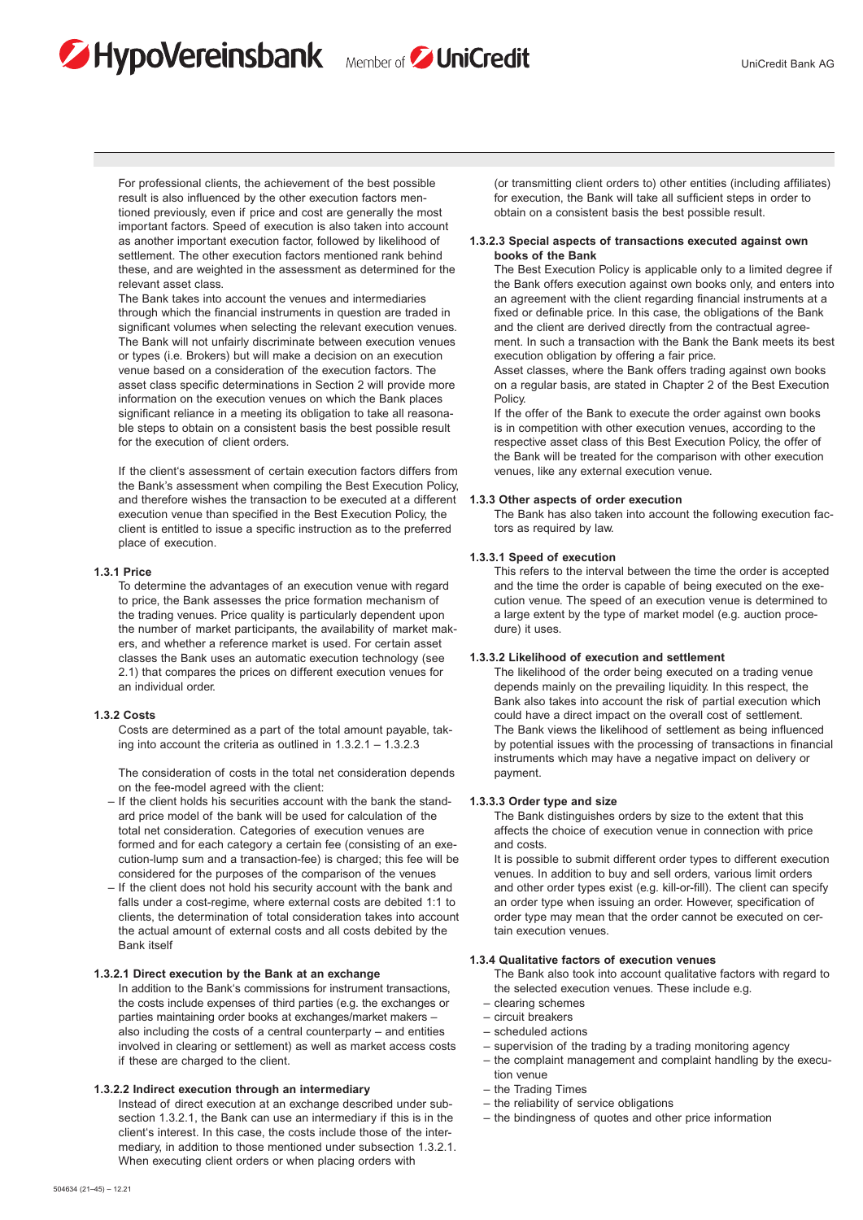For professional clients, the achievement of the best possible result is also influenced by the other execution factors mentioned previously, even if price and cost are generally the most important factors. Speed of execution is also taken into account as another important execution factor, followed by likelihood of settlement. The other execution factors mentioned rank behind these, and are weighted in the assessment as determined for the relevant asset class.

The Bank takes into account the venues and intermediaries through which the financial instruments in question are traded in significant volumes when selecting the relevant execution venues. The Bank will not unfairly discriminate between execution venues or types (i.e. Brokers) but will make a decision on an execution venue based on a consideration of the execution factors. The asset class specific determinations in Section 2 will provide more information on the execution venues on which the Bank places significant reliance in a meeting its obligation to take all reasonable steps to obtain on a consistent basis the best possible result for the execution of client orders.

If the client's assessment of certain execution factors differs from the Bank's assessment when compiling the Best Execution Policy, and therefore wishes the transaction to be executed at a different execution venue than specified in the Best Execution Policy, the client is entitled to issue a specific instruction as to the preferred place of execution.

### 1.3.1 Price

To determine the advantages of an execution venue with regard to price, the Bank assesses the price formation mechanism of the trading venues. Price quality is particularly dependent upon the number of market participants, the availability of market makers, and whether a reference market is used. For certain asset classes the Bank uses an automatic execution technology (see 2.1) that compares the prices on different execution venues for an individual order.

### 1.3.2 Costs

Costs are determined as a part of the total amount payable, taking into account the criteria as outlined in 1.3.2.1 – 1.3.2.3

The consideration of costs in the total net consideration depends on the fee-model agreed with the client:

- If the client holds his securities account with the bank the standard price model of the bank will be used for calculation of the total net consideration. Categories of execution venues are formed and for each category a certain fee (consisting of an execution-lump sum and a transaction-fee) is charged; this fee will be considered for the purposes of the comparison of the venues
- If the client does not hold his security account with the bank and falls under a cost-regime, where external costs are debited 1:1 to clients, the determination of total consideration takes into account the actual amount of external costs and all costs debited by the Bank itself

#### 1.3.2.1 Direct execution by the Bank at an exchange

In addition to the Bank's commissions for instrument transactions, the costs include expenses of third parties (e.g. the exchanges or parties maintaining order books at exchanges/market makers – also including the costs of a central counterparty – and entities involved in clearing or settlement) as well as market access costs if these are charged to the client.

#### 1.3.2.2 Indirect execution through an intermediary

Instead of direct execution at an exchange described under subsection 1.3.2.1, the Bank can use an intermediary if this is in the client's interest. In this case, the costs include those of the intermediary, in addition to those mentioned under subsection 1.3.2.1. When executing client orders or when placing orders with (or transmitting client orders to) other entities (including affiliates) for execution, the Bank will take all sufficient steps in order to obtain on a consistent basis the best possible result.

#### 1.3.2.3 Special aspects of transactions executed against own books of the Bank

The Best Execution Policy is applicable only to a limited degree if the Bank offers execution against own books only, and enters into an agreement with the client regarding financial instruments at a fixed or definable price. In this case, the obligations of the Bank and the client are derived directly from the contractual agreement. In such a transaction with the Bank the Bank meets its best execution obligation by offering a fair price.

Asset classes, where the Bank offers trading against own books on a regular basis, are stated in Chapter 2 of the Best Execution Policy.

If the offer of the Bank to execute the order against own books is in competition with other execution venues, according to the respective asset class of this Best Execution Policy, the offer of the Bank will be treated for the comparison with other execution venues, like any external execution venue.

### 1.3.3 Other aspects of order execution

The Bank has also taken into account the following execution factors as required by law.

#### 1.3.3.1 Speed of execution

This refers to the interval between the time the order is accepted and the time the order is capable of being executed on the execution venue. The speed of an execution venue is determined to a large extent by the type of market model (e.g. auction procedure) it uses.

#### 1.3.3.2 Likelihood of execution and settlement

The likelihood of the order being executed on a trading venue depends mainly on the prevailing liquidity. In this respect, the Bank also takes into account the risk of partial execution which could have a direct impact on the overall cost of settlement.
The Bank views the likelihood of settlement as being influenced by potential issues with the processing of transactions in financial instruments which may have a negative impact on delivery or payment.

#### 1.3.3.3 Order type and size

The Bank distinguishes orders by size to the extent that this affects the choice of execution venue in connection with price and costs.

It is possible to submit different order types to different execution venues. In addition to buy and sell orders, various limit orders and other order types exist (e.g. kill-or-fill). The client can specify an order type when issuing an order. However, specification of order type may mean that the order cannot be executed on certain execution venues.

### 1.3.4 Qualitative factors of execution venues

The Bank also took into account qualitative factors with regard to the selected execution venues. These include e.g.

- clearing schemes
- circuit breakers
- scheduled actions
- supervision of the trading by a trading monitoring agency
- the complaint management and complaint handling by the execution venue
- the Trading Times
- the reliability of service obligations
- the bindingness of quotes and other price information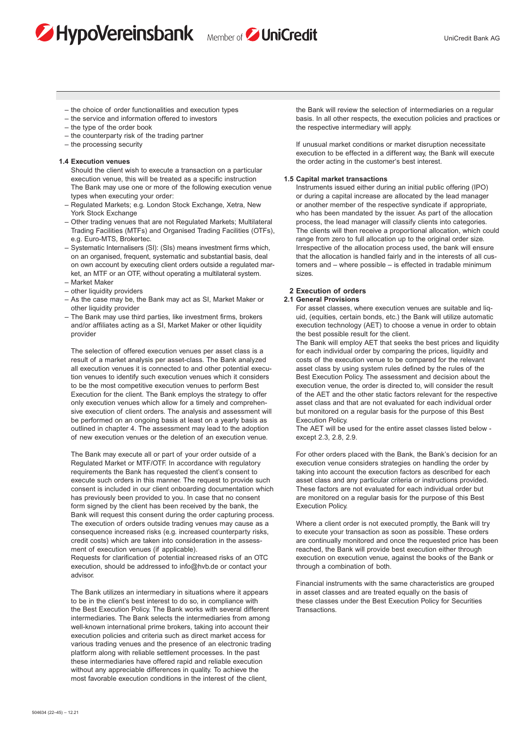– the choice of order functionalities and execution types
– the service and information offered to investors
– the type of the order book
– the counterparty risk of the trading partner
– the processing security

**1.4 Execution venues**

Should the client wish to execute a transaction on a particular execution venue, this will be treated as a specific instruction The Bank may use one or more of the following execution venue types when executing your order:

– Regulated Markets; e.g. London Stock Exchange, Xetra, New York Stock Exchange
– Other trading venues that are not Regulated Markets; Multilateral Trading Facilities (MTFs) and Organised Trading Facilities (OTFs), e.g. Euro-MTS, Brokertec.
– Systematic Internalisers (SI): (SIs) means investment firms which, on an organised, frequent, systematic and substantial basis, deal on own account by executing client orders outside a regulated market, an MTF or an OTF, without operating a multilateral system.
– Market Maker
– other liquidity providers
– As the case may be, the Bank may act as SI, Market Maker or other liquidity provider
– The Bank may use third parties, like investment firms, brokers and/or affiliates acting as a SI, Market Maker or other liquidity provider

The selection of offered execution venues per asset class is a result of a market analysis per asset-class. The Bank analyzed all execution venues it is connected to and other potential execution venues to identify such execution venues which it considers to be the most competitive execution venues to perform Best Execution for the client. The Bank employs the strategy to offer only execution venues which allow for a timely and comprehensive execution of client orders. The analysis and assessment will be performed on an ongoing basis at least on a yearly basis as outlined in chapter 4. The assessment may lead to the adoption of new execution venues or the deletion of an execution venue.

The Bank may execute all or part of your order outside of a Regulated Market or MTF/OTF. In accordance with regulatory requirements the Bank has requested the client's consent to execute such orders in this manner. The request to provide such consent is included in our client onboarding documentation which has previously been provided to you. In case that no consent form signed by the client has been received by the bank, the Bank will request this consent during the order capturing process. The execution of orders outside trading venues may cause as a consequence increased risks (e.g. increased counterparty risks, credit costs) which are taken into consideration in the assessment of execution venues (if applicable).
Requests for clarification of potential increased risks of an OTC execution, should be addressed to info@hvb.de or contact your advisor.

The Bank utilizes an intermediary in situations where it appears to be in the client's best interest to do so, in compliance with the Best Execution Policy. The Bank works with several different intermediaries. The Bank selects the intermediaries from among well-known international prime brokers, taking into account their execution policies and criteria such as direct market access for various trading venues and the presence of an electronic trading platform along with reliable settlement processes. In the past these intermediaries have offered rapid and reliable execution without any appreciable differences in quality. To achieve the most favorable execution conditions in the interest of the client, the Bank will review the selection of intermediaries on a regular basis. In all other respects, the execution policies and practices or the respective intermediary will apply.

If unusual market conditions or market disruption necessitate execution to be effected in a different way, the Bank will execute the order acting in the customer's best interest.

**1.5 Capital market transactions**

Instruments issued either during an initial public offering (IPO) or during a capital increase are allocated by the lead manager or another member of the respective syndicate if appropriate, who has been mandated by the issuer. As part of the allocation process, the lead manager will classify clients into categories. The clients will then receive a proportional allocation, which could range from zero to full allocation up to the original order size. Irrespective of the allocation process used, the bank will ensure that the allocation is handled fairly and in the interests of all customers and – where possible – is effected in tradable minimum sizes.

## 2 Execution of orders

**2.1 General Provisions**

For asset classes, where execution venues are suitable and liquid, (equities, certain bonds, etc.) the Bank will utilize automatic execution technology (AET) to choose a venue in order to obtain the best possible result for the client.
The Bank will employ AET that seeks the best prices and liquidity for each individual order by comparing the prices, liquidity and costs of the execution venue to be compared for the relevant asset class by using system rules defined by the rules of the Best Execution Policy. The assessment and decision about the execution venue, the order is directed to, will consider the result of the AET and the other static factors relevant for the respective asset class and that are not evaluated for each individual order but monitored on a regular basis for the purpose of this Best Execution Policy.
The AET will be used for the entire asset classes listed below - except 2.3, 2.8, 2.9.

For other orders placed with the Bank, the Bank's decision for an execution venue considers strategies on handling the order by taking into account the execution factors as described for each asset class and any particular criteria or instructions provided. These factors are not evaluated for each individual order but are monitored on a regular basis for the purpose of this Best Execution Policy.

Where a client order is not executed promptly, the Bank will try to execute your transaction as soon as possible. These orders are continually monitored and once the requested price has been reached, the Bank will provide best execution either through execution on execution venue, against the books of the Bank or through a combination of both.

Financial instruments with the same characteristics are grouped in asset classes and are treated equally on the basis of these classes under the Best Execution Policy for Securities Transactions.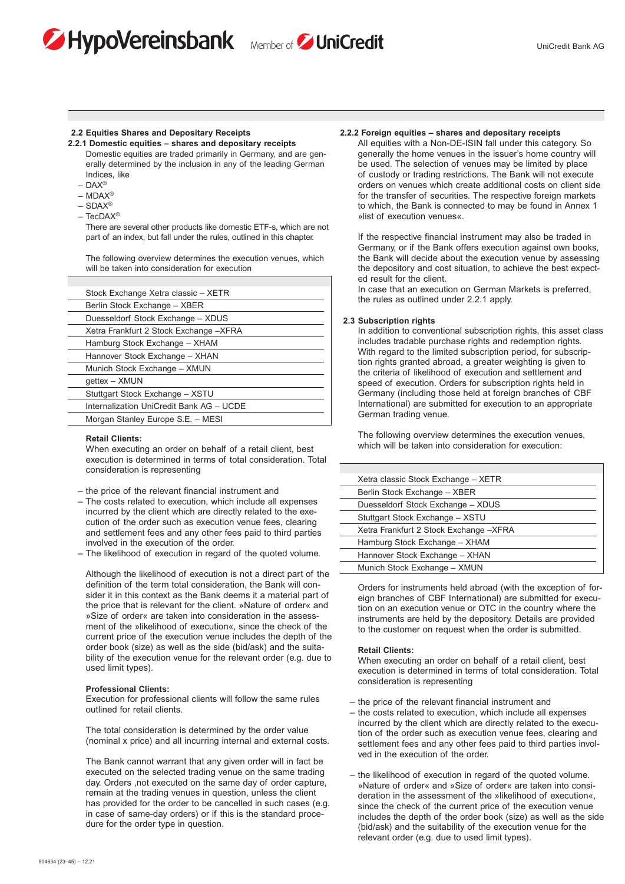### 2.2 Equities Shares and Depositary Receipts

#### 2.2.1 Domestic equities – shares and depositary receipts

Domestic equities are traded primarily in Germany, and are generally determined by the inclusion in any of the leading German Indices, like

- DAX®
- MDAX®
- SDAX®
- TecDAX®

There are several other products like domestic ETF-s, which are not part of an index, but fall under the rules, outlined in this chapter.

The following overview determines the execution venues, which will be taken into consideration for execution

| |
|---|
| Stock Exchange Xetra classic – XETR |
| Berlin Stock Exchange – XBER |
| Duesseldorf Stock Exchange – XDUS |
| Xetra Frankfurt 2 Stock Exchange –XFRA |
| Hamburg Stock Exchange – XHAM |
| Hannover Stock Exchange – XHAN |
| Munich Stock Exchange – XMUN |
| gettex – XMUN |
| Stuttgart Stock Exchange – XSTU |
| Internalization UniCredit Bank AG – UCDE |
| Morgan Stanley Europe S.E. – MESI |

**Retail Clients:**
When executing an order on behalf of a retail client, best execution is determined in terms of total consideration. Total consideration is representing

- the price of the relevant financial instrument and
- The costs related to execution, which include all expenses incurred by the client which are directly related to the execution of the order such as execution venue fees, clearing and settlement fees and any other fees paid to third parties involved in the execution of the order.
- The likelihood of execution in regard of the quoted volume.

Although the likelihood of execution is not a direct part of the definition of the term total consideration, the Bank will consider it in this context as the Bank deems it a material part of the price that is relevant for the client. »Nature of order« and »Size of order« are taken into consideration in the assessment of the »likelihood of execution«, since the check of the current price of the execution venue includes the depth of the order book (size) as well as the side (bid/ask) and the suitability of the execution venue for the relevant order (e.g. due to used limit types).

**Professional Clients:**
Execution for professional clients will follow the same rules outlined for retail clients.

The total consideration is determined by the order value (nominal x price) and all incurring internal and external costs.

The Bank cannot warrant that any given order will in fact be executed on the selected trading venue on the same trading day. Orders ,not executed on the same day of order capture, remain at the trading venues in question, unless the client has provided for the order to be cancelled in such cases (e.g. in case of same-day orders) or if this is the standard procedure for the order type in question.

#### 2.2.2 Foreign equities – shares and depositary receipts

All equities with a Non-DE-ISIN fall under this category. So generally the home venues in the issuer's home country will be used. The selection of venues may be limited by place of custody or trading restrictions. The Bank will not execute orders on venues which create additional costs on client side for the transfer of securities. The respective foreign markets to which, the Bank is connected to may be found in Annex 1 »list of execution venues«.

If the respective financial instrument may also be traded in Germany, or if the Bank offers execution against own books, the Bank will decide about the execution venue by assessing the depository and cost situation, to achieve the best expected result for the client.
In case that an execution on German Markets is preferred, the rules as outlined under 2.2.1 apply.

### 2.3 Subscription rights

In addition to conventional subscription rights, this asset class includes tradable purchase rights and redemption rights. With regard to the limited subscription period, for subscription rights granted abroad, a greater weighting is given to the criteria of likelihood of execution and settlement and speed of execution. Orders for subscription rights held in Germany (including those held at foreign branches of CBF International) are submitted for execution to an appropriate German trading venue.

The following overview determines the execution venues, which will be taken into consideration for execution:

| |
|---|
| Xetra classic Stock Exchange – XETR |
| Berlin Stock Exchange – XBER |
| Duesseldorf Stock Exchange – XDUS |
| Stuttgart Stock Exchange – XSTU |
| Xetra Frankfurt 2 Stock Exchange –XFRA |
| Hamburg Stock Exchange – XHAM |
| Hannover Stock Exchange – XHAN |
| Munich Stock Exchange – XMUN |

Orders for instruments held abroad (with the exception of foreign branches of CBF International) are submitted for execution on an execution venue or OTC in the country where the instruments are held by the depository. Details are provided to the customer on request when the order is submitted.

**Retail Clients:**
When executing an order on behalf of a retail client, best execution is determined in terms of total consideration. Total consideration is representing

- the price of the relevant financial instrument and
- the costs related to execution, which include all expenses incurred by the client which are directly related to the execution of the order such as execution venue fees, clearing and settlement fees and any other fees paid to third parties involved in the execution of the order.
- the likelihood of execution in regard of the quoted volume. »Nature of order« and »Size of order« are taken into consideration in the assessment of the »likelihood of execution«, since the check of the current price of the execution venue includes the depth of the order book (size) as well as the side (bid/ask) and the suitability of the execution venue for the relevant order (e.g. due to used limit types).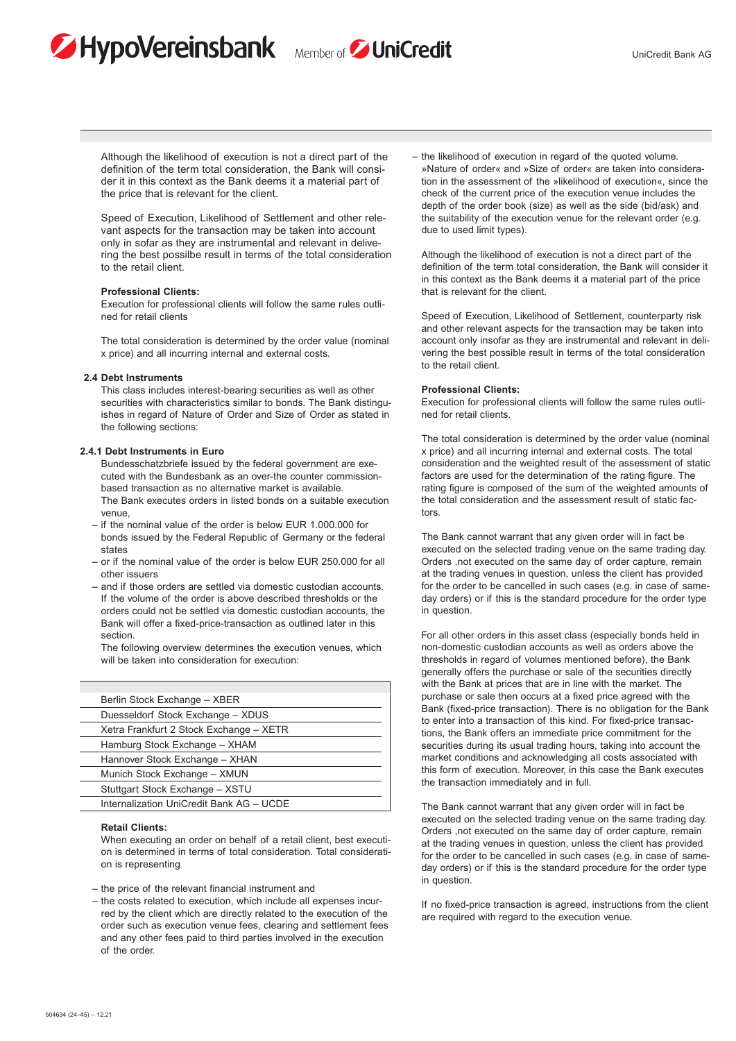Although the likelihood of execution is not a direct part of the definition of the term total consideration, the Bank will consider it in this context as the Bank deems it a material part of the price that is relevant for the client.

Speed of Execution, Likelihood of Settlement and other relevant aspects for the transaction may be taken into account only in sofar as they are instrumental and relevant in delivering the best possilbe result in terms of the total consideration to the retail client.

**Professional Clients:**
Execution for professional clients will follow the same rules outlined for retail clients

The total consideration is determined by the order value (nominal x price) and all incurring internal and external costs.

### 2.4 Debt Instruments

This class includes interest-bearing securities as well as other securities with characteristics similar to bonds. The Bank distinguishes in regard of Nature of Order and Size of Order as stated in the following sections:

#### 2.4.1 Debt Instruments in Euro

Bundesschatzbriefe issued by the federal government are executed with the Bundesbank as an over-the counter commission-based transaction as no alternative market is available.
The Bank executes orders in listed bonds on a suitable execution venue,

- if the nominal value of the order is below EUR 1.000.000 for bonds issued by the Federal Republic of Germany or the federal states
- or if the nominal value of the order is below EUR 250.000 for all other issuers
- and if those orders are settled via domestic custodian accounts. If the volume of the order is above described thresholds or the orders could not be settled via domestic custodian accounts, the Bank will offer a fixed-price-transaction as outlined later in this section.

The following overview determines the execution venues, which will be taken into consideration for execution:

| |
|---|
| Berlin Stock Exchange – XBER |
| Duesseldorf Stock Exchange – XDUS |
| Xetra Frankfurt 2 Stock Exchange – XETR |
| Hamburg Stock Exchange – XHAM |
| Hannover Stock Exchange – XHAN |
| Munich Stock Exchange – XMUN |
| Stuttgart Stock Exchange – XSTU |
| Internalization UniCredit Bank AG – UCDE |

**Retail Clients:**
When executing an order on behalf of a retail client, best execution is determined in terms of total consideration. Total consideration is representing

- the price of the relevant financial instrument and
- the costs related to execution, which include all expenses incurred by the client which are directly related to the execution of the order such as execution venue fees, clearing and settlement fees and any other fees paid to third parties involved in the execution of the order.
- the likelihood of execution in regard of the quoted volume.

»Nature of order« and »Size of order« are taken into consideration in the assessment of the »likelihood of execution«, since the check of the current price of the execution venue includes the depth of the order book (size) as well as the side (bid/ask) and the suitability of the execution venue for the relevant order (e.g. due to used limit types).

Although the likelihood of execution is not a direct part of the definition of the term total consideration, the Bank will consider it in this context as the Bank deems it a material part of the price that is relevant for the client.

Speed of Execution, Likelihood of Settlement, counterparty risk and other relevant aspects for the transaction may be taken into account only insofar as they are instrumental and relevant in delivering the best possible result in terms of the total consideration to the retail client.

**Professional Clients:**
Execution for professional clients will follow the same rules outlined for retail clients.

The total consideration is determined by the order value (nominal x price) and all incurring internal and external costs. The total consideration and the weighted result of the assessment of static factors are used for the determination of the rating figure. The rating figure is composed of the sum of the weighted amounts of the total consideration and the assessment result of static factors.

The Bank cannot warrant that any given order will in fact be executed on the selected trading venue on the same trading day. Orders ,not executed on the same day of order capture, remain at the trading venues in question, unless the client has provided for the order to be cancelled in such cases (e.g. in case of same-day orders) or if this is the standard procedure for the order type in question.

For all other orders in this asset class (especially bonds held in non-domestic custodian accounts as well as orders above the thresholds in regard of volumes mentioned before), the Bank generally offers the purchase or sale of the securities directly with the Bank at prices that are in line with the market. The purchase or sale then occurs at a fixed price agreed with the Bank (fixed-price transaction). There is no obligation for the Bank to enter into a transaction of this kind. For fixed-price transactions, the Bank offers an immediate price commitment for the securities during its usual trading hours, taking into account the market conditions and acknowledging all costs associated with this form of execution. Moreover, in this case the Bank executes the transaction immediately and in full.

The Bank cannot warrant that any given order will in fact be executed on the selected trading venue on the same trading day. Orders ,not executed on the same day of order capture, remain at the trading venues in question, unless the client has provided for the order to be cancelled in such cases (e.g. in case of same-day orders) or if this is the standard procedure for the order type in question.

If no fixed-price transaction is agreed, instructions from the client are required with regard to the execution venue.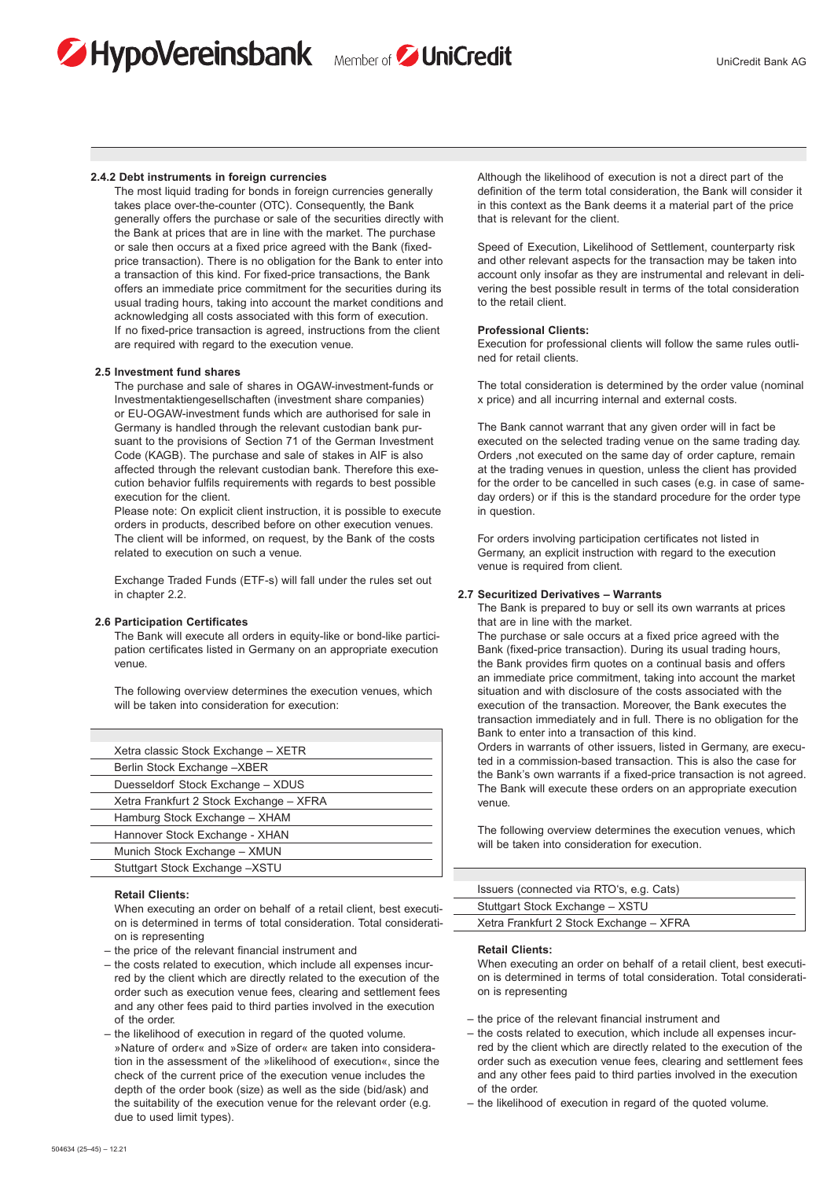#### 2.4.2 Debt instruments in foreign currencies

The most liquid trading for bonds in foreign currencies generally takes place over-the-counter (OTC). Consequently, the Bank generally offers the purchase or sale of the securities directly with the Bank at prices that are in line with the market. The purchase or sale then occurs at a fixed price agreed with the Bank (fixed-price transaction). There is no obligation for the Bank to enter into a transaction of this kind. For fixed-price transactions, the Bank offers an immediate price commitment for the securities during its usual trading hours, taking into account the market conditions and acknowledging all costs associated with this form of execution. If no fixed-price transaction is agreed, instructions from the client are required with regard to the execution venue.

### 2.5 Investment fund shares

The purchase and sale of shares in OGAW-investment-funds or Investmentaktiengesellschaften (investment share companies) or EU-OGAW-investment funds which are authorised for sale in Germany is handled through the relevant custodian bank pursuant to the provisions of Section 71 of the German Investment Code (KAGB). The purchase and sale of stakes in AIF is also affected through the relevant custodian bank. Therefore this execution behavior fulfils requirements with regards to best possible execution for the client.

Please note: On explicit client instruction, it is possible to execute orders in products, described before on other execution venues. The client will be informed, on request, by the Bank of the costs related to execution on such a venue.

Exchange Traded Funds (ETF-s) will fall under the rules set out in chapter 2.2.

### 2.6 Participation Certificates

The Bank will execute all orders in equity-like or bond-like participation certificates listed in Germany on an appropriate execution venue.

The following overview determines the execution venues, which will be taken into consideration for execution:

| |
|---|
| Xetra classic Stock Exchange – XETR |
| Berlin Stock Exchange –XBER |
| Duesseldorf Stock Exchange – XDUS |
| Xetra Frankfurt 2 Stock Exchange – XFRA |
| Hamburg Stock Exchange – XHAM |
| Hannover Stock Exchange - XHAN |
| Munich Stock Exchange – XMUN |
| Stuttgart Stock Exchange –XSTU |

**Retail Clients:**

When executing an order on behalf of a retail client, best execution is determined in terms of total consideration. Total consideration is representing

- the price of the relevant financial instrument and
- the costs related to execution, which include all expenses incurred by the client which are directly related to the execution of the order such as execution venue fees, clearing and settlement fees and any other fees paid to third parties involved in the execution of the order.
- the likelihood of execution in regard of the quoted volume. »Nature of order« and »Size of order« are taken into consideration in the assessment of the »likelihood of execution«, since the check of the current price of the execution venue includes the depth of the order book (size) as well as the side (bid/ask) and the suitability of the execution venue for the relevant order (e.g. due to used limit types).

Although the likelihood of execution is not a direct part of the definition of the term total consideration, the Bank will consider it in this context as the Bank deems it a material part of the price that is relevant for the client.

Speed of Execution, Likelihood of Settlement, counterparty risk and other relevant aspects for the transaction may be taken into account only insofar as they are instrumental and relevant in delivering the best possible result in terms of the total consideration to the retail client.

**Professional Clients:**

Execution for professional clients will follow the same rules outlined for retail clients.

The total consideration is determined by the order value (nominal x price) and all incurring internal and external costs.

The Bank cannot warrant that any given order will in fact be executed on the selected trading venue on the same trading day. Orders ‚not executed on the same day of order capture, remain at the trading venues in question, unless the client has provided for the order to be cancelled in such cases (e.g. in case of same-day orders) or if this is the standard procedure for the order type in question.

For orders involving participation certificates not listed in Germany, an explicit instruction with regard to the execution venue is required from client.

### 2.7 Securitized Derivatives – Warrants

The Bank is prepared to buy or sell its own warrants at prices that are in line with the market.

The purchase or sale occurs at a fixed price agreed with the Bank (fixed-price transaction). During its usual trading hours, the Bank provides firm quotes on a continual basis and offers an immediate price commitment, taking into account the market situation and with disclosure of the costs associated with the execution of the transaction. Moreover, the Bank executes the transaction immediately and in full. There is no obligation for the Bank to enter into a transaction of this kind.

Orders in warrants of other issuers, listed in Germany, are executed in a commission-based transaction. This is also the case for the Bank's own warrants if a fixed-price transaction is not agreed. The Bank will execute these orders on an appropriate execution venue.

The following overview determines the execution venues, which will be taken into consideration for execution.

| |
|---|
| Issuers (connected via RTO's, e.g. Cats) |
| Stuttgart Stock Exchange – XSTU |
| Xetra Frankfurt 2 Stock Exchange – XFRA |

**Retail Clients:**

When executing an order on behalf of a retail client, best execution is determined in terms of total consideration. Total consideration is representing

- the price of the relevant financial instrument and
- the costs related to execution, which include all expenses incurred by the client which are directly related to the execution of the order such as execution venue fees, clearing and settlement fees and any other fees paid to third parties involved in the execution of the order.
- the likelihood of execution in regard of the quoted volume.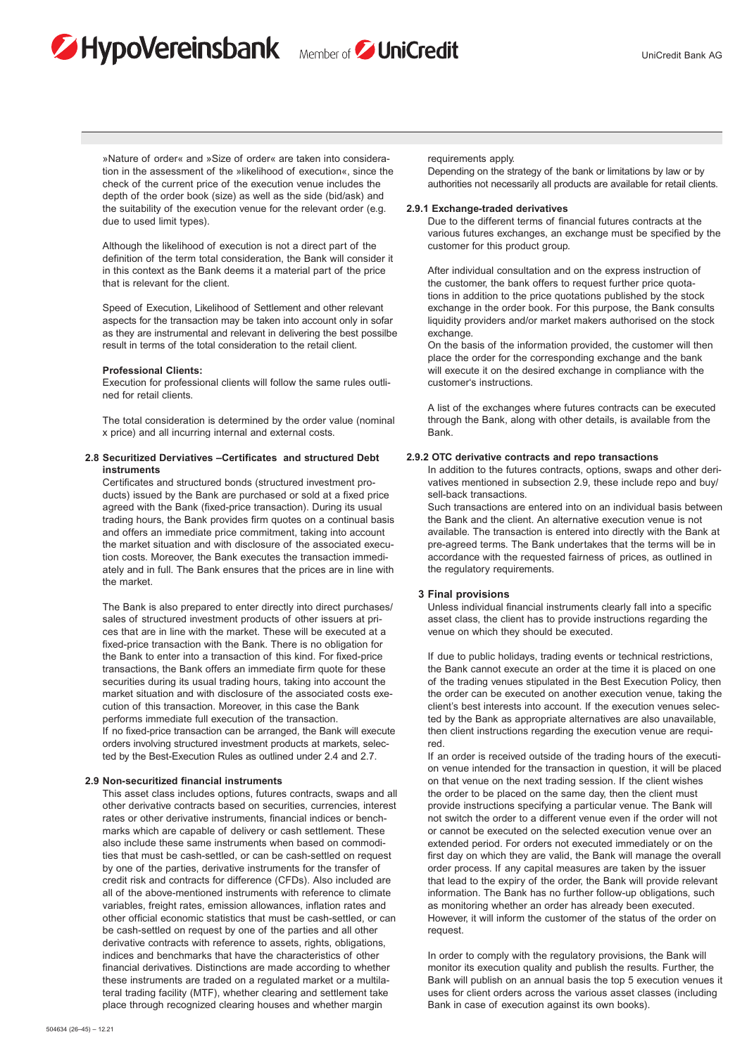»Nature of order« and »Size of order« are taken into consideration in the assessment of the »likelihood of execution«, since the check of the current price of the execution venue includes the depth of the order book (size) as well as the side (bid/ask) and the suitability of the execution venue for the relevant order (e.g. due to used limit types).

Although the likelihood of execution is not a direct part of the definition of the term total consideration, the Bank will consider it in this context as the Bank deems it a material part of the price that is relevant for the client.

Speed of Execution, Likelihood of Settlement and other relevant aspects for the transaction may be taken into account only in sofar as they are instrumental and relevant in delivering the best possilbe result in terms of the total consideration to the retail client.

**Professional Clients:**

Execution for professional clients will follow the same rules outlined for retail clients.

The total consideration is determined by the order value (nominal x price) and all incurring internal and external costs.

### 2.8 Securitized Derviatives –Certificates and structured Debt instruments

Certificates and structured bonds (structured investment products) issued by the Bank are purchased or sold at a fixed price agreed with the Bank (fixed-price transaction). During its usual trading hours, the Bank provides firm quotes on a continual basis and offers an immediate price commitment, taking into account the market situation and with disclosure of the associated execution costs. Moreover, the Bank executes the transaction immediately and in full. The Bank ensures that the prices are in line with the market.

The Bank is also prepared to enter directly into direct purchases/sales of structured investment products of other issuers at prices that are in line with the market. These will be executed at a fixed-price transaction with the Bank. There is no obligation for the Bank to enter into a transaction of this kind. For fixed-price transactions, the Bank offers an immediate firm quote for these securities during its usual trading hours, taking into account the market situation and with disclosure of the associated costs execution of this transaction. Moreover, in this case the Bank performs immediate full execution of the transaction.
If no fixed-price transaction can be arranged, the Bank will execute orders involving structured investment products at markets, selected by the Best-Execution Rules as outlined under 2.4 and 2.7.

### 2.9 Non-securitized financial instruments

This asset class includes options, futures contracts, swaps and all other derivative contracts based on securities, currencies, interest rates or other derivative instruments, financial indices or benchmarks which are capable of delivery or cash settlement. These also include these same instruments when based on commodities that must be cash-settled, or can be cash-settled on request by one of the parties, derivative instruments for the transfer of credit risk and contracts for difference (CFDs). Also included are all of the above-mentioned instruments with reference to climate variables, freight rates, emission allowances, inflation rates and other official economic statistics that must be cash-settled, or can be cash-settled on request by one of the parties and all other derivative contracts with reference to assets, rights, obligations, indices and benchmarks that have the characteristics of other financial derivatives. Distinctions are made according to whether these instruments are traded on a regulated market or a multilateral trading facility (MTF), whether clearing and settlement take place through recognized clearing houses and whether margin requirements apply.
Depending on the strategy of the bank or limitations by law or by authorities not necessarily all products are available for retail clients.

#### 2.9.1 Exchange-traded derivatives

Due to the different terms of financial futures contracts at the various futures exchanges, an exchange must be specified by the customer for this product group.

After individual consultation and on the express instruction of the customer, the bank offers to request further price quotations in addition to the price quotations published by the stock exchange in the order book. For this purpose, the Bank consults liquidity providers and/or market makers authorised on the stock exchange.
On the basis of the information provided, the customer will then place the order for the corresponding exchange and the bank will execute it on the desired exchange in compliance with the customer's instructions.

A list of the exchanges where futures contracts can be executed through the Bank, along with other details, is available from the Bank.

#### 2.9.2 OTC derivative contracts and repo transactions

In addition to the futures contracts, options, swaps and other derivatives mentioned in subsection 2.9, these include repo and buy/sell-back transactions.
Such transactions are entered into on an individual basis between the Bank and the client. An alternative execution venue is not available. The transaction is entered into directly with the Bank at pre-agreed terms. The Bank undertakes that the terms will be in accordance with the requested fairness of prices, as outlined in the regulatory requirements.

## 3 Final provisions

Unless individual financial instruments clearly fall into a specific asset class, the client has to provide instructions regarding the venue on which they should be executed.

If due to public holidays, trading events or technical restrictions, the Bank cannot execute an order at the time it is placed on one of the trading venues stipulated in the Best Execution Policy, then the order can be executed on another execution venue, taking the client's best interests into account. If the execution venues selected by the Bank as appropriate alternatives are also unavailable, then client instructions regarding the execution venue are required.
If an order is received outside of the trading hours of the execution venue intended for the transaction in question, it will be placed on that venue on the next trading session. If the client wishes the order to be placed on the same day, then the client must provide instructions specifying a particular venue. The Bank will not switch the order to a different venue even if the order will not or cannot be executed on the selected execution venue over an extended period. For orders not executed immediately or on the first day on which they are valid, the Bank will manage the overall order process. If any capital measures are taken by the issuer that lead to the expiry of the order, the Bank will provide relevant information. The Bank has no further follow-up obligations, such as monitoring whether an order has already been executed. However, it will inform the customer of the status of the order on request.

In order to comply with the regulatory provisions, the Bank will monitor its execution quality and publish the results. Further, the Bank will publish on an annual basis the top 5 execution venues it uses for client orders across the various asset classes (including Bank in case of execution against its own books).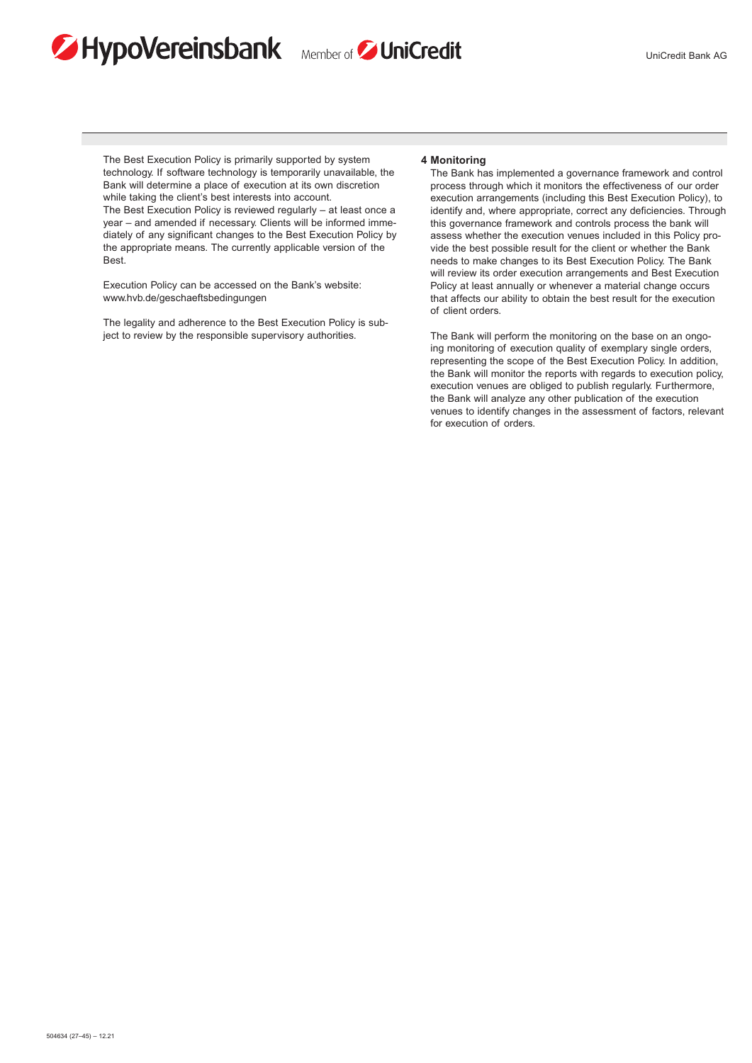The Best Execution Policy is primarily supported by system technology. If software technology is temporarily unavailable, the Bank will determine a place of execution at its own discretion while taking the client's best interests into account.
The Best Execution Policy is reviewed regularly – at least once a year – and amended if necessary. Clients will be informed immediately of any significant changes to the Best Execution Policy by the appropriate means. The currently applicable version of the Best.

Execution Policy can be accessed on the Bank's website: www.hvb.de/geschaeftsbedingungen

The legality and adherence to the Best Execution Policy is subject to review by the responsible supervisory authorities.

**4 Monitoring**

The Bank has implemented a governance framework and control process through which it monitors the effectiveness of our order execution arrangements (including this Best Execution Policy), to identify and, where appropriate, correct any deficiencies. Through this governance framework and controls process the bank will assess whether the execution venues included in this Policy provide the best possible result for the client or whether the Bank needs to make changes to its Best Execution Policy. The Bank will review its order execution arrangements and Best Execution Policy at least annually or whenever a material change occurs that affects our ability to obtain the best result for the execution of client orders.

The Bank will perform the monitoring on the base on an ongoing monitoring of execution quality of exemplary single orders, representing the scope of the Best Execution Policy. In addition, the Bank will monitor the reports with regards to execution policy, execution venues are obliged to publish regularly. Furthermore, the Bank will analyze any other publication of the execution venues to identify changes in the assessment of factors, relevant for execution of orders.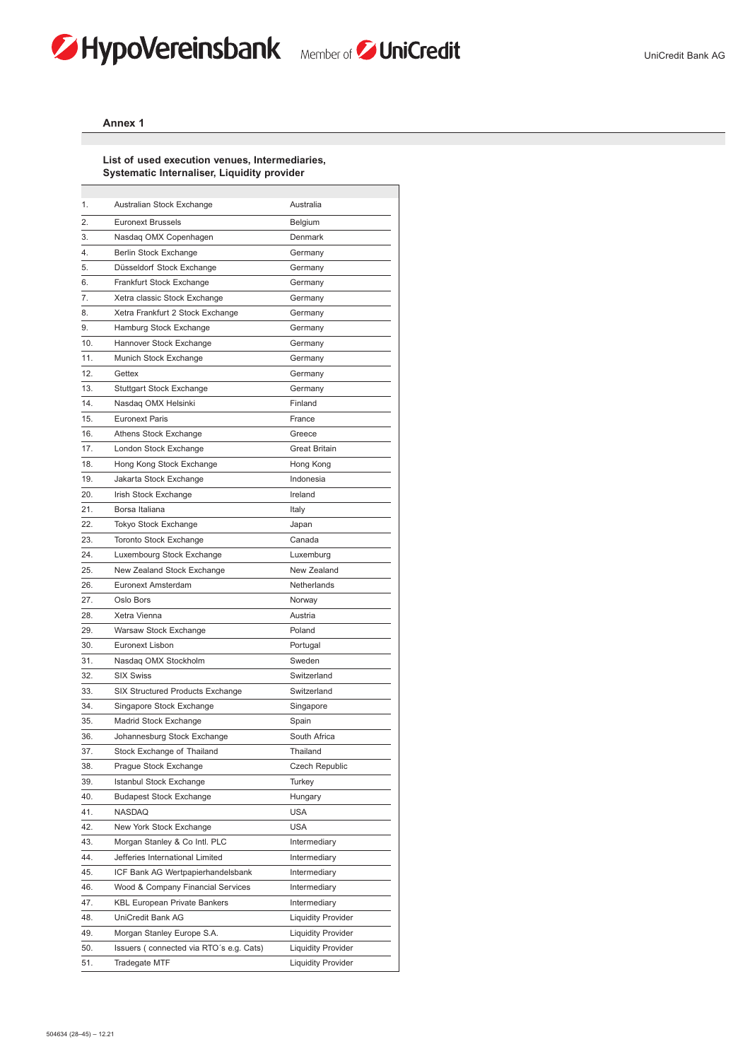## Annex 1

**List of used execution venues, Intermediaries, Systematic Internaliser, Liquidity provider**

| | | |
|---|---|---|
| 1. | Australian Stock Exchange | Australia |
| 2. | Euronext Brussels | Belgium |
| 3. | Nasdaq OMX Copenhagen | Denmark |
| 4. | Berlin Stock Exchange | Germany |
| 5. | Düsseldorf Stock Exchange | Germany |
| 6. | Frankfurt Stock Exchange | Germany |
| 7. | Xetra classic Stock Exchange | Germany |
| 8. | Xetra Frankfurt 2 Stock Exchange | Germany |
| 9. | Hamburg Stock Exchange | Germany |
| 10. | Hannover Stock Exchange | Germany |
| 11. | Munich Stock Exchange | Germany |
| 12. | Gettex | Germany |
| 13. | Stuttgart Stock Exchange | Germany |
| 14. | Nasdaq OMX Helsinki | Finland |
| 15. | Euronext Paris | France |
| 16. | Athens Stock Exchange | Greece |
| 17. | London Stock Exchange | Great Britain |
| 18. | Hong Kong Stock Exchange | Hong Kong |
| 19. | Jakarta Stock Exchange | Indonesia |
| 20. | Irish Stock Exchange | Ireland |
| 21. | Borsa Italiana | Italy |
| 22. | Tokyo Stock Exchange | Japan |
| 23. | Toronto Stock Exchange | Canada |
| 24. | Luxembourg Stock Exchange | Luxemburg |
| 25. | New Zealand Stock Exchange | New Zealand |
| 26. | Euronext Amsterdam | Netherlands |
| 27. | Oslo Bors | Norway |
| 28. | Xetra Vienna | Austria |
| 29. | Warsaw Stock Exchange | Poland |
| 30. | Euronext Lisbon | Portugal |
| 31. | Nasdaq OMX Stockholm | Sweden |
| 32. | SIX Swiss | Switzerland |
| 33. | SIX Structured Products Exchange | Switzerland |
| 34. | Singapore Stock Exchange | Singapore |
| 35. | Madrid Stock Exchange | Spain |
| 36. | Johannesburg Stock Exchange | South Africa |
| 37. | Stock Exchange of Thailand | Thailand |
| 38. | Prague Stock Exchange | Czech Republic |
| 39. | Istanbul Stock Exchange | Turkey |
| 40. | Budapest Stock Exchange | Hungary |
| 41. | NASDAQ | USA |
| 42. | New York Stock Exchange | USA |
| 43. | Morgan Stanley & Co Intl. PLC | Intermediary |
| 44. | Jefferies International Limited | Intermediary |
| 45. | ICF Bank AG Wertpapierhandelsbank | Intermediary |
| 46. | Wood & Company Financial Services | Intermediary |
| 47. | KBL European Private Bankers | Intermediary |
| 48. | UniCredit Bank AG | Liquidity Provider |
| 49. | Morgan Stanley Europe S.A. | Liquidity Provider |
| 50. | Issuers ( connected via RTO´s e.g. Cats) | Liquidity Provider |
| 51. | Tradegate MTF | Liquidity Provider |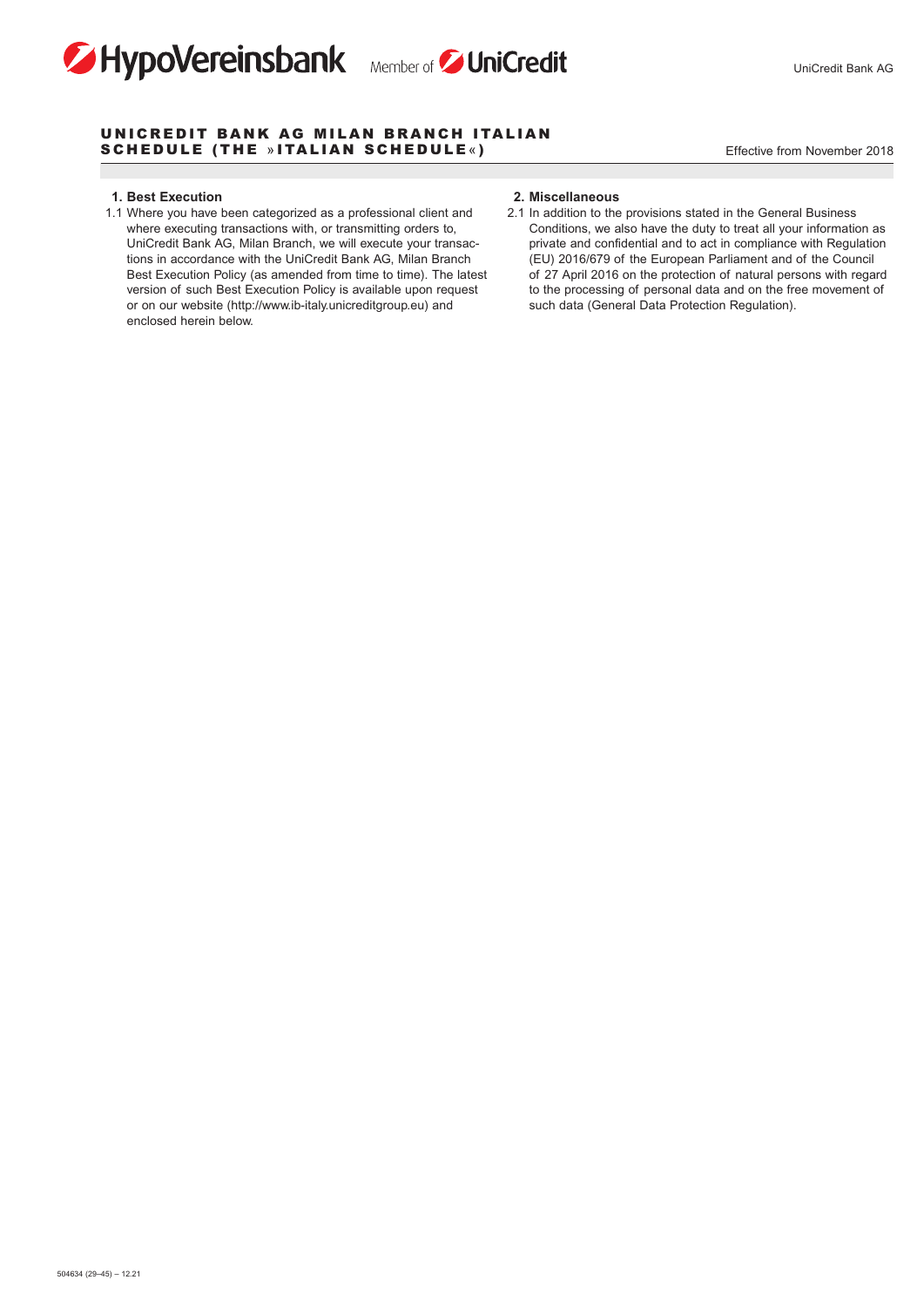# UNICREDIT BANK AG MILAN BRANCH ITALIAN SCHEDULE (THE »ITALIAN SCHEDULE«)

Effective from November 2018

**1. Best Execution**

1.1 Where you have been categorized as a professional client and where executing transactions with, or transmitting orders to, UniCredit Bank AG, Milan Branch, we will execute your transactions in accordance with the UniCredit Bank AG, Milan Branch Best Execution Policy (as amended from time to time). The latest version of such Best Execution Policy is available upon request or on our website (http://www.ib-italy.unicreditgroup.eu) and enclosed herein below.

**2. Miscellaneous**

2.1 In addition to the provisions stated in the General Business Conditions, we also have the duty to treat all your information as private and confidential and to act in compliance with Regulation (EU) 2016/679 of the European Parliament and of the Council of 27 April 2016 on the protection of natural persons with regard to the processing of personal data and on the free movement of such data (General Data Protection Regulation).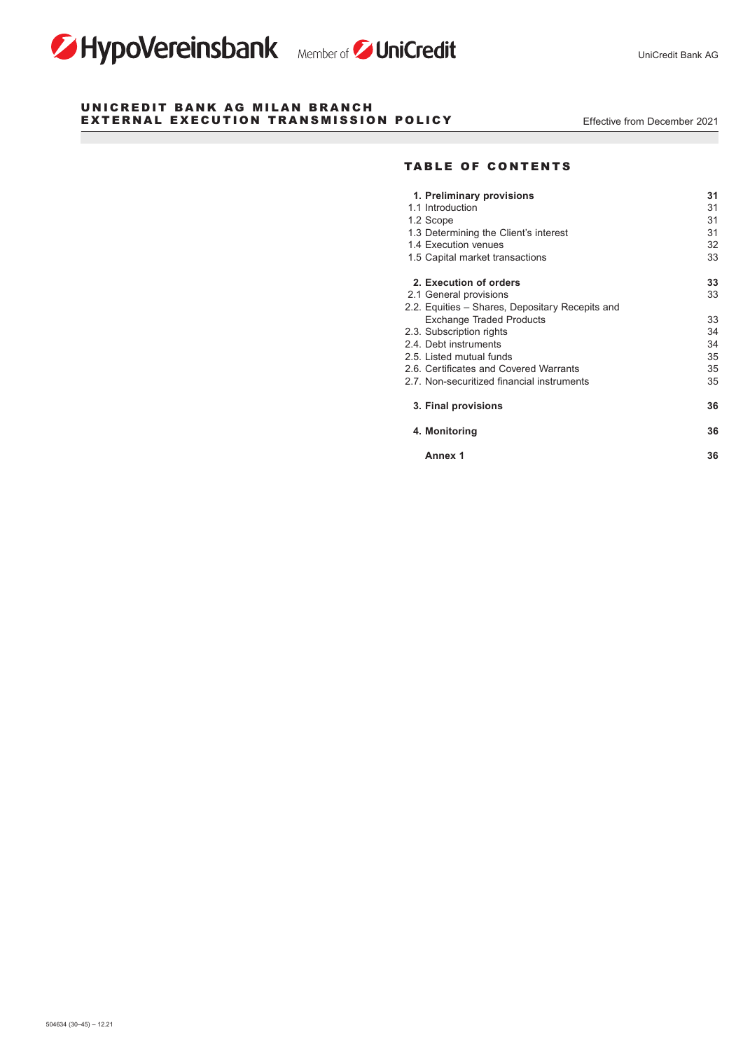# UNICREDIT BANK AG MILAN BRANCH
# EXTERNAL EXECUTION TRANSMISSION POLICY

Effective from December 2021

## TABLE OF CONTENTS

| | |
|---|---|
| **1. Preliminary provisions** | **31** |
| 1.1 Introduction | 31 |
| 1.2 Scope | 31 |
| 1.3 Determining the Client's interest | 31 |
| 1.4 Execution venues | 32 |
| 1.5 Capital market transactions | 33 |
| **2. Execution of orders** | **33** |
| 2.1 General provisions | 33 |
| 2.2. Equities – Shares, Depositary Recepits and Exchange Traded Products | 33 |
| 2.3. Subscription rights | 34 |
| 2.4. Debt instruments | 34 |
| 2.5. Listed mutual funds | 35 |
| 2.6. Certificates and Covered Warrants | 35 |
| 2.7. Non-securitized financial instruments | 35 |
| **3. Final provisions** | **36** |
| **4. Monitoring** | **36** |
| **Annex 1** | **36** |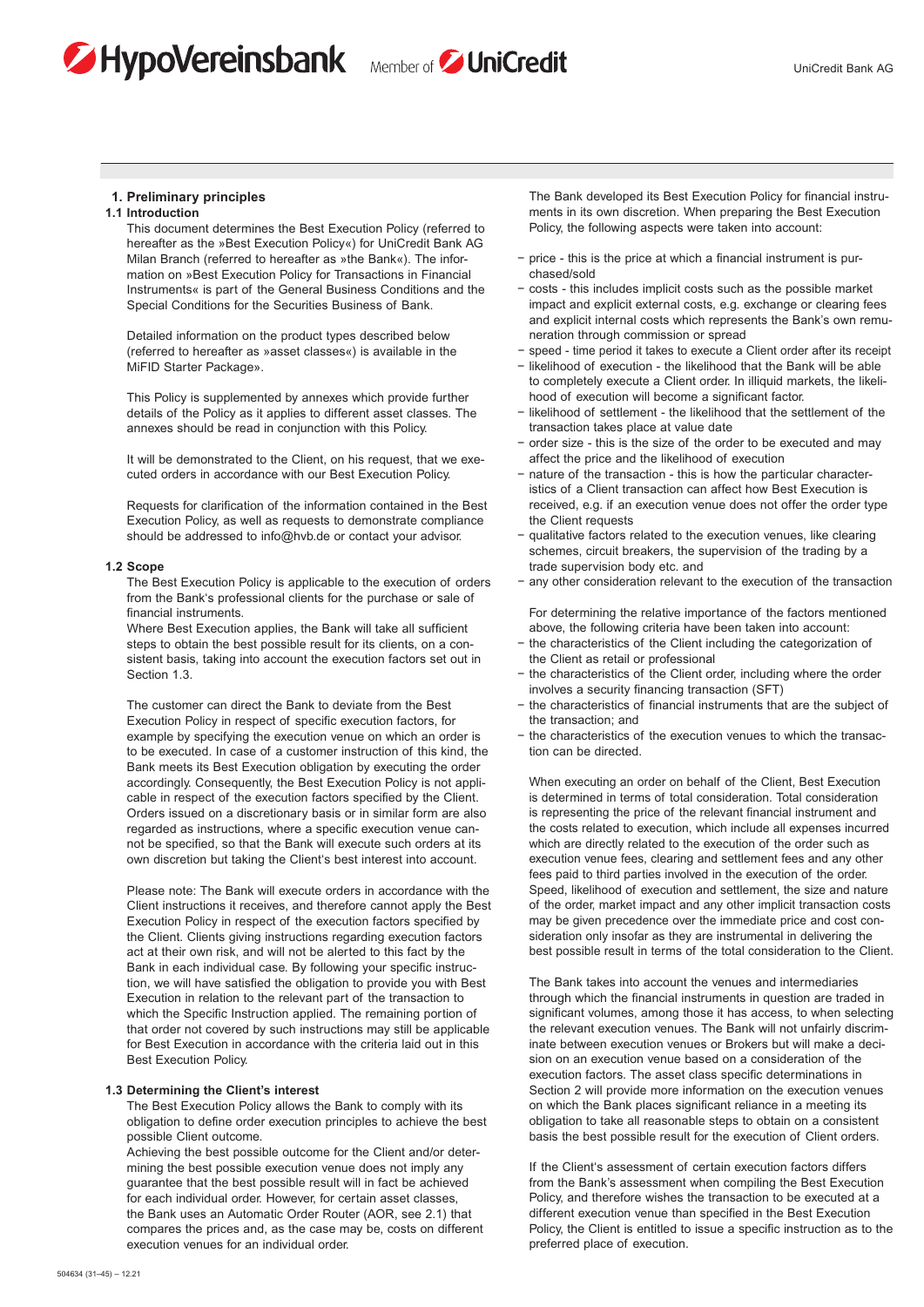## 1. Preliminary principles

### 1.1 Introduction

This document determines the Best Execution Policy (referred to hereafter as the »Best Execution Policy«) for UniCredit Bank AG Milan Branch (referred to hereafter as »the Bank«). The information on »Best Execution Policy for Transactions in Financial Instruments« is part of the General Business Conditions and the Special Conditions for the Securities Business of Bank.

Detailed information on the product types described below (referred to hereafter as »asset classes«) is available in the MiFID Starter Package».

This Policy is supplemented by annexes which provide further details of the Policy as it applies to different asset classes. The annexes should be read in conjunction with this Policy.

It will be demonstrated to the Client, on his request, that we executed orders in accordance with our Best Execution Policy.

Requests for clarification of the information contained in the Best Execution Policy, as well as requests to demonstrate compliance should be addressed to info@hvb.de or contact your advisor.

### 1.2 Scope

The Best Execution Policy is applicable to the execution of orders from the Bank's professional clients for the purchase or sale of financial instruments.
Where Best Execution applies, the Bank will take all sufficient steps to obtain the best possible result for its clients, on a consistent basis, taking into account the execution factors set out in Section 1.3.

The customer can direct the Bank to deviate from the Best Execution Policy in respect of specific execution factors, for example by specifying the execution venue on which an order is to be executed. In case of a customer instruction of this kind, the Bank meets its Best Execution obligation by executing the order accordingly. Consequently, the Best Execution Policy is not applicable in respect of the execution factors specified by the Client. Orders issued on a discretionary basis or in similar form are also regarded as instructions, where a specific execution venue cannot be specified, so that the Bank will execute such orders at its own discretion but taking the Client's best interest into account.

Please note: The Bank will execute orders in accordance with the Client instructions it receives, and therefore cannot apply the Best Execution Policy in respect of the execution factors specified by the Client. Clients giving instructions regarding execution factors act at their own risk, and will not be alerted to this fact by the Bank in each individual case. By following your specific instruction, we will have satisfied the obligation to provide you with Best Execution in relation to the relevant part of the transaction to which the Specific Instruction applied. The remaining portion of that order not covered by such instructions may still be applicable for Best Execution in accordance with the criteria laid out in this Best Execution Policy.

### 1.3 Determining the Client's interest

The Best Execution Policy allows the Bank to comply with its obligation to define order execution principles to achieve the best possible Client outcome.
Achieving the best possible outcome for the Client and/or determining the best possible execution venue does not imply any guarantee that the best possible result will in fact be achieved for each individual order. However, for certain asset classes, the Bank uses an Automatic Order Router (AOR, see 2.1) that compares the prices and, as the case may be, costs on different execution venues for an individual order.

The Bank developed its Best Execution Policy for financial instruments in its own discretion. When preparing the Best Execution Policy, the following aspects were taken into account:

- price - this is the price at which a financial instrument is purchased/sold
- costs - this includes implicit costs such as the possible market impact and explicit external costs, e.g. exchange or clearing fees and explicit internal costs which represents the Bank's own remuneration through commission or spread
- speed - time period it takes to execute a Client order after its receipt
- likelihood of execution - the likelihood that the Bank will be able to completely execute a Client order. In illiquid markets, the likelihood of execution will become a significant factor.
- likelihood of settlement - the likelihood that the settlement of the transaction takes place at value date
- order size - this is the size of the order to be executed and may affect the price and the likelihood of execution
- nature of the transaction - this is how the particular characteristics of a Client transaction can affect how Best Execution is received, e.g. if an execution venue does not offer the order type the Client requests
- qualitative factors related to the execution venues, like clearing schemes, circuit breakers, the supervision of the trading by a trade supervision body etc. and
- any other consideration relevant to the execution of the transaction

For determining the relative importance of the factors mentioned above, the following criteria have been taken into account:

- the characteristics of the Client including the categorization of the Client as retail or professional
- the characteristics of the Client order, including where the order involves a security financing transaction (SFT)
- the characteristics of financial instruments that are the subject of the transaction; and
- the characteristics of the execution venues to which the transaction can be directed.

When executing an order on behalf of the Client, Best Execution is determined in terms of total consideration. Total consideration is representing the price of the relevant financial instrument and the costs related to execution, which include all expenses incurred which are directly related to the execution of the order such as execution venue fees, clearing and settlement fees and any other fees paid to third parties involved in the execution of the order. Speed, likelihood of execution and settlement, the size and nature of the order, market impact and any other implicit transaction costs may be given precedence over the immediate price and cost consideration only insofar as they are instrumental in delivering the best possible result in terms of the total consideration to the Client.

The Bank takes into account the venues and intermediaries through which the financial instruments in question are traded in significant volumes, among those it has access, to when selecting the relevant execution venues. The Bank will not unfairly discriminate between execution venues or Brokers but will make a decision on an execution venue based on a consideration of the execution factors. The asset class specific determinations in Section 2 will provide more information on the execution venues on which the Bank places significant reliance in a meeting its obligation to take all reasonable steps to obtain on a consistent basis the best possible result for the execution of Client orders.

If the Client's assessment of certain execution factors differs from the Bank's assessment when compiling the Best Execution Policy, and therefore wishes the transaction to be executed at a different execution venue than specified in the Best Execution Policy, the Client is entitled to issue a specific instruction as to the preferred place of execution.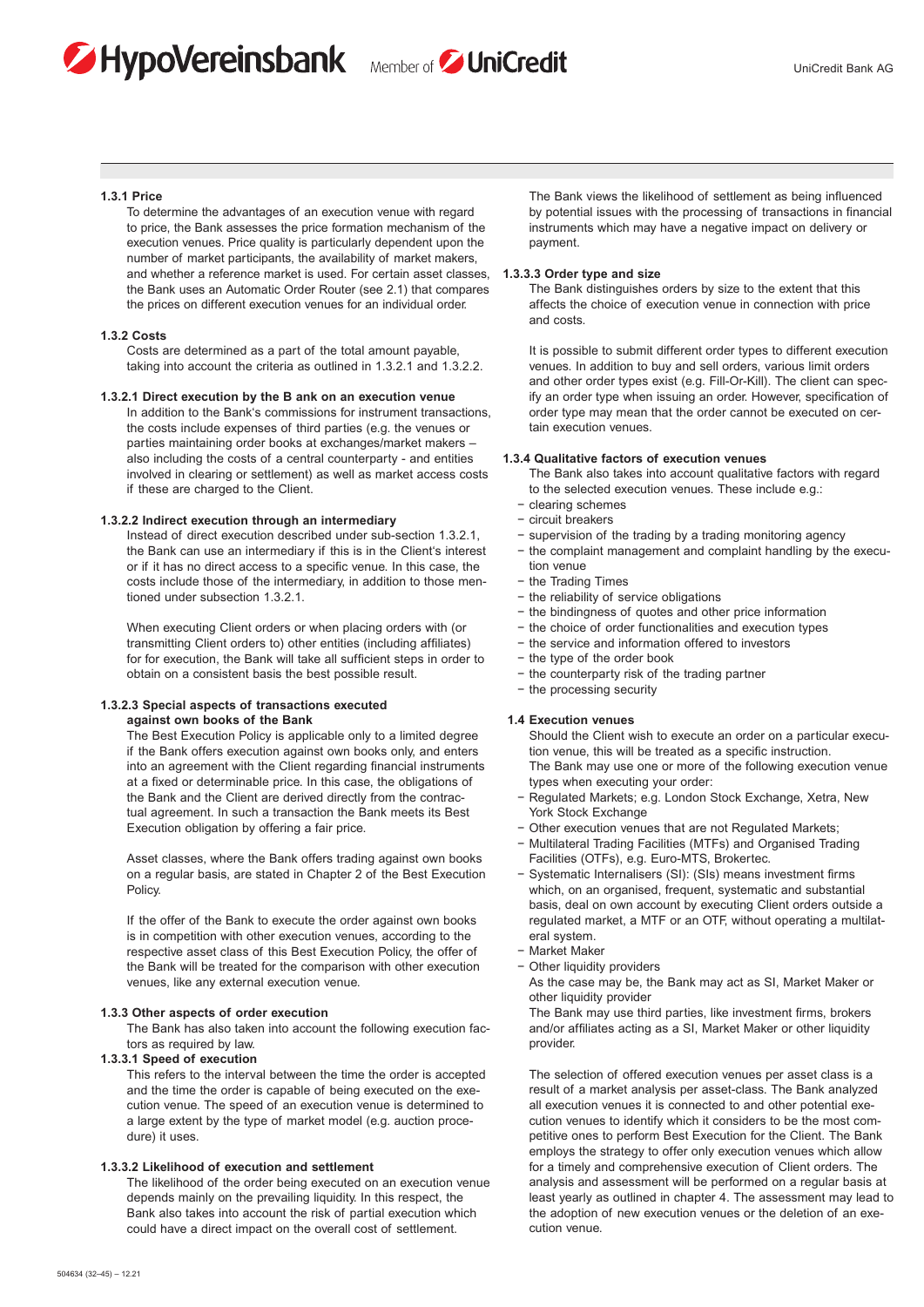#### 1.3.1 Price

To determine the advantages of an execution venue with regard to price, the Bank assesses the price formation mechanism of the execution venues. Price quality is particularly dependent upon the number of market participants, the availability of market makers, and whether a reference market is used. For certain asset classes, the Bank uses an Automatic Order Router (see 2.1) that compares the prices on different execution venues for an individual order.

#### 1.3.2 Costs

Costs are determined as a part of the total amount payable, taking into account the criteria as outlined in 1.3.2.1 and 1.3.2.2.

#### 1.3.2.1 Direct execution by the B ank on an execution venue

In addition to the Bank's commissions for instrument transactions, the costs include expenses of third parties (e.g. the venues or parties maintaining order books at exchanges/market makers – also including the costs of a central counterparty - and entities involved in clearing or settlement) as well as market access costs if these are charged to the Client.

#### 1.3.2.2 Indirect execution through an intermediary

Instead of direct execution described under sub-section 1.3.2.1, the Bank can use an intermediary if this is in the Client's interest or if it has no direct access to a specific venue. In this case, the costs include those of the intermediary, in addition to those mentioned under subsection 1.3.2.1.

When executing Client orders or when placing orders with (or transmitting Client orders to) other entities (including affiliates) for for execution, the Bank will take all sufficient steps in order to obtain on a consistent basis the best possible result.

#### 1.3.2.3 Special aspects of transactions executed against own books of the Bank

The Best Execution Policy is applicable only to a limited degree if the Bank offers execution against own books only, and enters into an agreement with the Client regarding financial instruments at a fixed or determinable price. In this case, the obligations of the Bank and the Client are derived directly from the contractual agreement. In such a transaction the Bank meets its Best Execution obligation by offering a fair price.

Asset classes, where the Bank offers trading against own books on a regular basis, are stated in Chapter 2 of the Best Execution Policy.

If the offer of the Bank to execute the order against own books is in competition with other execution venues, according to the respective asset class of this Best Execution Policy, the offer of the Bank will be treated for the comparison with other execution venues, like any external execution venue.

#### 1.3.3 Other aspects of order execution

The Bank has also taken into account the following execution factors as required by law.

#### 1.3.3.1 Speed of execution

This refers to the interval between the time the order is accepted and the time the order is capable of being executed on the execution venue. The speed of an execution venue is determined to a large extent by the type of market model (e.g. auction procedure) it uses.

#### 1.3.3.2 Likelihood of execution and settlement

The likelihood of the order being executed on an execution venue depends mainly on the prevailing liquidity. In this respect, the Bank also takes into account the risk of partial execution which could have a direct impact on the overall cost of settlement.

The Bank views the likelihood of settlement as being influenced by potential issues with the processing of transactions in financial instruments which may have a negative impact on delivery or payment.

#### 1.3.3.3 Order type and size

The Bank distinguishes orders by size to the extent that this affects the choice of execution venue in connection with price and costs.

It is possible to submit different order types to different execution venues. In addition to buy and sell orders, various limit orders and other order types exist (e.g. Fill-Or-Kill). The client can specify an order type when issuing an order. However, specification of order type may mean that the order cannot be executed on certain execution venues.

#### 1.3.4 Qualitative factors of execution venues

The Bank also takes into account qualitative factors with regard to the selected execution venues. These include e.g.:

- clearing schemes
- circuit breakers
- supervision of the trading by a trading monitoring agency
- the complaint management and complaint handling by the execution venue
- the Trading Times
- the reliability of service obligations
- the bindingness of quotes and other price information
- the choice of order functionalities and execution types
- the service and information offered to investors
- the type of the order book
- the counterparty risk of the trading partner
- the processing security

### 1.4 Execution venues

Should the Client wish to execute an order on a particular execution venue, this will be treated as a specific instruction.
The Bank may use one or more of the following execution venue types when executing your order:

- Regulated Markets; e.g. London Stock Exchange, Xetra, New York Stock Exchange
- Other execution venues that are not Regulated Markets;
- Multilateral Trading Facilities (MTFs) and Organised Trading Facilities (OTFs), e.g. Euro-MTS, Brokertec.
- Systematic Internalisers (SI): (SIs) means investment firms which, on an organised, frequent, systematic and substantial basis, deal on own account by executing Client orders outside a regulated market, a MTF or an OTF, without operating a multilateral system.
- Market Maker
- Other liquidity providers

As the case may be, the Bank may act as SI, Market Maker or other liquidity provider
The Bank may use third parties, like investment firms, brokers and/or affiliates acting as a SI, Market Maker or other liquidity provider.

The selection of offered execution venues per asset class is a result of a market analysis per asset-class. The Bank analyzed all execution venues it is connected to and other potential execution venues to identify which it considers to be the most competitive ones to perform Best Execution for the Client. The Bank employs the strategy to offer only execution venues which allow for a timely and comprehensive execution of Client orders. The analysis and assessment will be performed on a regular basis at least yearly as outlined in chapter 4. The assessment may lead to the adoption of new execution venues or the deletion of an execution venue.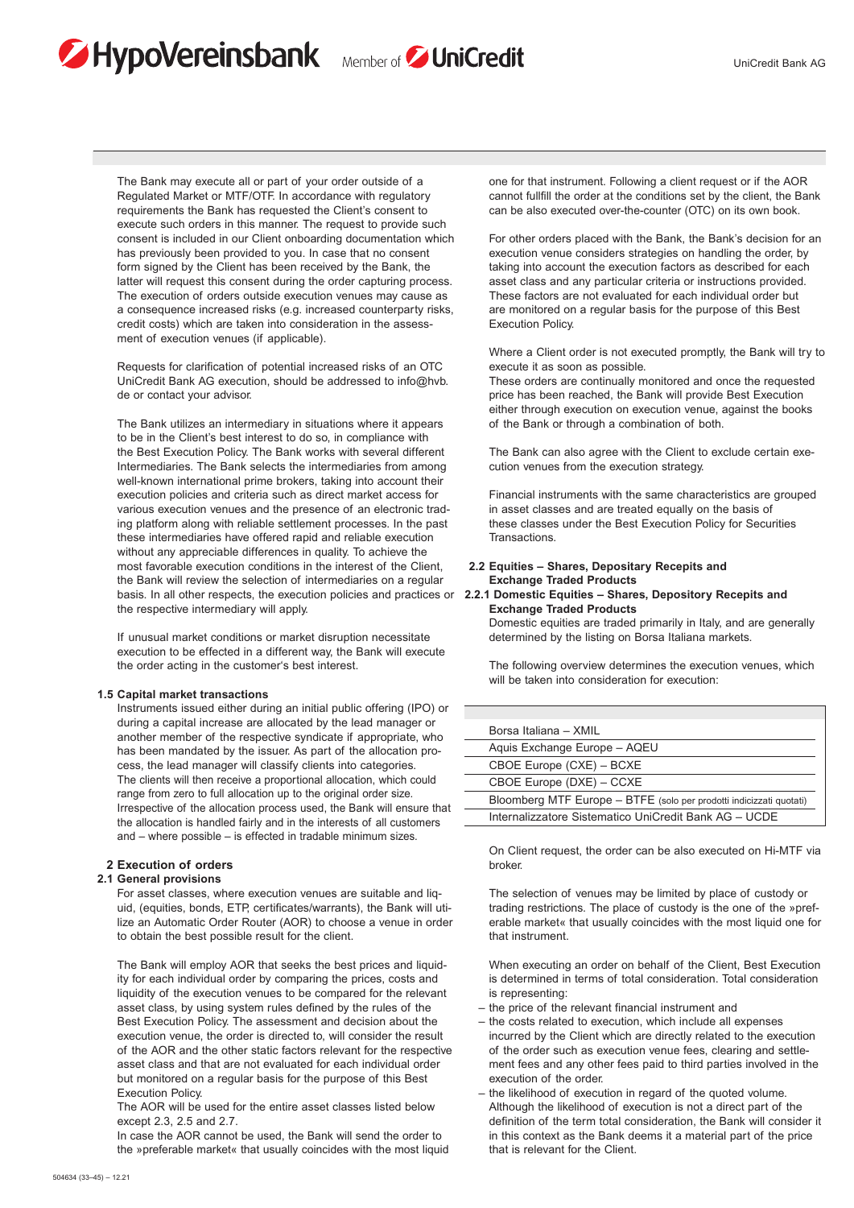The Bank may execute all or part of your order outside of a Regulated Market or MTF/OTF. In accordance with regulatory requirements the Bank has requested the Client's consent to execute such orders in this manner. The request to provide such consent is included in our Client onboarding documentation which has previously been provided to you. In case that no consent form signed by the Client has been received by the Bank, the latter will request this consent during the order capturing process. The execution of orders outside execution venues may cause as a consequence increased risks (e.g. increased counterparty risks, credit costs) which are taken into consideration in the assessment of execution venues (if applicable).

Requests for clarification of potential increased risks of an OTC UniCredit Bank AG execution, should be addressed to info@hvb.de or contact your advisor.

The Bank utilizes an intermediary in situations where it appears to be in the Client's best interest to do so, in compliance with the Best Execution Policy. The Bank works with several different Intermediaries. The Bank selects the intermediaries from among well-known international prime brokers, taking into account their execution policies and criteria such as direct market access for various execution venues and the presence of an electronic trading platform along with reliable settlement processes. In the past these intermediaries have offered rapid and reliable execution without any appreciable differences in quality. To achieve the most favorable execution conditions in the interest of the Client, the Bank will review the selection of intermediaries on a regular basis. In all other respects, the execution policies and practices of the respective intermediary will apply.

If unusual market conditions or market disruption necessitate execution to be effected in a different way, the Bank will execute the order acting in the customer's best interest.

### 1.5 Capital market transactions

Instruments issued either during an initial public offering (IPO) or during a capital increase are allocated by the lead manager or another member of the respective syndicate if appropriate, who has been mandated by the issuer. As part of the allocation process, the lead manager will classify clients into categories. The clients will then receive a proportional allocation, which could range from zero to full allocation up to the original order size. Irrespective of the allocation process used, the Bank will ensure that the allocation is handled fairly and in the interests of all customers and – where possible – is effected in tradable minimum sizes.

## 2 Execution of orders

### 2.1 General provisions

For asset classes, where execution venues are suitable and liquid, (equities, bonds, ETP, certificates/warrants), the Bank will utilize an Automatic Order Router (AOR) to choose a venue in order to obtain the best possible result for the client.

The Bank will employ AOR that seeks the best prices and liquidity for each individual order by comparing the prices, costs and liquidity of the execution venues to be compared for the relevant asset class, by using system rules defined by the rules of the Best Execution Policy. The assessment and decision about the execution venue, the order is directed to, will consider the result of the AOR and the other static factors relevant for the respective asset class and that are not evaluated for each individual order but monitored on a regular basis for the purpose of this Best Execution Policy.
The AOR will be used for the entire asset classes listed below except 2.3, 2.5 and 2.7.
In case the AOR cannot be used, the Bank will send the order to the »preferable market« that usually coincides with the most liquid one for that instrument. Following a client request or if the AOR cannot fullfill the order at the conditions set by the client, the Bank can be also executed over-the-counter (OTC) on its own book.

For other orders placed with the Bank, the Bank's decision for an execution venue considers strategies on handling the order, by taking into account the execution factors as described for each asset class and any particular criteria or instructions provided. These factors are not evaluated for each individual order but are monitored on a regular basis for the purpose of this Best Execution Policy.

Where a Client order is not executed promptly, the Bank will try to execute it as soon as possible.
These orders are continually monitored and once the requested price has been reached, the Bank will provide Best Execution either through execution on execution venue, against the books of the Bank or through a combination of both.

The Bank can also agree with the Client to exclude certain execution venues from the execution strategy.

Financial instruments with the same characteristics are grouped in asset classes and are treated equally on the basis of these classes under the Best Execution Policy for Securities Transactions.

### 2.2 Equities – Shares, Depositary Receipts and Exchange Traded Products

#### 2.2.1 Domestic Equities – Shares, Depository Receipts and Exchange Traded Products

Domestic equities are traded primarily in Italy, and are generally determined by the listing on Borsa Italiana markets.

The following overview determines the execution venues, which will be taken into consideration for execution:

| |
|---|
| Borsa Italiana – XMIL |
| Aquis Exchange Europe – AQEU |
| CBOE Europe (CXE) – BCXE |
| CBOE Europe (DXE) – CCXE |
| Bloomberg MTF Europe – BTFE (solo per prodotti indicizzati quotati) |
| Internalizzatore Sistematico UniCredit Bank AG – UCDE |

On Client request, the order can be also executed on Hi-MTF via broker.

The selection of venues may be limited by place of custody or trading restrictions. The place of custody is the one of the »preferable market« that usually coincides with the most liquid one for that instrument.

When executing an order on behalf of the Client, Best Execution is determined in terms of total consideration. Total consideration is representing:

- the price of the relevant financial instrument and
- the costs related to execution, which include all expenses incurred by the Client which are directly related to the execution of the order such as execution venue fees, clearing and settlement fees and any other fees paid to third parties involved in the execution of the order.
- the likelihood of execution in regard of the quoted volume. Although the likelihood of execution is not a direct part of the definition of the term total consideration, the Bank will consider it in this context as the Bank deems it a material part of the price that is relevant for the Client.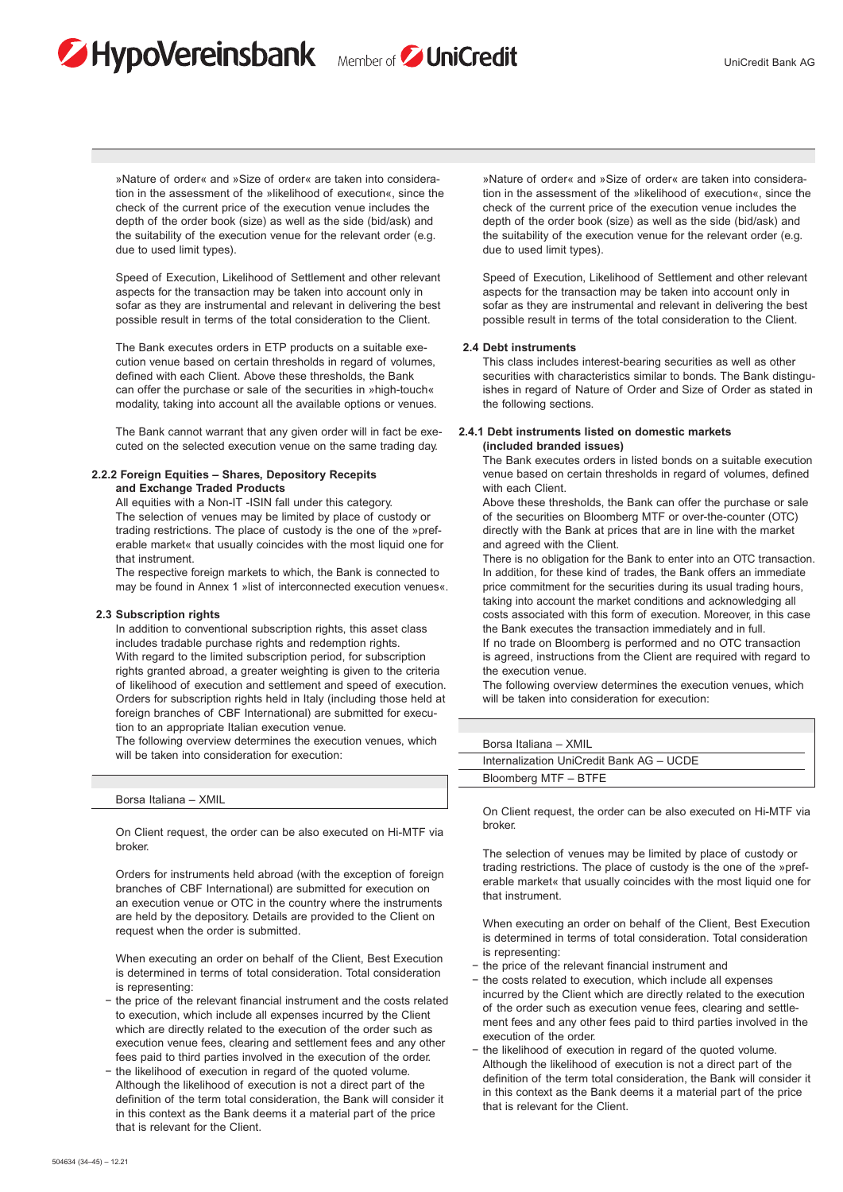»Nature of order« and »Size of order« are taken into consideration in the assessment of the »likelihood of execution«, since the check of the current price of the execution venue includes the depth of the order book (size) as well as the side (bid/ask) and the suitability of the execution venue for the relevant order (e.g. due to used limit types).

Speed of Execution, Likelihood of Settlement and other relevant aspects for the transaction may be taken into account only in sofar as they are instrumental and relevant in delivering the best possible result in terms of the total consideration to the Client.

The Bank executes orders in ETP products on a suitable execution venue based on certain thresholds in regard of volumes, defined with each Client. Above these thresholds, the Bank can offer the purchase or sale of the securities in »high-touch« modality, taking into account all the available options or venues.

The Bank cannot warrant that any given order will in fact be executed on the selected execution venue on the same trading day.

### 2.2.2 Foreign Equities – Shares, Depository Receipts and Exchange Traded Products

All equities with a Non-IT -ISIN fall under this category.
The selection of venues may be limited by place of custody or trading restrictions. The place of custody is the one of the »preferable market« that usually coincides with the most liquid one for that instrument.
The respective foreign markets to which, the Bank is connected to may be found in Annex 1 »list of interconnected execution venues«.

### 2.3 Subscription rights

In addition to conventional subscription rights, this asset class includes tradable purchase rights and redemption rights.
With regard to the limited subscription period, for subscription rights granted abroad, a greater weighting is given to the criteria of likelihood of execution and settlement and speed of execution.
Orders for subscription rights held in Italy (including those held at foreign branches of CBF International) are submitted for execution to an appropriate Italian execution venue.
The following overview determines the execution venues, which will be taken into consideration for execution:

| |
|---|
| Borsa Italiana – XMIL |

On Client request, the order can be also executed on Hi-MTF via broker.

Orders for instruments held abroad (with the exception of foreign branches of CBF International) are submitted for execution on an execution venue or OTC in the country where the instruments are held by the depository. Details are provided to the Client on request when the order is submitted.

When executing an order on behalf of the Client, Best Execution is determined in terms of total consideration. Total consideration is representing:

- the price of the relevant financial instrument and the costs related to execution, which include all expenses incurred by the Client which are directly related to the execution of the order such as execution venue fees, clearing and settlement fees and any other fees paid to third parties involved in the execution of the order.
- the likelihood of execution in regard of the quoted volume. Although the likelihood of execution is not a direct part of the definition of the term total consideration, the Bank will consider it in this context as the Bank deems it a material part of the price that is relevant for the Client.

»Nature of order« and »Size of order« are taken into consideration in the assessment of the »likelihood of execution«, since the check of the current price of the execution venue includes the depth of the order book (size) as well as the side (bid/ask) and the suitability of the execution venue for the relevant order (e.g. due to used limit types).

Speed of Execution, Likelihood of Settlement and other relevant aspects for the transaction may be taken into account only in sofar as they are instrumental and relevant in delivering the best possible result in terms of the total consideration to the Client.

### 2.4 Debt instruments

This class includes interest-bearing securities as well as other securities with characteristics similar to bonds. The Bank distinguishes in regard of Nature of Order and Size of Order as stated in the following sections.

### 2.4.1 Debt instruments listed on domestic markets (included branded issues)

The Bank executes orders in listed bonds on a suitable execution venue based on certain thresholds in regard of volumes, defined with each Client.
Above these thresholds, the Bank can offer the purchase or sale of the securities on Bloomberg MTF or over-the-counter (OTC) directly with the Bank at prices that are in line with the market and agreed with the Client.
There is no obligation for the Bank to enter into an OTC transaction. In addition, for these kind of trades, the Bank offers an immediate price commitment for the securities during its usual trading hours, taking into account the market conditions and acknowledging all costs associated with this form of execution. Moreover, in this case the Bank executes the transaction immediately and in full.
If no trade on Bloomberg is performed and no OTC transaction is agreed, instructions from the Client are required with regard to the execution venue.
The following overview determines the execution venues, which will be taken into consideration for execution:

| |
|---|
| Borsa Italiana – XMIL |
| Internalization UniCredit Bank AG – UCDE |
| Bloomberg MTF – BTFE |

On Client request, the order can be also executed on Hi-MTF via broker.

The selection of venues may be limited by place of custody or trading restrictions. The place of custody is the one of the »preferable market« that usually coincides with the most liquid one for that instrument.

When executing an order on behalf of the Client, Best Execution is determined in terms of total consideration. Total consideration is representing:

- the price of the relevant financial instrument and
- the costs related to execution, which include all expenses incurred by the Client which are directly related to the execution of the order such as execution venue fees, clearing and settlement fees and any other fees paid to third parties involved in the execution of the order.
- the likelihood of execution in regard of the quoted volume. Although the likelihood of execution is not a direct part of the definition of the term total consideration, the Bank will consider it in this context as the Bank deems it a material part of the price that is relevant for the Client.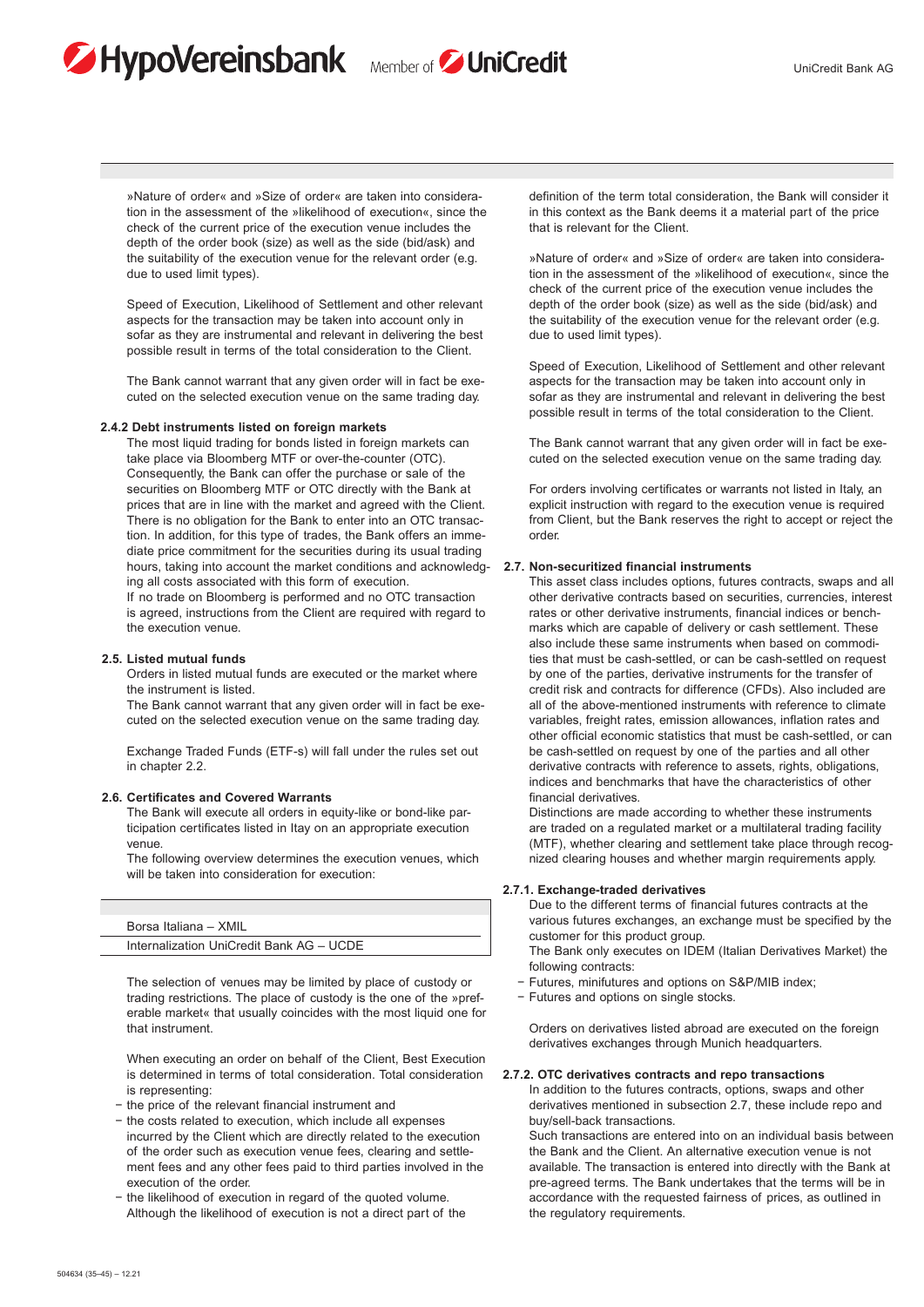»Nature of order« and »Size of order« are taken into consideration in the assessment of the »likelihood of execution«, since the check of the current price of the execution venue includes the depth of the order book (size) as well as the side (bid/ask) and the suitability of the execution venue for the relevant order (e.g. due to used limit types).

Speed of Execution, Likelihood of Settlement and other relevant aspects for the transaction may be taken into account only in sofar as they are instrumental and relevant in delivering the best possible result in terms of the total consideration to the Client.

The Bank cannot warrant that any given order will in fact be executed on the selected execution venue on the same trading day.

#### 2.4.2 Debt instruments listed on foreign markets

The most liquid trading for bonds listed in foreign markets can take place via Bloomberg MTF or over-the-counter (OTC). Consequently, the Bank can offer the purchase or sale of the securities on Bloomberg MTF or OTC directly with the Bank at prices that are in line with the market and agreed with the Client. There is no obligation for the Bank to enter into an OTC transaction. In addition, for this type of trades, the Bank offers an immediate price commitment for the securities during its usual trading hours, taking into account the market conditions and acknowledging all costs associated with this form of execution.
If no trade on Bloomberg is performed and no OTC transaction is agreed, instructions from the Client are required with regard to the execution venue.

### 2.5. Listed mutual funds

Orders in listed mutual funds are executed or the market where the instrument is listed.
The Bank cannot warrant that any given order will in fact be executed on the selected execution venue on the same trading day.

Exchange Traded Funds (ETF-s) will fall under the rules set out in chapter 2.2.

### 2.6. Certificates and Covered Warrants

The Bank will execute all orders in equity-like or bond-like participation certificates listed in Itay on an appropriate execution venue.
The following overview determines the execution venues, which will be taken into consideration for execution:

| |
|---|
| Borsa Italiana – XMIL |
| Internalization UniCredit Bank AG – UCDE |

The selection of venues may be limited by place of custody or trading restrictions. The place of custody is the one of the »preferable market« that usually coincides with the most liquid one for that instrument.

When executing an order on behalf of the Client, Best Execution is determined in terms of total consideration. Total consideration is representing:

- the price of the relevant financial instrument and
- the costs related to execution, which include all expenses incurred by the Client which are directly related to the execution of the order such as execution venue fees, clearing and settlement fees and any other fees paid to third parties involved in the execution of the order.
- the likelihood of execution in regard of the quoted volume. Although the likelihood of execution is not a direct part of the definition of the term total consideration, the Bank will consider it in this context as the Bank deems it a material part of the price that is relevant for the Client.

»Nature of order« and »Size of order« are taken into consideration in the assessment of the »likelihood of execution«, since the check of the current price of the execution venue includes the depth of the order book (size) as well as the side (bid/ask) and the suitability of the execution venue for the relevant order (e.g. due to used limit types).

Speed of Execution, Likelihood of Settlement and other relevant aspects for the transaction may be taken into account only in sofar as they are instrumental and relevant in delivering the best possible result in terms of the total consideration to the Client.

The Bank cannot warrant that any given order will in fact be executed on the selected execution venue on the same trading day.

For orders involving certificates or warrants not listed in Italy, an explicit instruction with regard to the execution venue is required from Client, but the Bank reserves the right to accept or reject the order.

### 2.7. Non-securitized financial instruments

This asset class includes options, futures contracts, swaps and all other derivative contracts based on securities, currencies, interest rates or other derivative instruments, financial indices or benchmarks which are capable of delivery or cash settlement. These also include these same instruments when based on commodities that must be cash-settled, or can be cash-settled on request by one of the parties, derivative instruments for the transfer of credit risk and contracts for difference (CFDs). Also included are all of the above-mentioned instruments with reference to climate variables, freight rates, emission allowances, inflation rates and other official economic statistics that must be cash-settled, or can be cash-settled on request by one of the parties and all other derivative contracts with reference to assets, rights, obligations, indices and benchmarks that have the characteristics of other financial derivatives.
Distinctions are made according to whether these instruments are traded on a regulated market or a multilateral trading facility (MTF), whether clearing and settlement take place through recognized clearing houses and whether margin requirements apply.

#### 2.7.1. Exchange-traded derivatives

Due to the different terms of financial futures contracts at the various futures exchanges, an exchange must be specified by the customer for this product group.
The Bank only executes on IDEM (Italian Derivatives Market) the following contracts:

- Futures, minifutures and options on S&P/MIB index;
- Futures and options on single stocks.

Orders on derivatives listed abroad are executed on the foreign derivatives exchanges through Munich headquarters.

#### 2.7.2. OTC derivatives contracts and repo transactions

In addition to the futures contracts, options, swaps and other derivatives mentioned in subsection 2.7, these include repo and buy/sell-back transactions.
Such transactions are entered into on an individual basis between the Bank and the Client. An alternative execution venue is not available. The transaction is entered into directly with the Bank at pre-agreed terms. The Bank undertakes that the terms will be in accordance with the requested fairness of prices, as outlined in the regulatory requirements.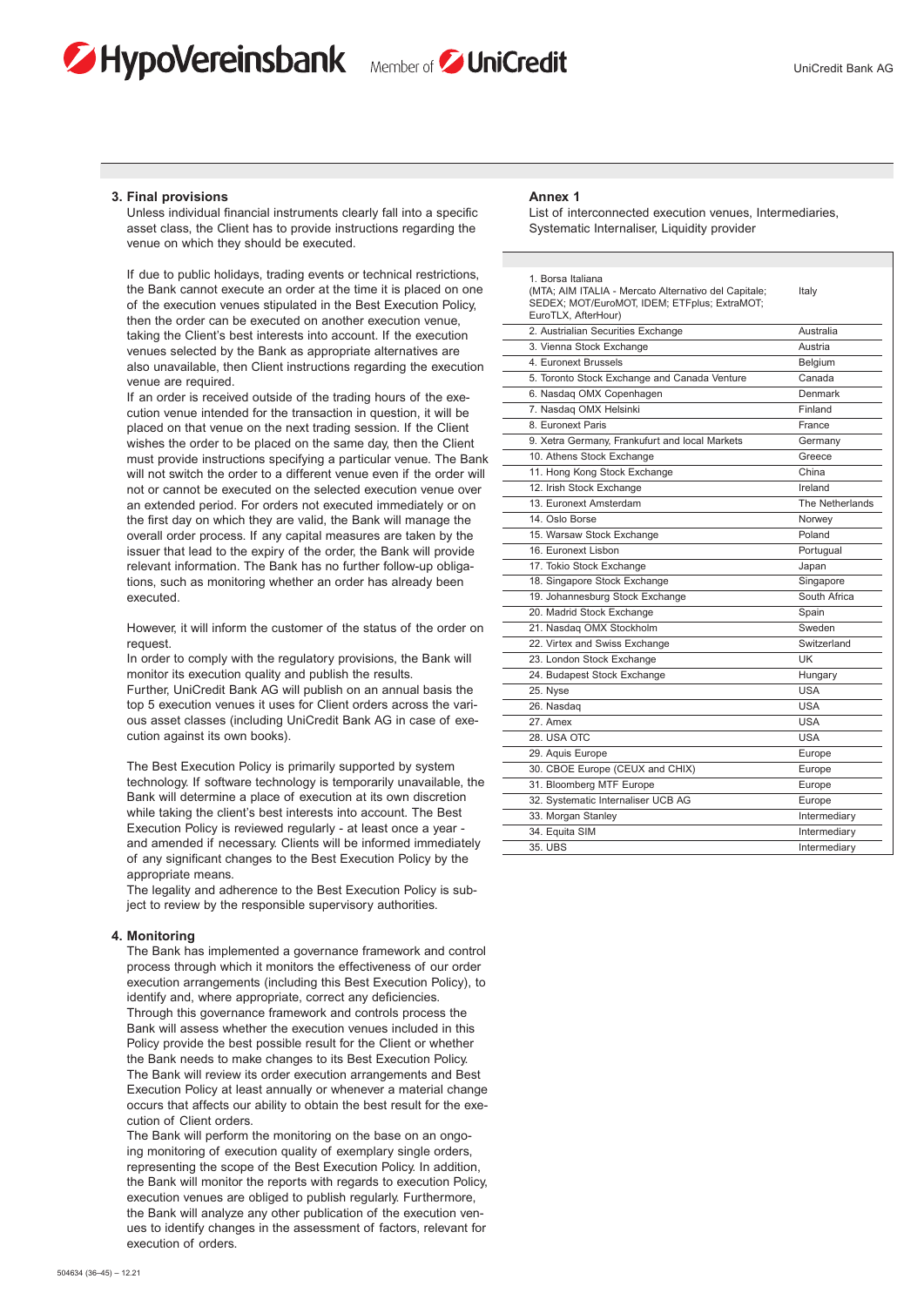## 3. Final provisions

Unless individual financial instruments clearly fall into a specific asset class, the Client has to provide instructions regarding the venue on which they should be executed.

If due to public holidays, trading events or technical restrictions, the Bank cannot execute an order at the time it is placed on one of the execution venues stipulated in the Best Execution Policy, then the order can be executed on another execution venue, taking the Client's best interests into account. If the execution venues selected by the Bank as appropriate alternatives are also unavailable, then Client instructions regarding the execution venue are required.
If an order is received outside of the trading hours of the execution venue intended for the transaction in question, it will be placed on that venue on the next trading session. If the Client wishes the order to be placed on the same day, then the Client must provide instructions specifying a particular venue. The Bank will not switch the order to a different venue even if the order will not or cannot be executed on the selected execution venue over an extended period. For orders not executed immediately or on the first day on which they are valid, the Bank will manage the overall order process. If any capital measures are taken by the issuer that lead to the expiry of the order, the Bank will provide relevant information. The Bank has no further follow-up obligations, such as monitoring whether an order has already been executed.

However, it will inform the customer of the status of the order on request.
In order to comply with the regulatory provisions, the Bank will monitor its execution quality and publish the results.
Further, UniCredit Bank AG will publish on an annual basis the top 5 execution venues it uses for Client orders across the various asset classes (including UniCredit Bank AG in case of execution against its own books).

The Best Execution Policy is primarily supported by system technology. If software technology is temporarily unavailable, the Bank will determine a place of execution at its own discretion while taking the client's best interests into account. The Best Execution Policy is reviewed regularly - at least once a year - and amended if necessary. Clients will be informed immediately of any significant changes to the Best Execution Policy by the appropriate means.
The legality and adherence to the Best Execution Policy is subject to review by the responsible supervisory authorities.

## 4. Monitoring

The Bank has implemented a governance framework and control process through which it monitors the effectiveness of our order execution arrangements (including this Best Execution Policy), to identify and, where appropriate, correct any deficiencies.
Through this governance framework and controls process the Bank will assess whether the execution venues included in this Policy provide the best possible result for the Client or whether the Bank needs to make changes to its Best Execution Policy.
The Bank will review its order execution arrangements and Best Execution Policy at least annually or whenever a material change occurs that affects our ability to obtain the best result for the execution of Client orders.
The Bank will perform the monitoring on the base on an ongoing monitoring of execution quality of exemplary single orders, representing the scope of the Best Execution Policy. In addition, the Bank will monitor the reports with regards to execution Policy, execution venues are obliged to publish regularly. Furthermore, the Bank will analyze any other publication of the execution venues to identify changes in the assessment of factors, relevant for execution of orders.

## Annex 1

List of interconnected execution venues, Intermediaries, Systematic Internaliser, Liquidity provider

| | |
|---|---|
| 1. Borsa Italiana (MTA; AIM ITALIA - Mercato Alternativo del Capitale; SEDEX; MOT/EuroMOT, IDEM; ETFplus; ExtraMOT; EuroTLX, AfterHour) | Italy |
| 2. Austrialian Securities Exchange | Australia |
| 3. Vienna Stock Exchange | Austria |
| 4. Euronext Brussels | Belgium |
| 5. Toronto Stock Exchange and Canada Venture | Canada |
| 6. Nasdaq OMX Copenhagen | Denmark |
| 7. Nasdaq OMX Helsinki | Finland |
| 8. Euronext Paris | France |
| 9. Xetra Germany, Frankufurt and local Markets | Germany |
| 10. Athens Stock Exchange | Greece |
| 11. Hong Kong Stock Exchange | China |
| 12. Irish Stock Exchange | Ireland |
| 13. Euronext Amsterdam | The Netherlands |
| 14. Oslo Borse | Norwey |
| 15. Warsaw Stock Exchange | Poland |
| 16. Euronext Lisbon | Portugual |
| 17. Tokio Stock Exchange | Japan |
| 18. Singapore Stock Exchange | Singapore |
| 19. Johannesburg Stock Exchange | South Africa |
| 20. Madrid Stock Exchange | Spain |
| 21. Nasdaq OMX Stockholm | Sweden |
| 22. Virtex and Swiss Exchange | Switzerland |
| 23. London Stock Exchange | UK |
| 24. Budapest Stock Exchange | Hungary |
| 25. Nyse | USA |
| 26. Nasdaq | USA |
| 27. Amex | USA |
| 28. USA OTC | USA |
| 29. Aquis Europe | Europe |
| 30. CBOE Europe (CEUX and CHIX) | Europe |
| 31. Bloomberg MTF Europe | Europe |
| 32. Systematic Internaliser UCB AG | Europe |
| 33. Morgan Stanley | Intermediary |
| 34. Equita SIM | Intermediary |
| 35. UBS | Intermediary |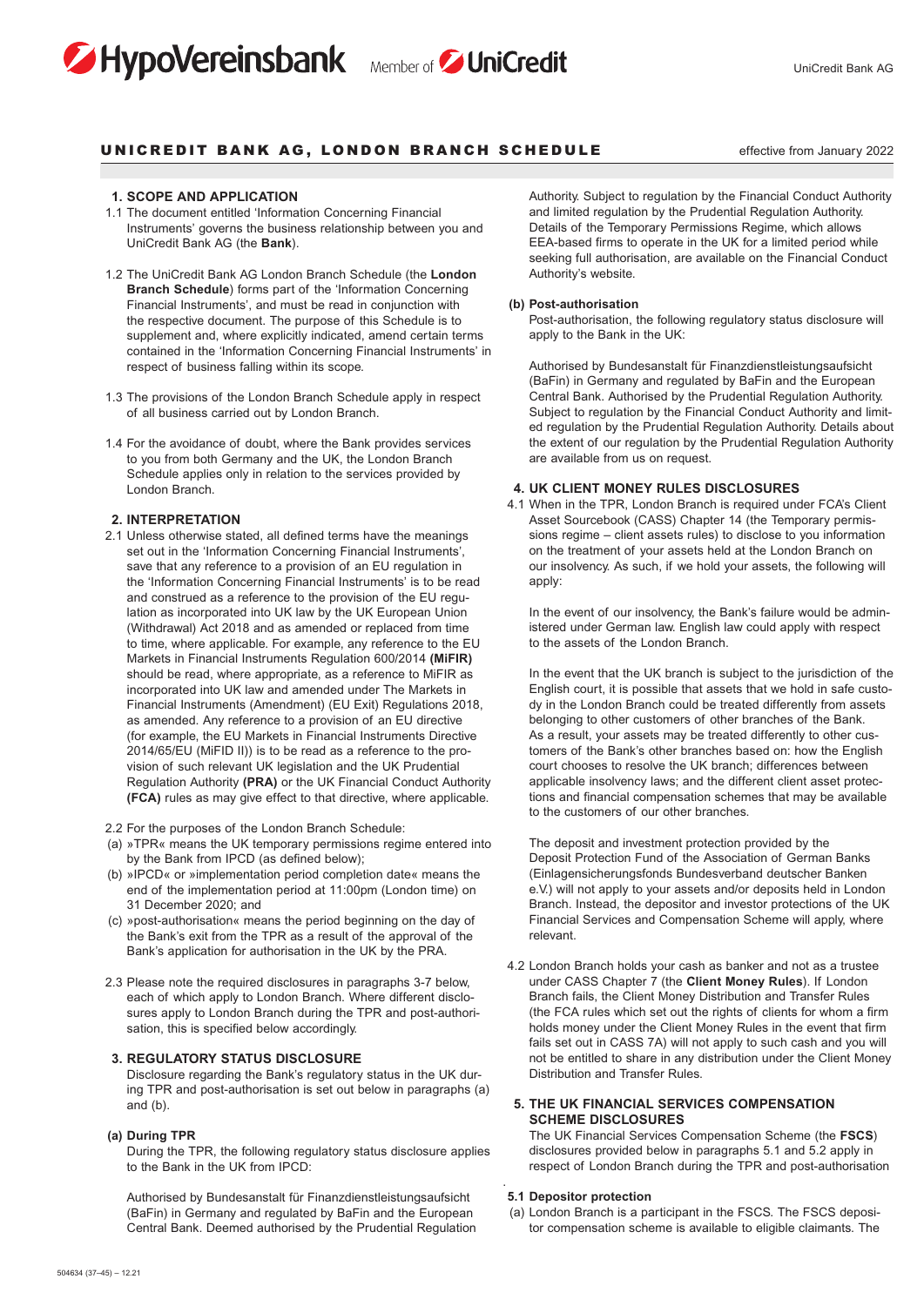# UNICREDIT BANK AG, LONDON BRANCH SCHEDULE

effective from January 2022

## 1. SCOPE AND APPLICATION

1.1 The document entitled 'Information Concerning Financial Instruments' governs the business relationship between you and UniCredit Bank AG (the **Bank**).

1.2 The UniCredit Bank AG London Branch Schedule (the **London Branch Schedule**) forms part of the 'Information Concerning Financial Instruments', and must be read in conjunction with the respective document. The purpose of this Schedule is to supplement and, where explicitly indicated, amend certain terms contained in the 'Information Concerning Financial Instruments' in respect of business falling within its scope.

1.3 The provisions of the London Branch Schedule apply in respect of all business carried out by London Branch.

1.4 For the avoidance of doubt, where the Bank provides services to you from both Germany and the UK, the London Branch Schedule applies only in relation to the services provided by London Branch.

## 2. INTERPRETATION

2.1 Unless otherwise stated, all defined terms have the meanings set out in the 'Information Concerning Financial Instruments', save that any reference to a provision of an EU regulation in the 'Information Concerning Financial Instruments' is to be read and construed as a reference to the provision of the EU regulation as incorporated into UK law by the UK European Union (Withdrawal) Act 2018 and as amended or replaced from time to time, where applicable. For example, any reference to the EU Markets in Financial Instruments Regulation 600/2014 **(MiFIR)** should be read, where appropriate, as a reference to MiFIR as incorporated into UK law and amended under The Markets in Financial Instruments (Amendment) (EU Exit) Regulations 2018, as amended. Any reference to a provision of an EU directive (for example, the EU Markets in Financial Instruments Directive 2014/65/EU (MiFID II)) is to be read as a reference to the provision of such relevant UK legislation and the UK Prudential Regulation Authority **(PRA)** or the UK Financial Conduct Authority **(FCA)** rules as may give effect to that directive, where applicable.

2.2 For the purposes of the London Branch Schedule:

(a) »TPR« means the UK temporary permissions regime entered into by the Bank from IPCD (as defined below);

(b) »IPCD« or »implementation period completion date« means the end of the implementation period at 11:00pm (London time) on 31 December 2020; and

(c) »post-authorisation« means the period beginning on the day of the Bank's exit from the TPR as a result of the approval of the Bank's application for authorisation in the UK by the PRA.

2.3 Please note the required disclosures in paragraphs 3-7 below, each of which apply to London Branch. Where different disclosures apply to London Branch during the TPR and post-authorisation, this is specified below accordingly.

## 3. REGULATORY STATUS DISCLOSURE

Disclosure regarding the Bank's regulatory status in the UK during TPR and post-authorisation is set out below in paragraphs (a) and (b).

**(a) During TPR**

During the TPR, the following regulatory status disclosure applies to the Bank in the UK from IPCD:

Authorised by Bundesanstalt für Finanzdienstleistungsaufsicht (BaFin) in Germany and regulated by BaFin and the European Central Bank. Deemed authorised by the Prudential Regulation Authority. Subject to regulation by the Financial Conduct Authority and limited regulation by the Prudential Regulation Authority. Details of the Temporary Permissions Regime, which allows EEA-based firms to operate in the UK for a limited period while seeking full authorisation, are available on the Financial Conduct Authority's website.

**(b) Post-authorisation**

Post-authorisation, the following regulatory status disclosure will apply to the Bank in the UK:

Authorised by Bundesanstalt für Finanzdienstleistungsaufsicht (BaFin) in Germany and regulated by BaFin and the European Central Bank. Authorised by the Prudential Regulation Authority. Subject to regulation by the Financial Conduct Authority and limited regulation by the Prudential Regulation Authority. Details about the extent of our regulation by the Prudential Regulation Authority are available from us on request.

## 4. UK CLIENT MONEY RULES DISCLOSURES

4.1 When in the TPR, London Branch is required under FCA's Client Asset Sourcebook (CASS) Chapter 14 (the Temporary permissions regime – client assets rules) to disclose to you information on the treatment of your assets held at the London Branch on our insolvency. As such, if we hold your assets, the following will apply:

In the event of our insolvency, the Bank's failure would be administered under German law. English law could apply with respect to the assets of the London Branch.

In the event that the UK branch is subject to the jurisdiction of the English court, it is possible that assets that we hold in safe custody in the London Branch could be treated differently from assets belonging to other customers of other branches of the Bank. As a result, your assets may be treated differently to other customers of the Bank's other branches based on: how the English court chooses to resolve the UK branch; differences between applicable insolvency laws; and the different client asset protections and financial compensation schemes that may be available to the customers of our other branches.

The deposit and investment protection provided by the Deposit Protection Fund of the Association of German Banks (Einlagensicherungsfonds Bundesverband deutscher Banken e.V.) will not apply to your assets and/or deposits held in London Branch. Instead, the depositor and investor protections of the UK Financial Services and Compensation Scheme will apply, where relevant.

4.2 London Branch holds your cash as banker and not as a trustee under CASS Chapter 7 (the **Client Money Rules**). If London Branch fails, the Client Money Distribution and Transfer Rules (the FCA rules which set out the rights of clients for whom a firm holds money under the Client Money Rules in the event that firm fails set out in CASS 7A) will not apply to such cash and you will not be entitled to share in any distribution under the Client Money Distribution and Transfer Rules.

## 5. THE UK FINANCIAL SERVICES COMPENSATION SCHEME DISCLOSURES

The UK Financial Services Compensation Scheme (the **FSCS**) disclosures provided below in paragraphs 5.1 and 5.2 apply in respect of London Branch during the TPR and post-authorisation

**5.1 Depositor protection**

(a) London Branch is a participant in the FSCS. The FSCS depositor compensation scheme is available to eligible claimants. The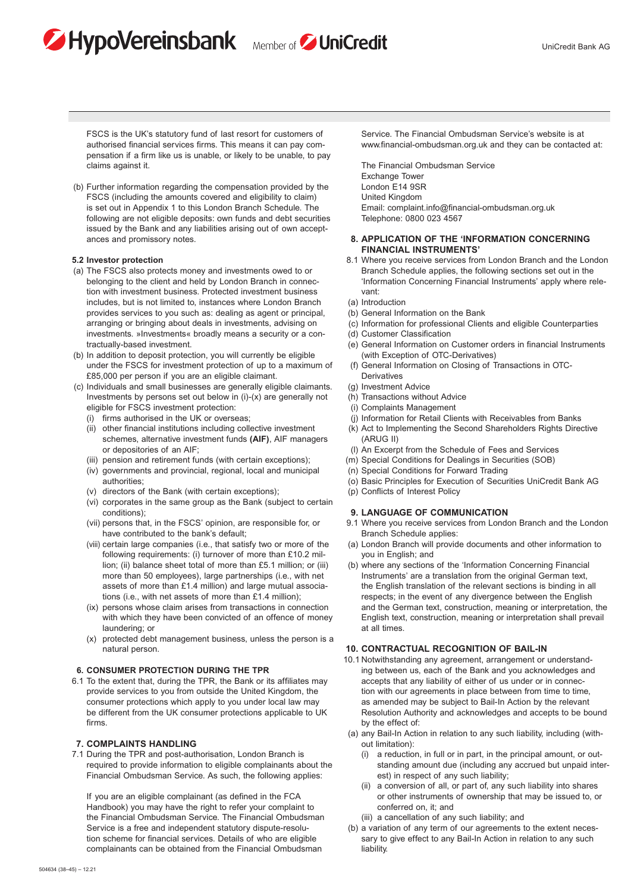FSCS is the UK's statutory fund of last resort for customers of authorised financial services firms. This means it can pay compensation if a firm like us is unable, or likely to be unable, to pay claims against it.

(b) Further information regarding the compensation provided by the FSCS (including the amounts covered and eligibility to claim) is set out in Appendix 1 to this London Branch Schedule. The following are not eligible deposits: own funds and debt securities issued by the Bank and any liabilities arising out of own acceptances and promissory notes.

**5.2 Investor protection**

(a) The FSCS also protects money and investments owed to or belonging to the client and held by London Branch in connection with investment business. Protected investment business includes, but is not limited to, instances where London Branch provides services to you such as: dealing as agent or principal, arranging or bringing about deals in investments, advising on investments. »Investments« broadly means a security or a contractually-based investment.

(b) In addition to deposit protection, you will currently be eligible under the FSCS for investment protection of up to a maximum of £85,000 per person if you are an eligible claimant.

(c) Individuals and small businesses are generally eligible claimants. Investments by persons set out below in (i)-(x) are generally not eligible for FSCS investment protection:
   (i) firms authorised in the UK or overseas;
   (ii) other financial institutions including collective investment schemes, alternative investment funds **(AIF)**, AIF managers or depositories of an AIF;
   (iii) pension and retirement funds (with certain exceptions);
   (iv) governments and provincial, regional, local and municipal authorities;
   (v) directors of the Bank (with certain exceptions);
   (vi) corporates in the same group as the Bank (subject to certain conditions);
   (vii) persons that, in the FSCS' opinion, are responsible for, or have contributed to the bank's default;
   (viii) certain large companies (i.e., that satisfy two or more of the following requirements: (i) turnover of more than £10.2 million; (ii) balance sheet total of more than £5.1 million; or (iii) more than 50 employees), large partnerships (i.e., with net assets of more than £1.4 million) and large mutual associations (i.e., with net assets of more than £1.4 million);
   (ix) persons whose claim arises from transactions in connection with which they have been convicted of an offence of money laundering; or
   (x) protected debt management business, unless the person is a natural person.

## 6. CONSUMER PROTECTION DURING THE TPR

6.1 To the extent that, during the TPR, the Bank or its affiliates may provide services to you from outside the United Kingdom, the consumer protections which apply to you under local law may be different from the UK consumer protections applicable to UK firms.

## 7. COMPLAINTS HANDLING

7.1 During the TPR and post-authorisation, London Branch is required to provide information to eligible complainants about the Financial Ombudsman Service. As such, the following applies:

If you are an eligible complainant (as defined in the FCA Handbook) you may have the right to refer your complaint to the Financial Ombudsman Service. The Financial Ombudsman Service is a free and independent statutory dispute-resolution scheme for financial services. Details of who are eligible complainants can be obtained from the Financial Ombudsman Service. The Financial Ombudsman Service's website is at www.financial-ombudsman.org.uk and they can be contacted at:

The Financial Ombudsman Service
Exchange Tower
London E14 9SR
United Kingdom
Email: complaint.info@financial-ombudsman.org.uk
Telephone: 0800 023 4567

## 8. APPLICATION OF THE 'INFORMATION CONCERNING FINANCIAL INSTRUMENTS'

8.1 Where you receive services from London Branch and the London Branch Schedule applies, the following sections set out in the 'Information Concerning Financial Instruments' apply where relevant:

(a) Introduction
(b) General Information on the Bank
(c) Information for professional Clients and eligible Counterparties
(d) Customer Classification
(e) General Information on Customer orders in financial Instruments (with Exception of OTC-Derivatives)
(f) General Information on Closing of Transactions in OTC-Derivatives
(g) Investment Advice
(h) Transactions without Advice
(i) Complaints Management
(j) Information for Retail Clients with Receivables from Banks
(k) Act to Implementing the Second Shareholders Rights Directive (ARUG II)
(l) An Excerpt from the Schedule of Fees and Services
(m) Special Conditions for Dealings in Securities (SOB)
(n) Special Conditions for Forward Trading
(o) Basic Principles for Execution of Securities UniCredit Bank AG
(p) Conflicts of Interest Policy

## 9. LANGUAGE OF COMMUNICATION

9.1 Where you receive services from London Branch and the London Branch Schedule applies:

(a) London Branch will provide documents and other information to you in English; and
(b) where any sections of the 'Information Concerning Financial Instruments' are a translation from the original German text, the English translation of the relevant sections is binding in all respects; in the event of any divergence between the English and the German text, construction, meaning or interpretation, the English text, construction, meaning or interpretation shall prevail at all times.

## 10. CONTRACTUAL RECOGNITION OF BAIL-IN

10.1 Notwithstanding any agreement, arrangement or understanding between us, each of the Bank and you acknowledges and accepts that any liability of either of us under or in connection with our agreements in place between from time to time, as amended may be subject to Bail-In Action by the relevant Resolution Authority and acknowledges and accepts to be bound by the effect of:

(a) any Bail-In Action in relation to any such liability, including (without limitation):
   (i) a reduction, in full or in part, in the principal amount, or outstanding amount due (including any accrued but unpaid interest) in respect of any such liability;
   (ii) a conversion of all, or part of, any such liability into shares or other instruments of ownership that may be issued to, or conferred on, it; and
   (iii) a cancellation of any such liability; and
(b) a variation of any term of our agreements to the extent necessary to give effect to any Bail-In Action in relation to any such liability.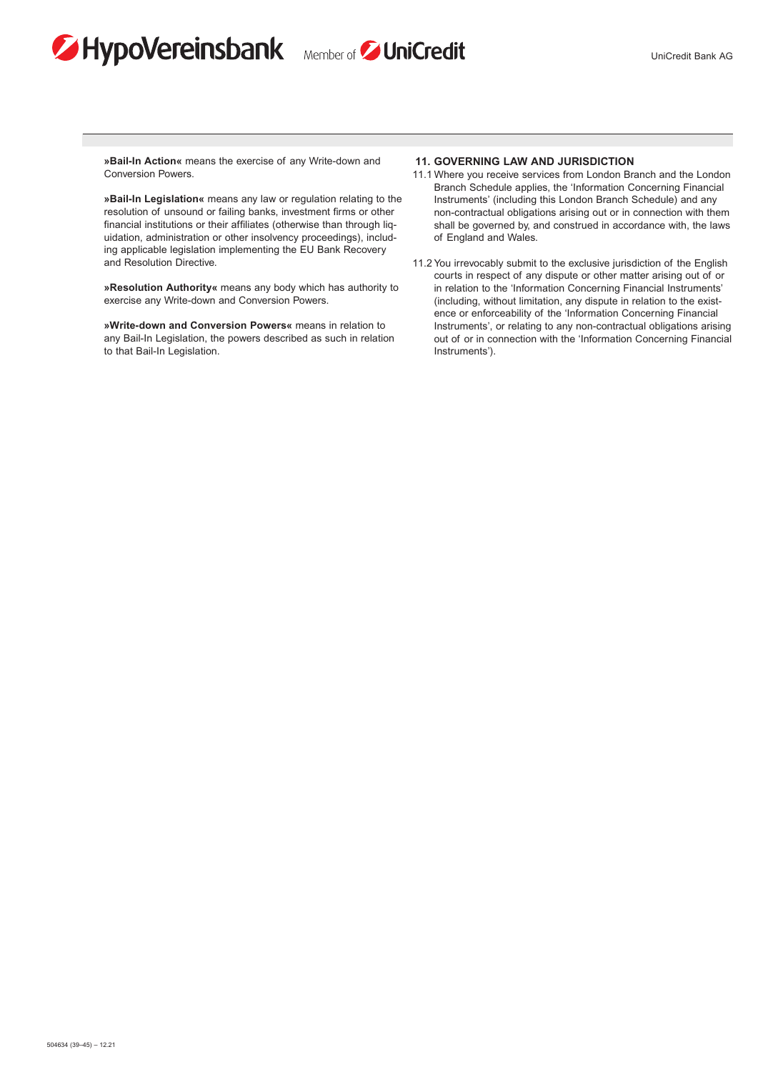**»Bail-In Action«** means the exercise of any Write-down and Conversion Powers.

**»Bail-In Legislation«** means any law or regulation relating to the resolution of unsound or failing banks, investment firms or other financial institutions or their affiliates (otherwise than through liquidation, administration or other insolvency proceedings), including applicable legislation implementing the EU Bank Recovery and Resolution Directive.

**»Resolution Authority«** means any body which has authority to exercise any Write-down and Conversion Powers.

**»Write-down and Conversion Powers«** means in relation to any Bail-In Legislation, the powers described as such in relation to that Bail-In Legislation.

## 11. GOVERNING LAW AND JURISDICTION

11.1 Where you receive services from London Branch and the London Branch Schedule applies, the 'Information Concerning Financial Instruments' (including this London Branch Schedule) and any non-contractual obligations arising out or in connection with them shall be governed by, and construed in accordance with, the laws of England and Wales.

11.2 You irrevocably submit to the exclusive jurisdiction of the English courts in respect of any dispute or other matter arising out of or in relation to the 'Information Concerning Financial Instruments' (including, without limitation, any dispute in relation to the existence or enforceability of the 'Information Concerning Financial Instruments', or relating to any non-contractual obligations arising out of or in connection with the 'Information Concerning Financial Instruments').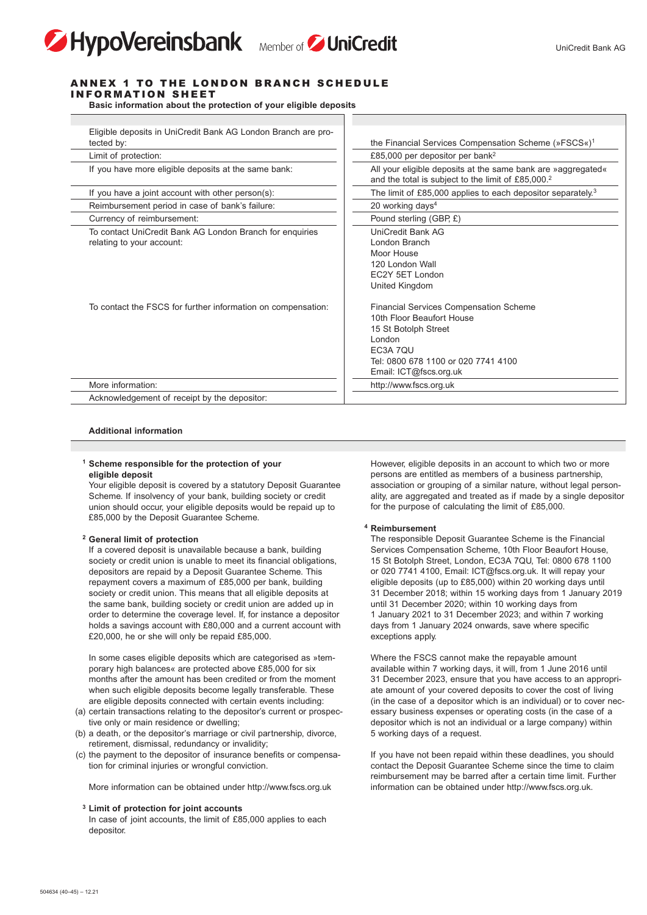# ANNEX 1 TO THE LONDON BRANCH SCHEDULE INFORMATION SHEET

**Basic information about the protection of your eligible deposits**

| | |
|---|---|
| Eligible deposits in UniCredit Bank AG London Branch are protected by: | the Financial Services Compensation Scheme (»FSCS«)[1] |
| Limit of protection: | £85,000 per depositor per bank[2] |
| If you have more eligible deposits at the same bank: | All your eligible deposits at the same bank are »aggregated« and the total is subject to the limit of £85,000.[2] |
| If you have a joint account with other person(s): | The limit of £85,000 applies to each depositor separately.[3] |
| Reimbursement period in case of bank's failure: | 20 working days[4] |
| Currency of reimbursement: | Pound sterling (GBP, £) |
| To contact UniCredit Bank AG London Branch for enquiries relating to your account: | UniCredit Bank AG<br>London Branch<br>Moor House<br>120 London Wall<br>EC2Y 5ET London<br>United Kingdom |
| To contact the FSCS for further information on compensation: | Financial Services Compensation Scheme<br>10th Floor Beaufort House<br>15 St Botolph Street<br>London<br>EC3A 7QU<br>Tel: 0800 678 1100 or 020 7741 4100<br>Email: ICT@fscs.org.uk |
| More information: | http://www.fscs.org.uk |
| Acknowledgement of receipt by the depositor: | |

**Additional information**

**[1] Scheme responsible for the protection of your eligible deposit**

Your eligible deposit is covered by a statutory Deposit Guarantee Scheme. If insolvency of your bank, building society or credit union should occur, your eligible deposits would be repaid up to £85,000 by the Deposit Guarantee Scheme.

**[2] General limit of protection**

If a covered deposit is unavailable because a bank, building society or credit union is unable to meet its financial obligations, depositors are repaid by a Deposit Guarantee Scheme. This repayment covers a maximum of £85,000 per bank, building society or credit union. This means that all eligible deposits at the same bank, building society or credit union are added up in order to determine the coverage level. If, for instance a depositor holds a savings account with £80,000 and a current account with £20,000, he or she will only be repaid £85,000.

In some cases eligible deposits which are categorised as »temporary high balances« are protected above £85,000 for six months after the amount has been credited or from the moment when such eligible deposits become legally transferable. These are eligible deposits connected with certain events including:

(a) certain transactions relating to the depositor's current or prospective only or main residence or dwelling;
(b) a death, or the depositor's marriage or civil partnership, divorce, retirement, dismissal, redundancy or invalidity;
(c) the payment to the depositor of insurance benefits or compensation for criminal injuries or wrongful conviction.

More information can be obtained under http://www.fscs.org.uk

**[3] Limit of protection for joint accounts**

In case of joint accounts, the limit of £85,000 applies to each depositor.

However, eligible deposits in an account to which two or more persons are entitled as members of a business partnership, association or grouping of a similar nature, without legal personality, are aggregated and treated as if made by a single depositor for the purpose of calculating the limit of £85,000.

**[4] Reimbursement**

The responsible Deposit Guarantee Scheme is the Financial Services Compensation Scheme, 10th Floor Beaufort House, 15 St Botolph Street, London, EC3A 7QU, Tel: 0800 678 1100 or 020 7741 4100, Email: ICT@fscs.org.uk. It will repay your eligible deposits (up to £85,000) within 20 working days until 31 December 2018; within 15 working days from 1 January 2019 until 31 December 2020; within 10 working days from 1 January 2021 to 31 December 2023; and within 7 working days from 1 January 2024 onwards, save where specific exceptions apply.

Where the FSCS cannot make the repayable amount available within 7 working days, it will, from 1 June 2016 until 31 December 2023, ensure that you have access to an appropriate amount of your covered deposits to cover the cost of living (in the case of a depositor which is an individual) or to cover necessary business expenses or operating costs (in the case of a depositor which is not an individual or a large company) within 5 working days of a request.

If you have not been repaid within these deadlines, you should contact the Deposit Guarantee Scheme since the time to claim reimbursement may be barred after a certain time limit. Further information can be obtained under http://www.fscs.org.uk.

504634 (40–45) – 12.21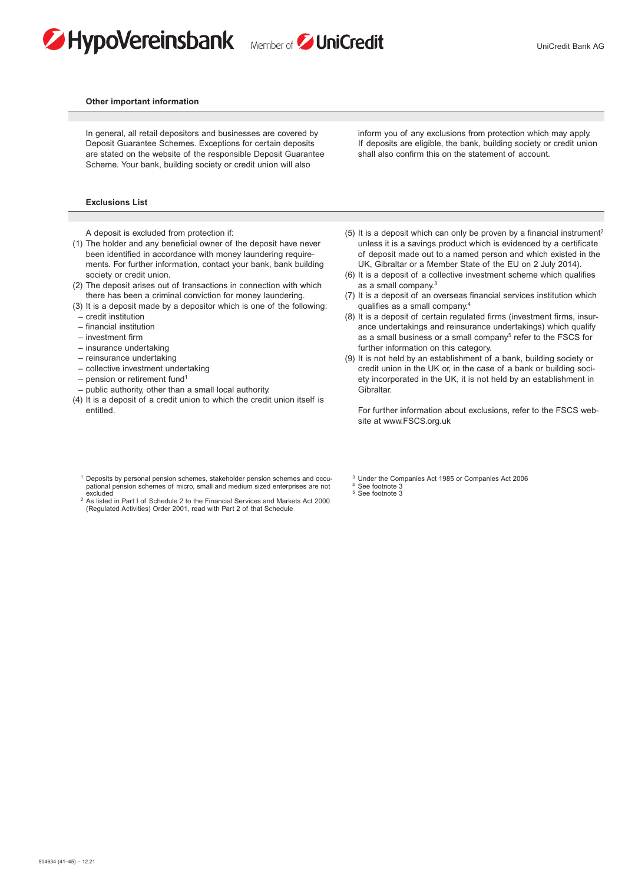## Other important information

In general, all retail depositors and businesses are covered by Deposit Guarantee Schemes. Exceptions for certain deposits are stated on the website of the responsible Deposit Guarantee Scheme. Your bank, building society or credit union will also inform you of any exclusions from protection which may apply. If deposits are eligible, the bank, building society or credit union shall also confirm this on the statement of account.

## Exclusions List

A deposit is excluded from protection if:

(1) The holder and any beneficial owner of the deposit have never been identified in accordance with money laundering requirements. For further information, contact your bank, bank building society or credit union.

(2) The deposit arises out of transactions in connection with which there has been a criminal conviction for money laundering.

(3) It is a deposit made by a depositor which is one of the following:
- credit institution
- financial institution
- investment firm
- insurance undertaking
- reinsurance undertaking
- collective investment undertaking
- pension or retirement fund[1]
- public authority, other than a small local authority.

(4) It is a deposit of a credit union to which the credit union itself is entitled.

(5) It is a deposit which can only be proven by a financial instrument[2] unless it is a savings product which is evidenced by a certificate of deposit made out to a named person and which existed in the UK, Gibraltar or a Member State of the EU on 2 July 2014).

(6) It is a deposit of a collective investment scheme which qualifies as a small company.[3]

(7) It is a deposit of an overseas financial services institution which qualifies as a small company.[4]

(8) It is a deposit of certain regulated firms (investment firms, insurance undertakings and reinsurance undertakings) which qualify as a small business or a small company[5] refer to the FSCS for further information on this category.

(9) It is not held by an establishment of a bank, building society or credit union in the UK or, in the case of a bank or building society incorporated in the UK, it is not held by an establishment in Gibraltar.

For further information about exclusions, refer to the FSCS website at www.FSCS.org.uk

---

[1] Deposits by personal pension schemes, stakeholder pension schemes and occupational pension schemes of micro, small and medium sized enterprises are not excluded

[2] As listed in Part I of Schedule 2 to the Financial Services and Markets Act 2000 (Regulated Activities) Order 2001, read with Part 2 of that Schedule

[3] Under the Companies Act 1985 or Companies Act 2006

[4] See footnote 3

[5] See footnote 3

504634 (41–45) – 12.21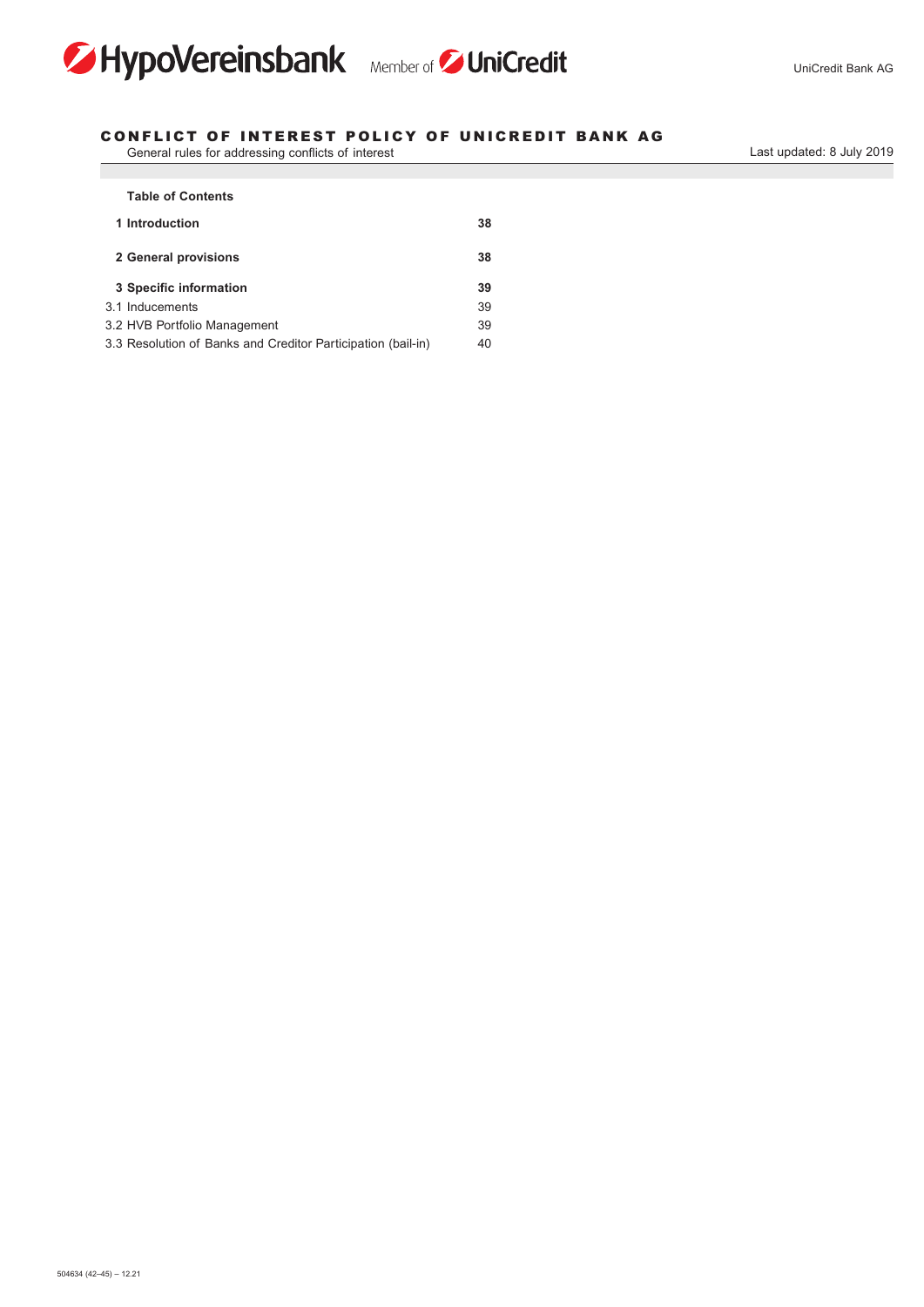# CONFLICT OF INTEREST POLICY OF UNICREDIT BANK AG

General rules for addressing conflicts of interest

Last updated: 8 July 2019

**Table of Contents**

| | |
|---|---|
| **1 Introduction** | **38** |
| **2 General provisions** | **38** |
| **3 Specific information** | **39** |
| 3.1 Inducements | 39 |
| 3.2 HVB Portfolio Management | 39 |
| 3.3 Resolution of Banks and Creditor Participation (bail-in) | 40 |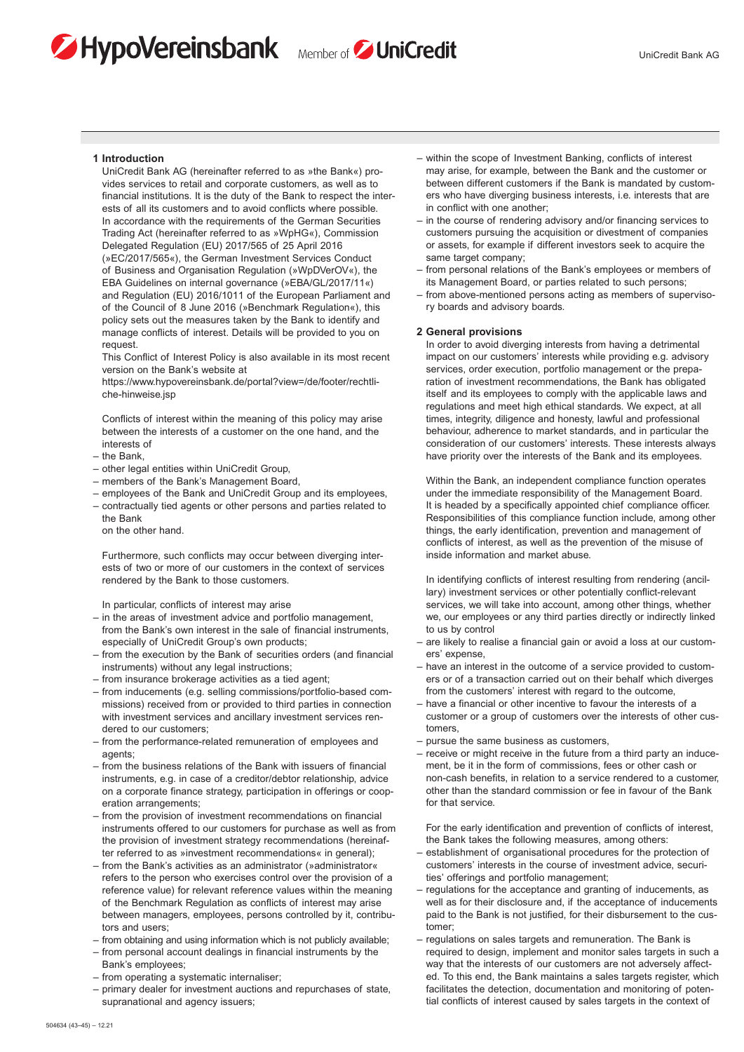## 1 Introduction

UniCredit Bank AG (hereinafter referred to as »the Bank«) provides services to retail and corporate customers, as well as to financial institutions. It is the duty of the Bank to respect the interests of all its customers and to avoid conflicts where possible. In accordance with the requirements of the German Securities Trading Act (hereinafter referred to as »WpHG«), Commission Delegated Regulation (EU) 2017/565 of 25 April 2016 (»EC/2017/565«), the German Investment Services Conduct of Business and Organisation Regulation (»WpDVerOV«), the EBA Guidelines on internal governance (»EBA/GL/2017/11«) and Regulation (EU) 2016/1011 of the European Parliament and of the Council of 8 June 2016 (»Benchmark Regulation«), this policy sets out the measures taken by the Bank to identify and manage conflicts of interest. Details will be provided to you on request.

This Conflict of Interest Policy is also available in its most recent version on the Bank's website at https://www.hypovereinsbank.de/portal?view=/de/footer/rechtliche-hinweise.jsp

Conflicts of interest within the meaning of this policy may arise between the interests of a customer on the one hand, and the interests of

- the Bank,
- other legal entities within UniCredit Group,
- members of the Bank's Management Board,
- employees of the Bank and UniCredit Group and its employees,
- contractually tied agents or other persons and parties related to the Bank

on the other hand.

Furthermore, such conflicts may occur between diverging interests of two or more of our customers in the context of services rendered by the Bank to those customers.

In particular, conflicts of interest may arise

- in the areas of investment advice and portfolio management, from the Bank's own interest in the sale of financial instruments, especially of UniCredit Group's own products;
- from the execution by the Bank of securities orders (and financial instruments) without any legal instructions;
- from insurance brokerage activities as a tied agent;
- from inducements (e.g. selling commissions/portfolio-based commissions) received from or provided to third parties in connection with investment services and ancillary investment services rendered to our customers;
- from the performance-related remuneration of employees and agents;
- from the business relations of the Bank with issuers of financial instruments, e.g. in case of a creditor/debtor relationship, advice on a corporate finance strategy, participation in offerings or cooperation arrangements;
- from the provision of investment recommendations on financial instruments offered to our customers for purchase as well as from the provision of investment strategy recommendations (hereinafter referred to as »investment recommendations« in general);
- from the Bank's activities as an administrator (»administrator« refers to the person who exercises control over the provision of a reference value) for relevant reference values within the meaning of the Benchmark Regulation as conflicts of interest may arise between managers, employees, persons controlled by it, contributors and users;
- from obtaining and using information which is not publicly available;
- from personal account dealings in financial instruments by the Bank's employees;
- from operating a systematic internaliser;
- primary dealer for investment auctions and repurchases of state, supranational and agency issuers;
- within the scope of Investment Banking, conflicts of interest may arise, for example, between the Bank and the customer or between different customers if the Bank is mandated by customers who have diverging business interests, i.e. interests that are in conflict with one another;
- in the course of rendering advisory and/or financing services to customers pursuing the acquisition or divestment of companies or assets, for example if different investors seek to acquire the same target company;
- from personal relations of the Bank's employees or members of its Management Board, or parties related to such persons;
- from above-mentioned persons acting as members of supervisory boards and advisory boards.

## 2 General provisions

In order to avoid diverging interests from having a detrimental impact on our customers' interests while providing e.g. advisory services, order execution, portfolio management or the preparation of investment recommendations, the Bank has obligated itself and its employees to comply with the applicable laws and regulations and meet high ethical standards. We expect, at all times, integrity, diligence and honesty, lawful and professional behaviour, adherence to market standards, and in particular the consideration of our customers' interests. These interests always have priority over the interests of the Bank and its employees.

Within the Bank, an independent compliance function operates under the immediate responsibility of the Management Board. It is headed by a specifically appointed chief compliance officer. Responsibilities of this compliance function include, among other things, the early identification, prevention and management of conflicts of interest, as well as the prevention of the misuse of inside information and market abuse.

In identifying conflicts of interest resulting from rendering (ancillary) investment services or other potentially conflict-relevant services, we will take into account, among other things, whether we, our employees or any third parties directly or indirectly linked to us by control

- are likely to realise a financial gain or avoid a loss at our customers' expense,
- have an interest in the outcome of a service provided to customers or of a transaction carried out on their behalf which diverges from the customers' interest with regard to the outcome,
- have a financial or other incentive to favour the interests of a customer or a group of customers over the interests of other customers,
- pursue the same business as customers,
- receive or might receive in the future from a third party an inducement, be it in the form of commissions, fees or other cash or non-cash benefits, in relation to a service rendered to a customer, other than the standard commission or fee in favour of the Bank for that service.

For the early identification and prevention of conflicts of interest, the Bank takes the following measures, among others:

- establishment of organisational procedures for the protection of customers' interests in the course of investment advice, securities' offerings and portfolio management;
- regulations for the acceptance and granting of inducements, as well as for their disclosure and, if the acceptance of inducements paid to the Bank is not justified, for their disbursement to the customer;
- regulations on sales targets and remuneration. The Bank is required to design, implement and monitor sales targets in such a way that the interests of our customers are not adversely affected. To this end, the Bank maintains a sales targets register, which facilitates the detection, documentation and monitoring of potential conflicts of interest caused by sales targets in the context of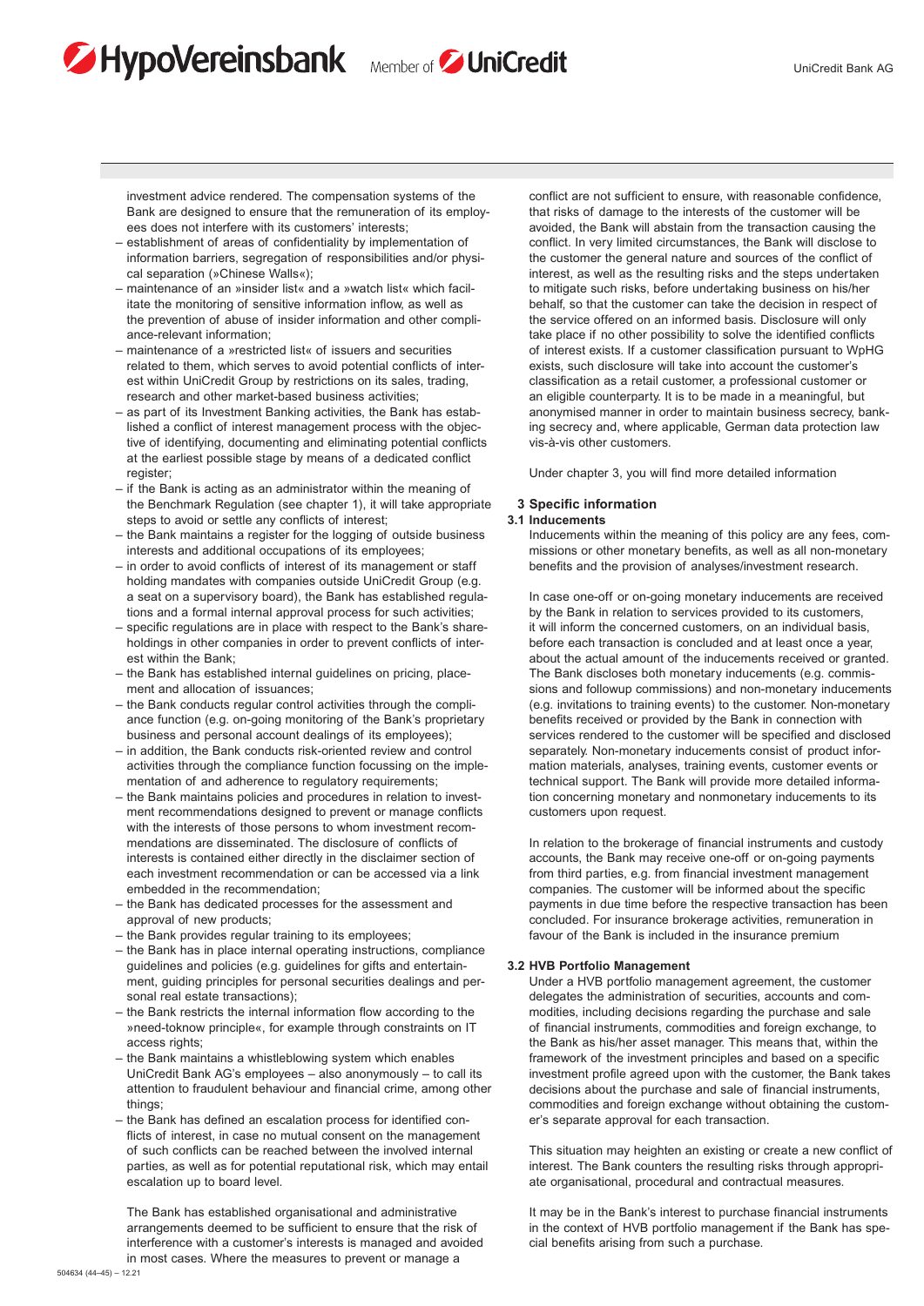investment advice rendered. The compensation systems of the Bank are designed to ensure that the remuneration of its employees does not interfere with its customers' interests;

- establishment of areas of confidentiality by implementation of information barriers, segregation of responsibilities and/or physical separation (»Chinese Walls«);
- maintenance of an »insider list« and a »watch list« which facilitate the monitoring of sensitive information inflow, as well as the prevention of abuse of insider information and other compliance-relevant information;
- maintenance of a »restricted list« of issuers and securities related to them, which serves to avoid potential conflicts of interest within UniCredit Group by restrictions on its sales, trading, research and other market-based business activities;
- as part of its Investment Banking activities, the Bank has established a conflict of interest management process with the objective of identifying, documenting and eliminating potential conflicts at the earliest possible stage by means of a dedicated conflict register;
- if the Bank is acting as an administrator within the meaning of the Benchmark Regulation (see chapter 1), it will take appropriate steps to avoid or settle any conflicts of interest;
- the Bank maintains a register for the logging of outside business interests and additional occupations of its employees;
- in order to avoid conflicts of interest of its management or staff holding mandates with companies outside UniCredit Group (e.g. a seat on a supervisory board), the Bank has established regulations and a formal internal approval process for such activities;
- specific regulations are in place with respect to the Bank's shareholdings in other companies in order to prevent conflicts of interest within the Bank;
- the Bank has established internal guidelines on pricing, placement and allocation of issuances;
- the Bank conducts regular control activities through the compliance function (e.g. on-going monitoring of the Bank's proprietary business and personal account dealings of its employees);
- in addition, the Bank conducts risk-oriented review and control activities through the compliance function focussing on the implementation of and adherence to regulatory requirements;
- the Bank maintains policies and procedures in relation to investment recommendations designed to prevent or manage conflicts with the interests of those persons to whom investment recommendations are disseminated. The disclosure of conflicts of interests is contained either directly in the disclaimer section of each investment recommendation or can be accessed via a link embedded in the recommendation;
- the Bank has dedicated processes for the assessment and approval of new products;
- the Bank provides regular training to its employees;
- the Bank has in place internal operating instructions, compliance guidelines and policies (e.g. guidelines for gifts and entertainment, guiding principles for personal securities dealings and personal real estate transactions);
- the Bank restricts the internal information flow according to the »need-toknow principle«, for example through constraints on IT access rights;
- the Bank maintains a whistleblowing system which enables UniCredit Bank AG's employees – also anonymously – to call its attention to fraudulent behaviour and financial crime, among other things;
- the Bank has defined an escalation process for identified conflicts of interest, in case no mutual consent on the management of such conflicts can be reached between the involved internal parties, as well as for potential reputational risk, which may entail escalation up to board level.

The Bank has established organisational and administrative arrangements deemed to be sufficient to ensure that the risk of interference with a customer's interests is managed and avoided in most cases. Where the measures to prevent or manage a conflict are not sufficient to ensure, with reasonable confidence, that risks of damage to the interests of the customer will be avoided, the Bank will abstain from the transaction causing the conflict. In very limited circumstances, the Bank will disclose to the customer the general nature and sources of the conflict of interest, as well as the resulting risks and the steps undertaken to mitigate such risks, before undertaking business on his/her behalf, so that the customer can take the decision in respect of the service offered on an informed basis. Disclosure will only take place if no other possibility to solve the identified conflicts of interest exists. If a customer classification pursuant to WpHG exists, such disclosure will take into account the customer's classification as a retail customer, a professional customer or an eligible counterparty. It is to be made in a meaningful, but anonymised manner in order to maintain business secrecy, banking secrecy and, where applicable, German data protection law vis-à-vis other customers.

Under chapter 3, you will find more detailed information

## 3 Specific information

### 3.1 Inducements

Inducements within the meaning of this policy are any fees, commissions or other monetary benefits, as well as all non-monetary benefits and the provision of analyses/investment research.

In case one-off or on-going monetary inducements are received by the Bank in relation to services provided to its customers, it will inform the concerned customers, on an individual basis, before each transaction is concluded and at least once a year, about the actual amount of the inducements received or granted. The Bank discloses both monetary inducements (e.g. commissions and followup commissions) and non-monetary inducements (e.g. invitations to training events) to the customer. Non-monetary benefits received or provided by the Bank in connection with services rendered to the customer will be specified and disclosed separately. Non-monetary inducements consist of product information materials, analyses, training events, customer events or technical support. The Bank will provide more detailed information concerning monetary and nonmonetary inducements to its customers upon request.

In relation to the brokerage of financial instruments and custody accounts, the Bank may receive one-off or on-going payments from third parties, e.g. from financial investment management companies. The customer will be informed about the specific payments in due time before the respective transaction has been concluded. For insurance brokerage activities, remuneration in favour of the Bank is included in the insurance premium

### 3.2 HVB Portfolio Management

Under a HVB portfolio management agreement, the customer delegates the administration of securities, accounts and commodities, including decisions regarding the purchase and sale of financial instruments, commodities and foreign exchange, to the Bank as his/her asset manager. This means that, within the framework of the investment principles and based on a specific investment profile agreed upon with the customer, the Bank takes decisions about the purchase and sale of financial instruments, commodities and foreign exchange without obtaining the customer's separate approval for each transaction.

This situation may heighten an existing or create a new conflict of interest. The Bank counters the resulting risks through appropriate organisational, procedural and contractual measures.

It may be in the Bank's interest to purchase financial instruments in the context of HVB portfolio management if the Bank has special benefits arising from such a purchase.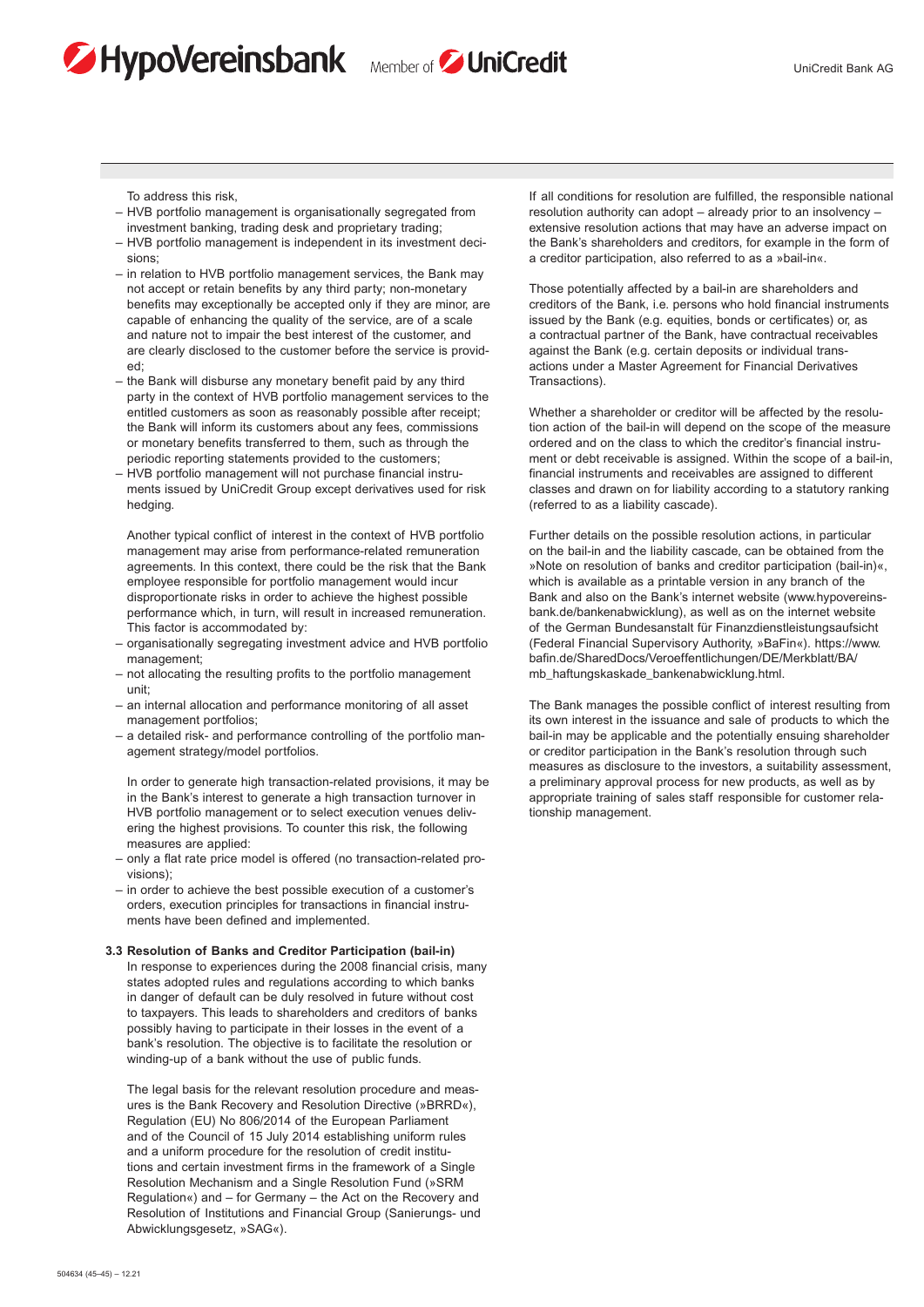To address this risk,

– HVB portfolio management is organisationally segregated from investment banking, trading desk and proprietary trading;
– HVB portfolio management is independent in its investment decisions;
– in relation to HVB portfolio management services, the Bank may not accept or retain benefits by any third party; non-monetary benefits may exceptionally be accepted only if they are minor, are capable of enhancing the quality of the service, are of a scale and nature not to impair the best interest of the customer, and are clearly disclosed to the customer before the service is provided;
– the Bank will disburse any monetary benefit paid by any third party in the context of HVB portfolio management services to the entitled customers as soon as reasonably possible after receipt; the Bank will inform its customers about any fees, commissions or monetary benefits transferred to them, such as through the periodic reporting statements provided to the customers;
– HVB portfolio management will not purchase financial instruments issued by UniCredit Group except derivatives used for risk hedging.

Another typical conflict of interest in the context of HVB portfolio management may arise from performance-related remuneration agreements. In this context, there could be the risk that the Bank employee responsible for portfolio management would incur disproportionate risks in order to achieve the highest possible performance which, in turn, will result in increased remuneration. This factor is accommodated by:

– organisationally segregating investment advice and HVB portfolio management;
– not allocating the resulting profits to the portfolio management unit;
– an internal allocation and performance monitoring of all asset management portfolios;
– a detailed risk- and performance controlling of the portfolio management strategy/model portfolios.

In order to generate high transaction-related provisions, it may be in the Bank's interest to generate a high transaction turnover in HVB portfolio management or to select execution venues delivering the highest provisions. To counter this risk, the following measures are applied:

– only a flat rate price model is offered (no transaction-related provisions);
– in order to achieve the best possible execution of a customer's orders, execution principles for transactions in financial instruments have been defined and implemented.

**3.3 Resolution of Banks and Creditor Participation (bail-in)**

In response to experiences during the 2008 financial crisis, many states adopted rules and regulations according to which banks in danger of default can be duly resolved in future without cost to taxpayers. This leads to shareholders and creditors of banks possibly having to participate in their losses in the event of a bank's resolution. The objective is to facilitate the resolution or winding-up of a bank without the use of public funds.

The legal basis for the relevant resolution procedure and measures is the Bank Recovery and Resolution Directive (»BRRD«), Regulation (EU) No 806/2014 of the European Parliament and of the Council of 15 July 2014 establishing uniform rules and a uniform procedure for the resolution of credit institutions and certain investment firms in the framework of a Single Resolution Mechanism and a Single Resolution Fund (»SRM Regulation«) and – for Germany – the Act on the Recovery and Resolution of Institutions and Financial Group (Sanierungs- und Abwicklungsgesetz, »SAG«).

If all conditions for resolution are fulfilled, the responsible national resolution authority can adopt – already prior to an insolvency – extensive resolution actions that may have an adverse impact on the Bank's shareholders and creditors, for example in the form of a creditor participation, also referred to as a »bail-in«.

Those potentially affected by a bail-in are shareholders and creditors of the Bank, i.e. persons who hold financial instruments issued by the Bank (e.g. equities, bonds or certificates) or, as a contractual partner of the Bank, have contractual receivables against the Bank (e.g. certain deposits or individual transactions under a Master Agreement for Financial Derivatives Transactions).

Whether a shareholder or creditor will be affected by the resolution action of the bail-in will depend on the scope of the measure ordered and on the class to which the creditor's financial instrument or debt receivable is assigned. Within the scope of a bail-in, financial instruments and receivables are assigned to different classes and drawn on for liability according to a statutory ranking (referred to as a liability cascade).

Further details on the possible resolution actions, in particular on the bail-in and the liability cascade, can be obtained from the »Note on resolution of banks and creditor participation (bail-in)«, which is available as a printable version in any branch of the Bank and also on the Bank's internet website (www.hypovereinsbank.de/bankenabwicklung), as well as on the internet website of the German Bundesanstalt für Finanzdienstleistungsaufsicht (Federal Financial Supervisory Authority, »BaFin«). https://www.bafin.de/SharedDocs/Veroeffentlichungen/DE/Merkblatt/BA/mb_haftungskaskade_bankenabwicklung.html.

The Bank manages the possible conflict of interest resulting from its own interest in the issuance and sale of products to which the bail-in may be applicable and the potentially ensuing shareholder or creditor participation in the Bank's resolution through such measures as disclosure to the investors, a suitability assessment, a preliminary approval process for new products, as well as by appropriate training of sales staff responsible for customer relationship management.